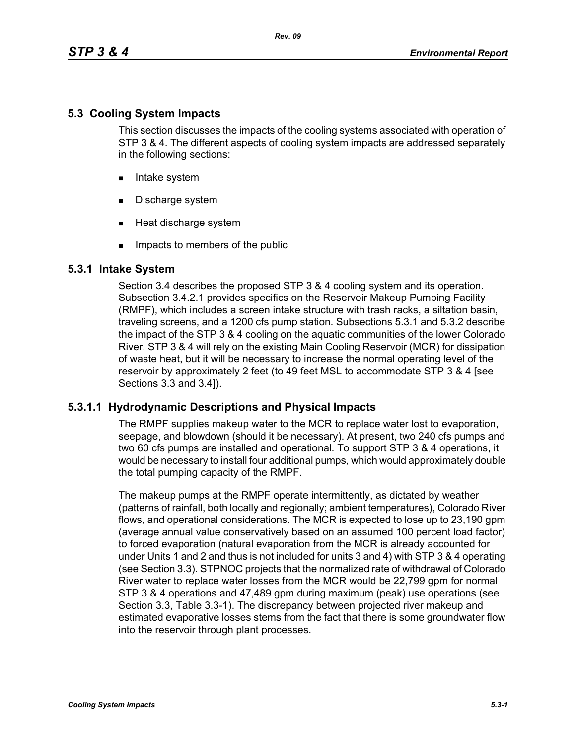## 5.3 Cooling System Impacts

This section discusses the impacts of the cooling systems associated with operation of STP 3 & 4. The different aspects of cooling system impacts are addressed separately in the following sections:

- Intake system
- Discharge system
- Heat discharge system
- Impacts to members of the public

### 5.3.1 Intake System

Section 3.4 describes the proposed STP 3 & 4 cooling system and its operation. Subsection 3.4.2.1 provides specifics on the Reservoir Makeup Pumping Facility (RMPF), which includes a screen intake structure with trash racks, a siltation basin, traveling screens, and a 1200 cfs pump station. Subsections 5.3.1 and 5.3.2 describe the impact of the STP 3 & 4 cooling on the aquatic communities of the lower Colorado River. STP 3 & 4 will rely on the existing Main Cooling Reservoir (MCR) for dissipation of waste heat, but it will be necessary to increase the normal operating level of the reservoir by approximately 2 feet (to 49 feet MSL to accommodate STP 3 & 4 [see Sections 3.3 and 3.4]).

#### 5.3.1.1 Hydrodynamic Descriptions and Physical Impacts

The RMPF supplies makeup water to the MCR to replace water lost to evaporation, seepage, and blowdown (should it be necessary). At present, two 240 cfs pumps and two 60 cfs pumps are installed and operational. To support STP 3 & 4 operations, it would be necessary to install four additional pumps, which would approximately double the total pumping capacity of the RMPF.

The makeup pumps at the RMPF operate intermittently, as dictated by weather (patterns of rainfall, both locally and regionally; ambient temperatures), Colorado River flows, and operational considerations. The MCR is expected to lose up to 23,190 gpm (average annual value conservatively based on an assumed 100 percent load factor) to forced evaporation (natural evaporation from the MCR is already accounted for under Units 1 and 2 and thus is not included for units 3 and 4) with STP 3 & 4 operating (see Section 3.3). STPNOC projects that the normalized rate of withdrawal of Colorado River water to replace water losses from the MCR would be 22,799 gpm for normal STP 3 & 4 operations and 47,489 gpm during maximum (peak) use operations (see Section 3.3, Table 3.3-1). The discrepancy between projected river makeup and estimated evaporative losses stems from the fact that there is some groundwater flow into the reservoir through plant processes.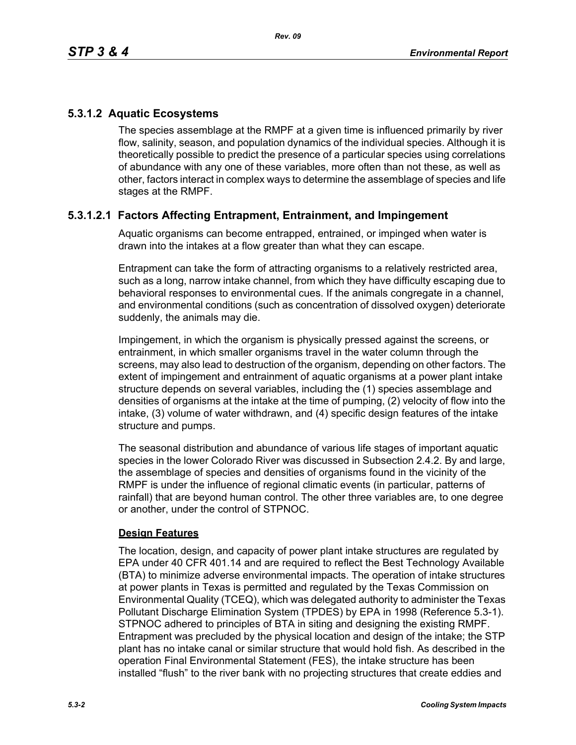## 5.3.1.2 Aquatic Ecosystems

The species assemblage at the RMPF at a given time is influenced primarily by river flow, salinity, season, and population dynamics of the individual species. Although it is theoretically possible to predict the presence of a particular species using correlations of abundance with any one of these variables, more often than not these, as well as other, factors interact in complex ways to determine the assemblage of species and life stages at the RMPF.

### 5.3.1.2.1 Factors Affecting Entrapment, Entrainment, and Impingement

Aquatic organisms can become entrapped, entrained, or impinged when water is drawn into the intakes at a flow greater than what they can escape.

Entrapment can take the form of attracting organisms to a relatively restricted area, such as a long, narrow intake channel, from which they have difficulty escaping due to behavioral responses to environmental cues. If the animals congregate in a channel, and environmental conditions (such as concentration of dissolved oxygen) deteriorate suddenly, the animals may die.

Impingement, in which the organism is physically pressed against the screens, or entrainment, in which smaller organisms travel in the water column through the screens, may also lead to destruction of the organism, depending on other factors. The extent of impingement and entrainment of aquatic organisms at a power plant intake structure depends on several variables, including the (1) species assemblage and densities of organisms at the intake at the time of pumping, (2) velocity of flow into the intake, (3) volume of water withdrawn, and (4) specific design features of the intake structure and pumps.

The seasonal distribution and abundance of various life stages of important aquatic species in the lower Colorado River was discussed in Subsection 2.4.2. By and large, the assemblage of species and densities of organisms found in the vicinity of the RMPF is under the influence of regional climatic events (in particular, patterns of rainfall) that are beyond human control. The other three variables are, to one degree or another, under the control of STPNOC.

**Design Features**

The location, design, and capacity of power plant intake structures are regulated by EPA under 40 CFR 401.14 and are required to reflect the Best Technology Available (BTA) to minimize adverse environmental impacts. The operation of intake structures at power plants in Texas is permitted and regulated by the Texas Commission on Environmental Quality (TCEQ), which was delegated authority to administer the Texas Pollutant Discharge Elimination System (TPDES) by EPA in 1998 (Reference 5.3-1). STPNOC adhered to principles of BTA in siting and designing the existing RMPF. Entrapment was precluded by the physical location and design of the intake; the STP plant has no intake canal or similar structure that would hold fish. As described in the operation Final Environmental Statement (FES), the intake structure has been installed "flush" to the river bank with no projecting structures that create eddies and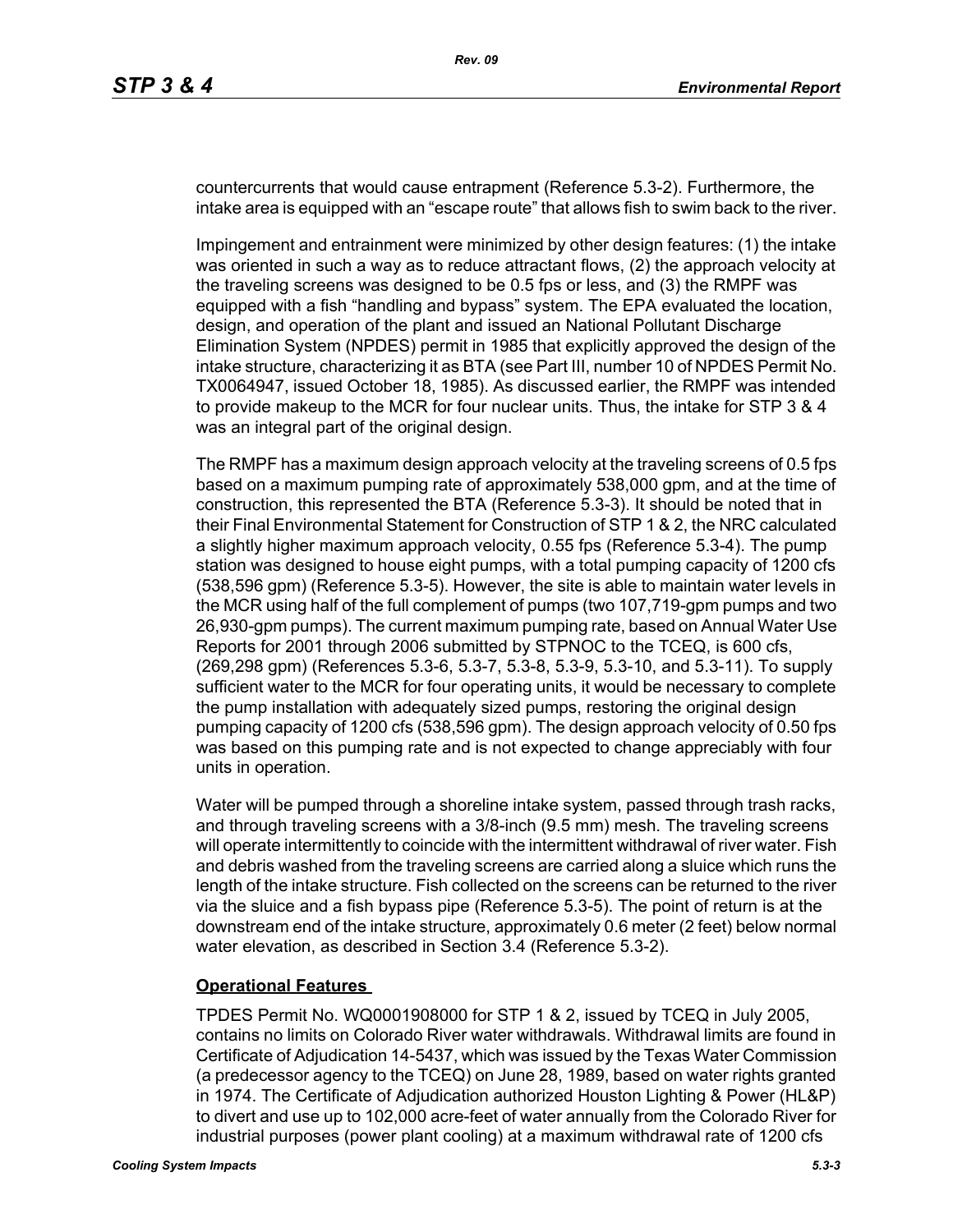countercurrents that would cause entrapment (Reference 5.3-2). Furthermore, the intake area is equipped with an "escape route" that allows fish to swim back to the river.

Impingement and entrainment were minimized by other design features: (1) the intake was oriented in such a way as to reduce attractant flows, (2) the approach velocity at the traveling screens was designed to be 0.5 fps or less, and (3) the RMPF was equipped with a fish "handling and bypass" system. The EPA evaluated the location, design, and operation of the plant and issued an National Pollutant Discharge Elimination System (NPDES) permit in 1985 that explicitly approved the design of the intake structure, characterizing it as BTA (see Part III, number 10 of NPDES Permit No. TX0064947, issued October 18, 1985). As discussed earlier, the RMPF was intended to provide makeup to the MCR for four nuclear units. Thus, the intake for STP 3 & 4 was an integral part of the original design.

The RMPF has a maximum design approach velocity at the traveling screens of 0.5 fps based on a maximum pumping rate of approximately 538,000 gpm, and at the time of construction, this represented the BTA (Reference 5.3-3). It should be noted that in their Final Environmental Statement for Construction of STP 1 & 2, the NRC calculated a slightly higher maximum approach velocity, 0.55 fps (Reference 5.3-4). The pump station was designed to house eight pumps, with a total pumping capacity of 1200 cfs (538,596 gpm) (Reference 5.3-5). However, the site is able to maintain water levels in the MCR using half of the full complement of pumps (two 107,719-gpm pumps and two 26,930-gpm pumps). The current maximum pumping rate, based on Annual Water Use Reports for 2001 through 2006 submitted by STPNOC to the TCEQ, is 600 cfs, (269,298 gpm) (References 5.3-6, 5.3-7, 5.3-8, 5.3-9, 5.3-10, and 5.3-11). To supply sufficient water to the MCR for four operating units, it would be necessary to complete the pump installation with adequately sized pumps, restoring the original design pumping capacity of 1200 cfs (538,596 gpm). The design approach velocity of 0.50 fps was based on this pumping rate and is not expected to change appreciably with four units in operation.

Water will be pumped through a shoreline intake system, passed through trash racks, and through traveling screens with a 3/8-inch (9.5 mm) mesh. The traveling screens will operate intermittently to coincide with the intermittent withdrawal of river water. Fish and debris washed from the traveling screens are carried along a sluice which runs the length of the intake structure. Fish collected on the screens can be returned to the river via the sluice and a fish bypass pipe (Reference 5.3-5). The point of return is at the downstream end of the intake structure, approximately 0.6 meter (2 feet) below normal water elevation, as described in Section 3.4 (Reference 5.3-2).

**Operational Features**

TPDES Permit No. WQ0001908000 for STP 1 & 2, issued by TCEQ in July 2005, contains no limits on Colorado River water withdrawals. Withdrawal limits are found in Certificate of Adjudication 14-5437, which was issued by the Texas Water Commission (a predecessor agency to the TCEQ) on June 28, 1989, based on water rights granted in 1974. The Certificate of Adjudication authorized Houston Lighting & Power (HL&P) to divert and use up to 102,000 acre-feet of water annually from the Colorado River for industrial purposes (power plant cooling) at a maximum withdrawal rate of 1200 cfs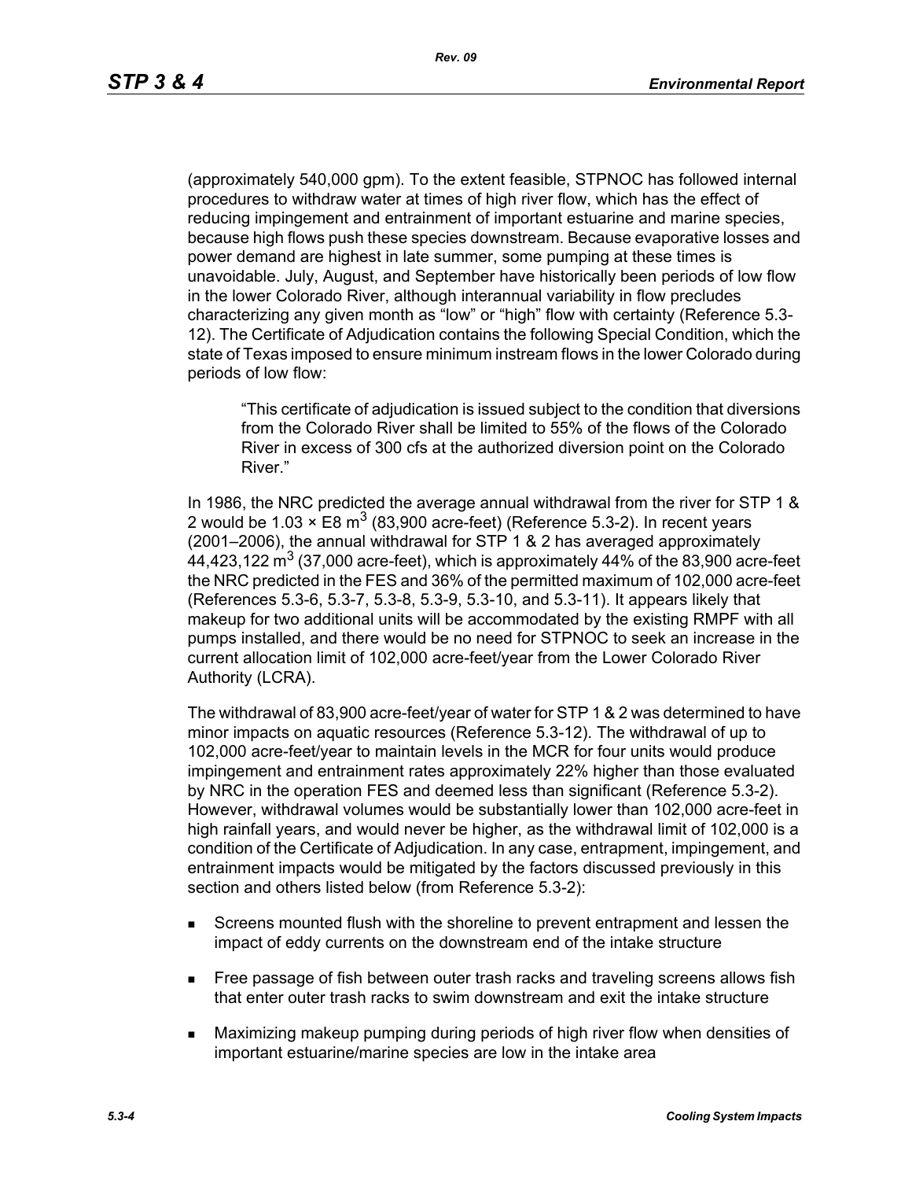(approximately 540,000 gpm). To the extent feasible, STPNOC has followed internal procedures to withdraw water at times of high river flow, which has the effect of reducing impingement and entrainment of important estuarine and marine species, because high flows push these species downstream. Because evaporative losses and power demand are highest in late summer, some pumping at these times is unavoidable. July, August, and September have historically been periods of low flow in the lower Colorado River, although interannual variability in flow precludes characterizing any given month as "low" or "high" flow with certainty (Reference 5.3-12). The Certificate of Adjudication contains the following Special Condition, which the state of Texas imposed to ensure minimum instream flows in the lower Colorado during periods of low flow:

> "This certificate of adjudication is issued subject to the condition that diversions from the Colorado River shall be limited to 55% of the flows of the Colorado River in excess of 300 cfs at the authorized diversion point on the Colorado River."

In 1986, the NRC predicted the average annual withdrawal from the river for STP 1 & 2 would be 1.03 × E8 $m^3$ (83,900 acre-feet) (Reference 5.3-2). In recent years (2001–2006), the annual withdrawal for STP 1 & 2 has averaged approximately 44,423,122 $m^3$ (37,000 acre-feet), which is approximately 44% of the 83,900 acre-feet the NRC predicted in the FES and 36% of the permitted maximum of 102,000 acre-feet (References 5.3-6, 5.3-7, 5.3-8, 5.3-9, 5.3-10, and 5.3-11). It appears likely that makeup for two additional units will be accommodated by the existing RMPF with all pumps installed, and there would be no need for STPNOC to seek an increase in the current allocation limit of 102,000 acre-feet/year from the Lower Colorado River Authority (LCRA).

The withdrawal of 83,900 acre-feet/year of water for STP 1 & 2 was determined to have minor impacts on aquatic resources (Reference 5.3-12). The withdrawal of up to 102,000 acre-feet/year to maintain levels in the MCR for four units would produce impingement and entrainment rates approximately 22% higher than those evaluated by NRC in the operation FES and deemed less than significant (Reference 5.3-2). However, withdrawal volumes would be substantially lower than 102,000 acre-feet in high rainfall years, and would never be higher, as the withdrawal limit of 102,000 is a condition of the Certificate of Adjudication. In any case, entrapment, impingement, and entrainment impacts would be mitigated by the factors discussed previously in this section and others listed below (from Reference 5.3-2):

- Screens mounted flush with the shoreline to prevent entrapment and lessen the impact of eddy currents on the downstream end of the intake structure
- Free passage of fish between outer trash racks and traveling screens allows fish that enter outer trash racks to swim downstream and exit the intake structure
- Maximizing makeup pumping during periods of high river flow when densities of important estuarine/marine species are low in the intake area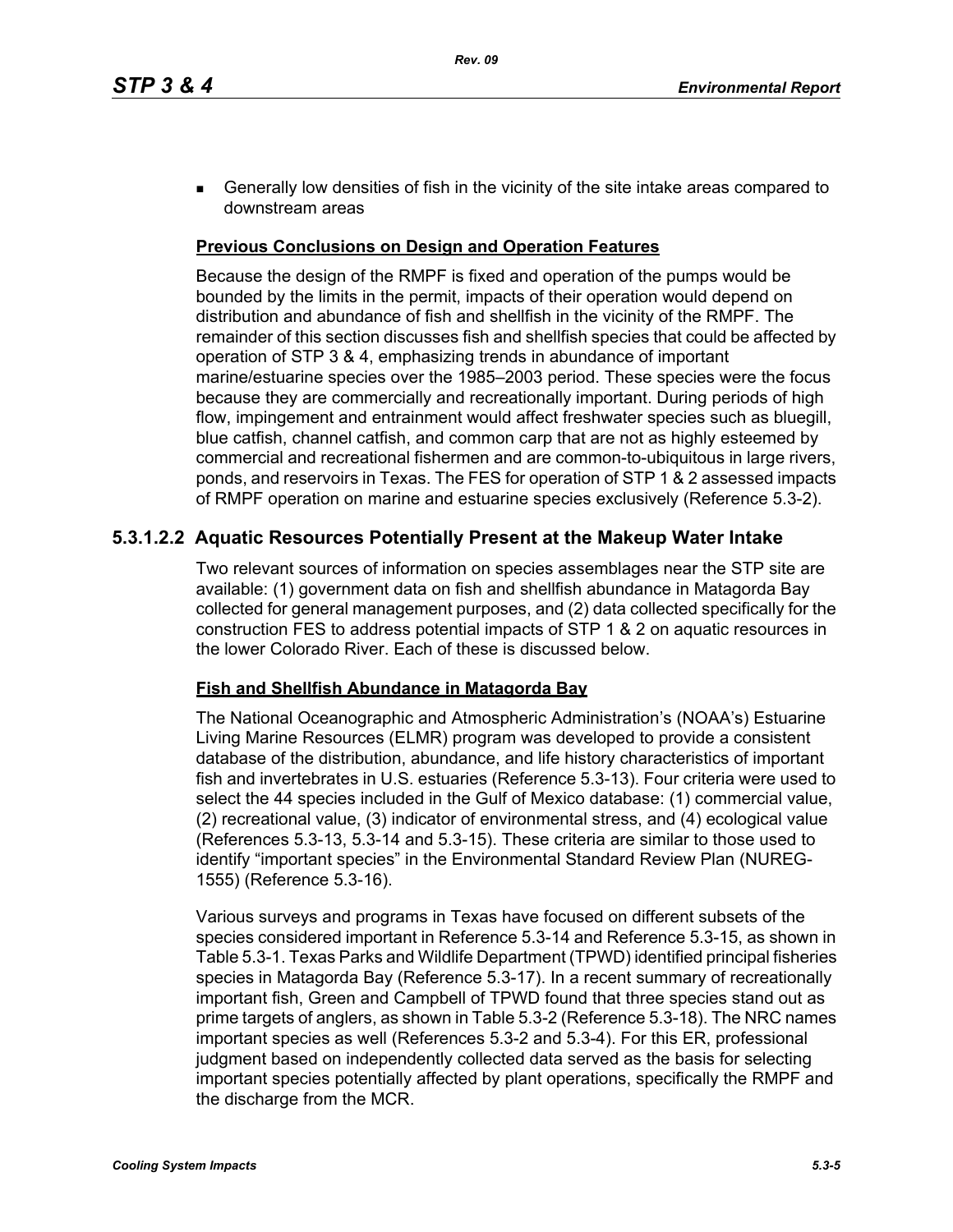- Generally low densities of fish in the vicinity of the site intake areas compared to downstream areas

**Previous Conclusions on Design and Operation Features**

Because the design of the RMPF is fixed and operation of the pumps would be bounded by the limits in the permit, impacts of their operation would depend on distribution and abundance of fish and shellfish in the vicinity of the RMPF. The remainder of this section discusses fish and shellfish species that could be affected by operation of STP 3 & 4, emphasizing trends in abundance of important marine/estuarine species over the 1985–2003 period. These species were the focus because they are commercially and recreationally important. During periods of high flow, impingement and entrainment would affect freshwater species such as bluegill, blue catfish, channel catfish, and common carp that are not as highly esteemed by commercial and recreational fishermen and are common-to-ubiquitous in large rivers, ponds, and reservoirs in Texas. The FES for operation of STP 1 & 2 assessed impacts of RMPF operation on marine and estuarine species exclusively (Reference 5.3-2).

### 5.3.1.2.2 Aquatic Resources Potentially Present at the Makeup Water Intake

Two relevant sources of information on species assemblages near the STP site are available: (1) government data on fish and shellfish abundance in Matagorda Bay collected for general management purposes, and (2) data collected specifically for the construction FES to address potential impacts of STP 1 & 2 on aquatic resources in the lower Colorado River. Each of these is discussed below.

**Fish and Shellfish Abundance in Matagorda Bay**

The National Oceanographic and Atmospheric Administration's (NOAA's) Estuarine Living Marine Resources (ELMR) program was developed to provide a consistent database of the distribution, abundance, and life history characteristics of important fish and invertebrates in U.S. estuaries (Reference 5.3-13). Four criteria were used to select the 44 species included in the Gulf of Mexico database: (1) commercial value, (2) recreational value, (3) indicator of environmental stress, and (4) ecological value (References 5.3-13, 5.3-14 and 5.3-15). These criteria are similar to those used to identify "important species" in the Environmental Standard Review Plan (NUREG-1555) (Reference 5.3-16).

Various surveys and programs in Texas have focused on different subsets of the species considered important in Reference 5.3-14 and Reference 5.3-15, as shown in Table 5.3-1. Texas Parks and Wildlife Department (TPWD) identified principal fisheries species in Matagorda Bay (Reference 5.3-17). In a recent summary of recreationally important fish, Green and Campbell of TPWD found that three species stand out as prime targets of anglers, as shown in Table 5.3-2 (Reference 5.3-18). The NRC names important species as well (References 5.3-2 and 5.3-4). For this ER, professional judgment based on independently collected data served as the basis for selecting important species potentially affected by plant operations, specifically the RMPF and the discharge from the MCR.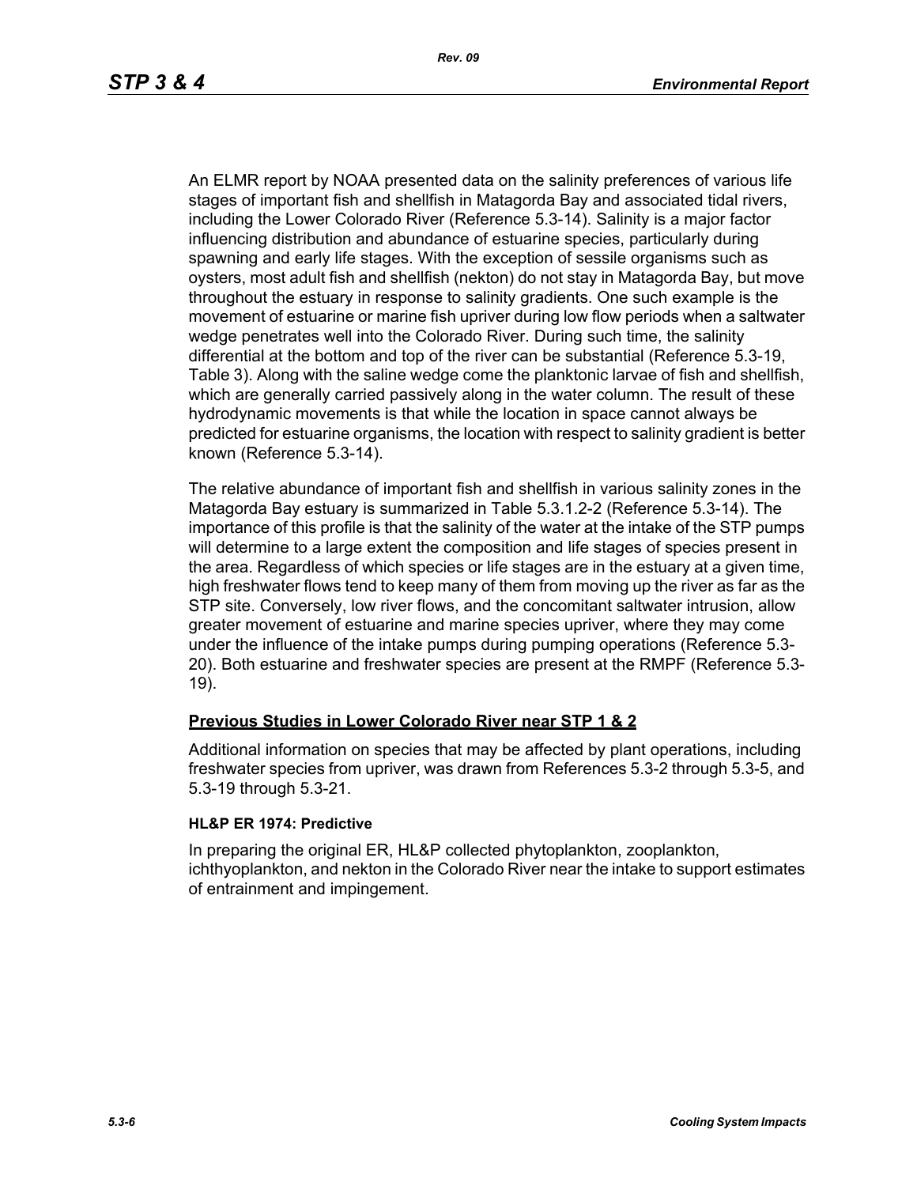An ELMR report by NOAA presented data on the salinity preferences of various life stages of important fish and shellfish in Matagorda Bay and associated tidal rivers, including the Lower Colorado River (Reference 5.3-14). Salinity is a major factor influencing distribution and abundance of estuarine species, particularly during spawning and early life stages. With the exception of sessile organisms such as oysters, most adult fish and shellfish (nekton) do not stay in Matagorda Bay, but move throughout the estuary in response to salinity gradients. One such example is the movement of estuarine or marine fish upriver during low flow periods when a saltwater wedge penetrates well into the Colorado River. During such time, the salinity differential at the bottom and top of the river can be substantial (Reference 5.3-19, Table 3). Along with the saline wedge come the planktonic larvae of fish and shellfish, which are generally carried passively along in the water column. The result of these hydrodynamic movements is that while the location in space cannot always be predicted for estuarine organisms, the location with respect to salinity gradient is better known (Reference 5.3-14).

The relative abundance of important fish and shellfish in various salinity zones in the Matagorda Bay estuary is summarized in Table 5.3.1.2-2 (Reference 5.3-14). The importance of this profile is that the salinity of the water at the intake of the STP pumps will determine to a large extent the composition and life stages of species present in the area. Regardless of which species or life stages are in the estuary at a given time, high freshwater flows tend to keep many of them from moving up the river as far as the STP site. Conversely, low river flows, and the concomitant saltwater intrusion, allow greater movement of estuarine and marine species upriver, where they may come under the influence of the intake pumps during pumping operations (Reference 5.3-20). Both estuarine and freshwater species are present at the RMPF (Reference 5.3-19).

## Previous Studies in Lower Colorado River near STP 1 & 2

Additional information on species that may be affected by plant operations, including freshwater species from upriver, was drawn from References 5.3-2 through 5.3-5, and 5.3-19 through 5.3-21.

### HL&P ER 1974: Predictive

In preparing the original ER, HL&P collected phytoplankton, zooplankton, ichthyoplankton, and nekton in the Colorado River near the intake to support estimates of entrainment and impingement.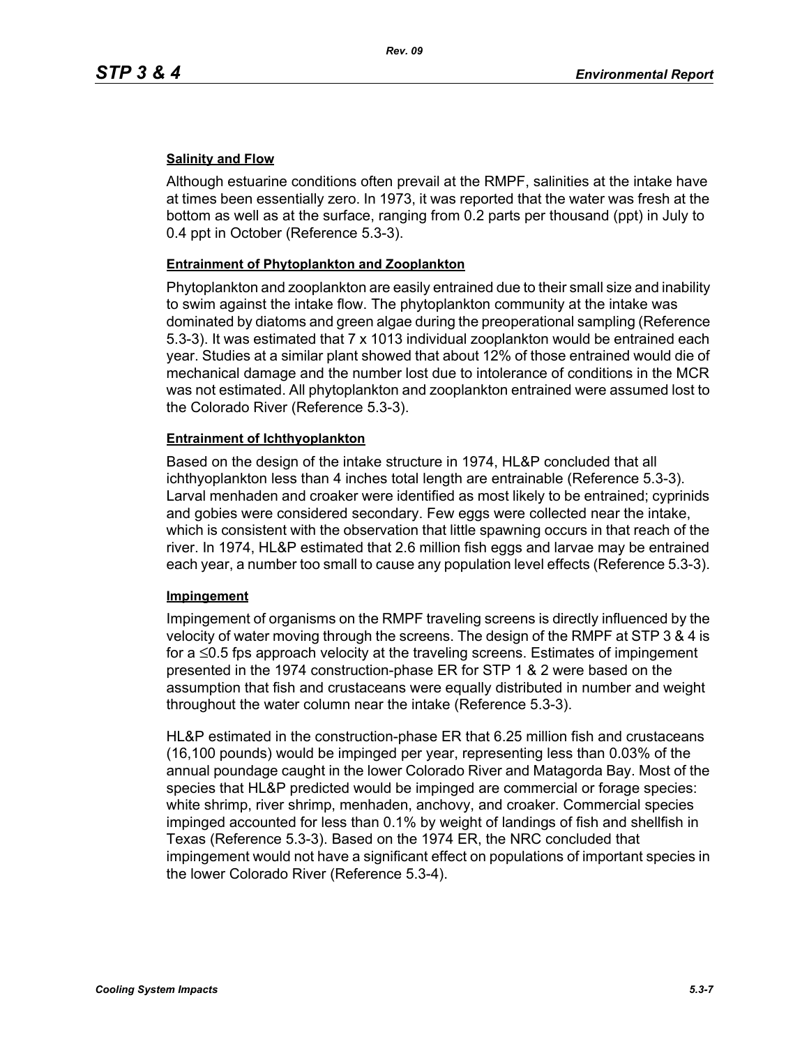**Salinity and Flow**

Although estuarine conditions often prevail at the RMPF, salinities at the intake have at times been essentially zero. In 1973, it was reported that the water was fresh at the bottom as well as at the surface, ranging from 0.2 parts per thousand (ppt) in July to 0.4 ppt in October (Reference 5.3-3).

**Entrainment of Phytoplankton and Zooplankton**

Phytoplankton and zooplankton are easily entrained due to their small size and inability to swim against the intake flow. The phytoplankton community at the intake was dominated by diatoms and green algae during the preoperational sampling (Reference 5.3-3). It was estimated that 7 x 1013 individual zooplankton would be entrained each year. Studies at a similar plant showed that about 12% of those entrained would die of mechanical damage and the number lost due to intolerance of conditions in the MCR was not estimated. All phytoplankton and zooplankton entrained were assumed lost to the Colorado River (Reference 5.3-3).

**Entrainment of Ichthyoplankton**

Based on the design of the intake structure in 1974, HL&P concluded that all ichthyoplankton less than 4 inches total length are entrainable (Reference 5.3-3). Larval menhaden and croaker were identified as most likely to be entrained; cyprinids and gobies were considered secondary. Few eggs were collected near the intake, which is consistent with the observation that little spawning occurs in that reach of the river. In 1974, HL&P estimated that 2.6 million fish eggs and larvae may be entrained each year, a number too small to cause any population level effects (Reference 5.3-3).

**Impingement**

Impingement of organisms on the RMPF traveling screens is directly influenced by the velocity of water moving through the screens. The design of the RMPF at STP 3 & 4 is for a $\leq$0.5 fps approach velocity at the traveling screens. Estimates of impingement presented in the 1974 construction-phase ER for STP 1 & 2 were based on the assumption that fish and crustaceans were equally distributed in number and weight throughout the water column near the intake (Reference 5.3-3).

HL&P estimated in the construction-phase ER that 6.25 million fish and crustaceans (16,100 pounds) would be impinged per year, representing less than 0.03% of the annual poundage caught in the lower Colorado River and Matagorda Bay. Most of the species that HL&P predicted would be impinged are commercial or forage species: white shrimp, river shrimp, menhaden, anchovy, and croaker. Commercial species impinged accounted for less than 0.1% by weight of landings of fish and shellfish in Texas (Reference 5.3-3). Based on the 1974 ER, the NRC concluded that impingement would not have a significant effect on populations of important species in the lower Colorado River (Reference 5.3-4).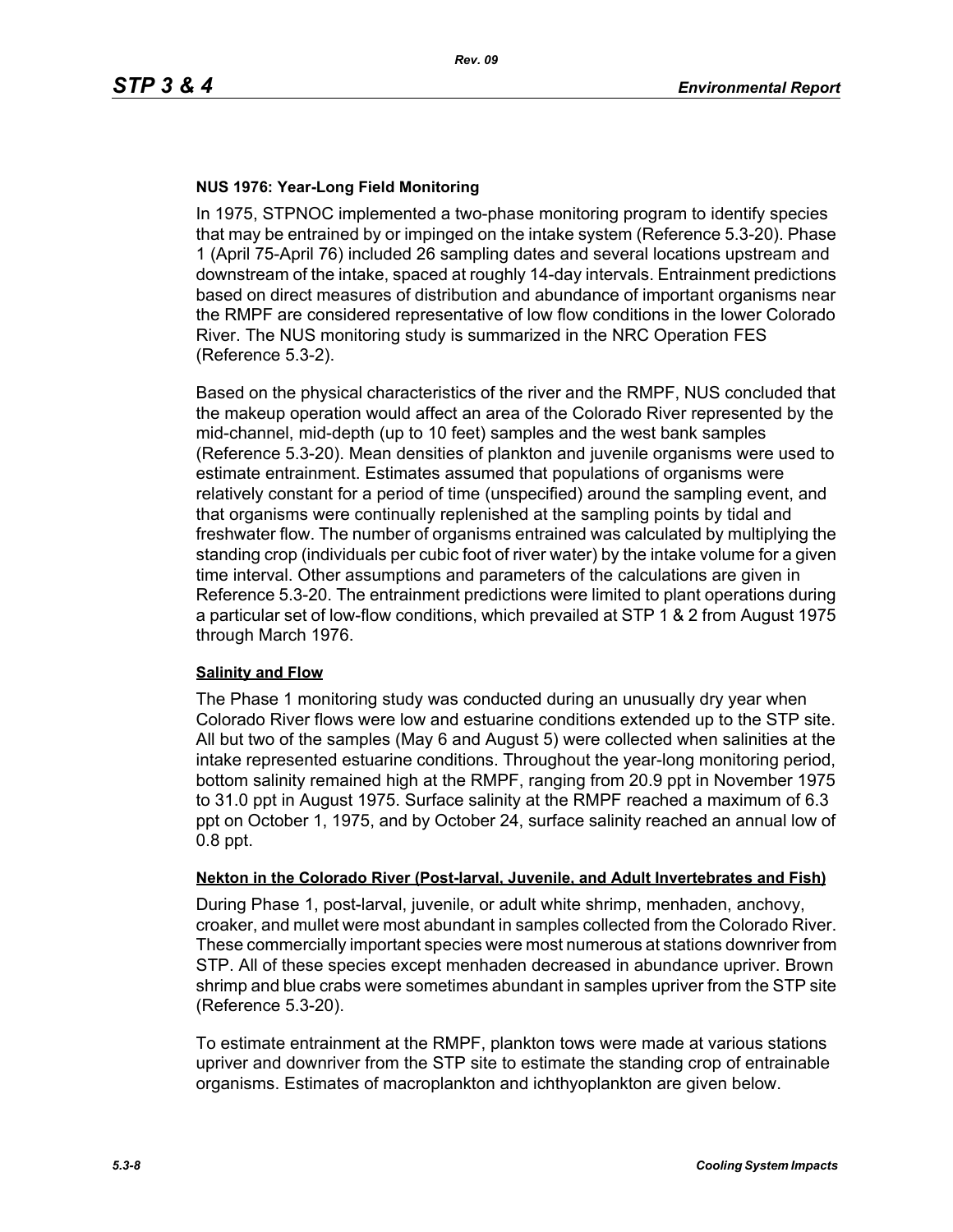#### NUS 1976: Year-Long Field Monitoring

In 1975, STPNOC implemented a two-phase monitoring program to identify species that may be entrained by or impinged on the intake system (Reference 5.3-20). Phase 1 (April 75-April 76) included 26 sampling dates and several locations upstream and downstream of the intake, spaced at roughly 14-day intervals. Entrainment predictions based on direct measures of distribution and abundance of important organisms near the RMPF are considered representative of low flow conditions in the lower Colorado River. The NUS monitoring study is summarized in the NRC Operation FES (Reference 5.3-2).

Based on the physical characteristics of the river and the RMPF, NUS concluded that the makeup operation would affect an area of the Colorado River represented by the mid-channel, mid-depth (up to 10 feet) samples and the west bank samples (Reference 5.3-20). Mean densities of plankton and juvenile organisms were used to estimate entrainment. Estimates assumed that populations of organisms were relatively constant for a period of time (unspecified) around the sampling event, and that organisms were continually replenished at the sampling points by tidal and freshwater flow. The number of organisms entrained was calculated by multiplying the standing crop (individuals per cubic foot of river water) by the intake volume for a given time interval. Other assumptions and parameters of the calculations are given in Reference 5.3-20. The entrainment predictions were limited to plant operations during a particular set of low-flow conditions, which prevailed at STP 1 & 2 from August 1975 through March 1976.

<u>Salinity and Flow</u>

The Phase 1 monitoring study was conducted during an unusually dry year when Colorado River flows were low and estuarine conditions extended up to the STP site. All but two of the samples (May 6 and August 5) were collected when salinities at the intake represented estuarine conditions. Throughout the year-long monitoring period, bottom salinity remained high at the RMPF, ranging from 20.9 ppt in November 1975 to 31.0 ppt in August 1975. Surface salinity at the RMPF reached a maximum of 6.3 ppt on October 1, 1975, and by October 24, surface salinity reached an annual low of 0.8 ppt.

<u>Nekton in the Colorado River (Post-larval, Juvenile, and Adult Invertebrates and Fish)</u>

During Phase 1, post-larval, juvenile, or adult white shrimp, menhaden, anchovy, croaker, and mullet were most abundant in samples collected from the Colorado River. These commercially important species were most numerous at stations downriver from STP. All of these species except menhaden decreased in abundance upriver. Brown shrimp and blue crabs were sometimes abundant in samples upriver from the STP site (Reference 5.3-20).

To estimate entrainment at the RMPF, plankton tows were made at various stations upriver and downriver from the STP site to estimate the standing crop of entrainable organisms. Estimates of macroplankton and ichthyoplankton are given below.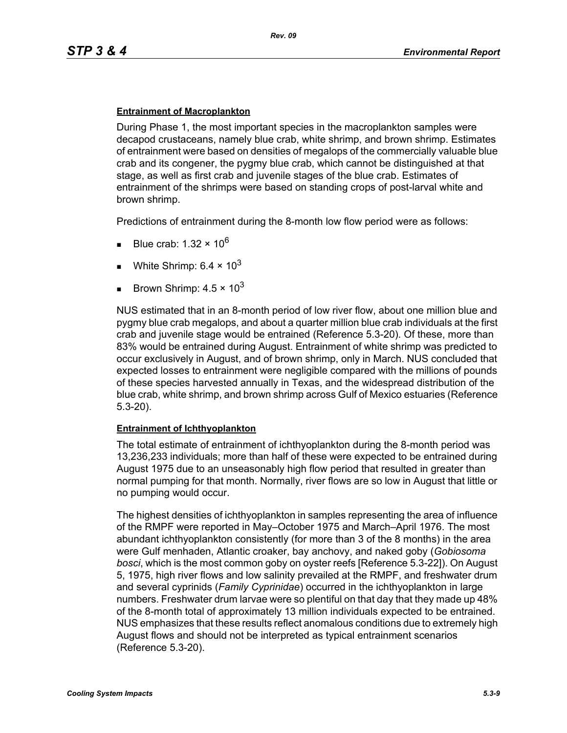**Entrainment of Macroplankton**

During Phase 1, the most important species in the macroplankton samples were decapod crustaceans, namely blue crab, white shrimp, and brown shrimp. Estimates of entrainment were based on densities of megalops of the commercially valuable blue crab and its congener, the pygmy blue crab, which cannot be distinguished at that stage, as well as first crab and juvenile stages of the blue crab. Estimates of entrainment of the shrimps were based on standing crops of post-larval white and brown shrimp.

Predictions of entrainment during the 8-month low flow period were as follows:

- Blue crab: $1.32 \times 10^6$
- White Shrimp: $6.4 \times 10^3$
- Brown Shrimp: $4.5 \times 10^3$

NUS estimated that in an 8-month period of low river flow, about one million blue and pygmy blue crab megalops, and about a quarter million blue crab individuals at the first crab and juvenile stage would be entrained (Reference 5.3-20). Of these, more than 83% would be entrained during August. Entrainment of white shrimp was predicted to occur exclusively in August, and of brown shrimp, only in March. NUS concluded that expected losses to entrainment were negligible compared with the millions of pounds of these species harvested annually in Texas, and the widespread distribution of the blue crab, white shrimp, and brown shrimp across Gulf of Mexico estuaries (Reference 5.3-20).

**Entrainment of Ichthyoplankton**

The total estimate of entrainment of ichthyoplankton during the 8-month period was 13,236,233 individuals; more than half of these were expected to be entrained during August 1975 due to an unseasonably high flow period that resulted in greater than normal pumping for that month. Normally, river flows are so low in August that little or no pumping would occur.

The highest densities of ichthyoplankton in samples representing the area of influence of the RMPF were reported in May–October 1975 and March–April 1976. The most abundant ichthyoplankton consistently (for more than 3 of the 8 months) in the area were Gulf menhaden, Atlantic croaker, bay anchovy, and naked goby (*Gobiosoma bosci*, which is the most common goby on oyster reefs [Reference 5.3-22]). On August 5, 1975, high river flows and low salinity prevailed at the RMPF, and freshwater drum and several cyprinids (*Family Cyprinidae*) occurred in the ichthyoplankton in large numbers. Freshwater drum larvae were so plentiful on that day that they made up 48% of the 8-month total of approximately 13 million individuals expected to be entrained. NUS emphasizes that these results reflect anomalous conditions due to extremely high August flows and should not be interpreted as typical entrainment scenarios (Reference 5.3-20).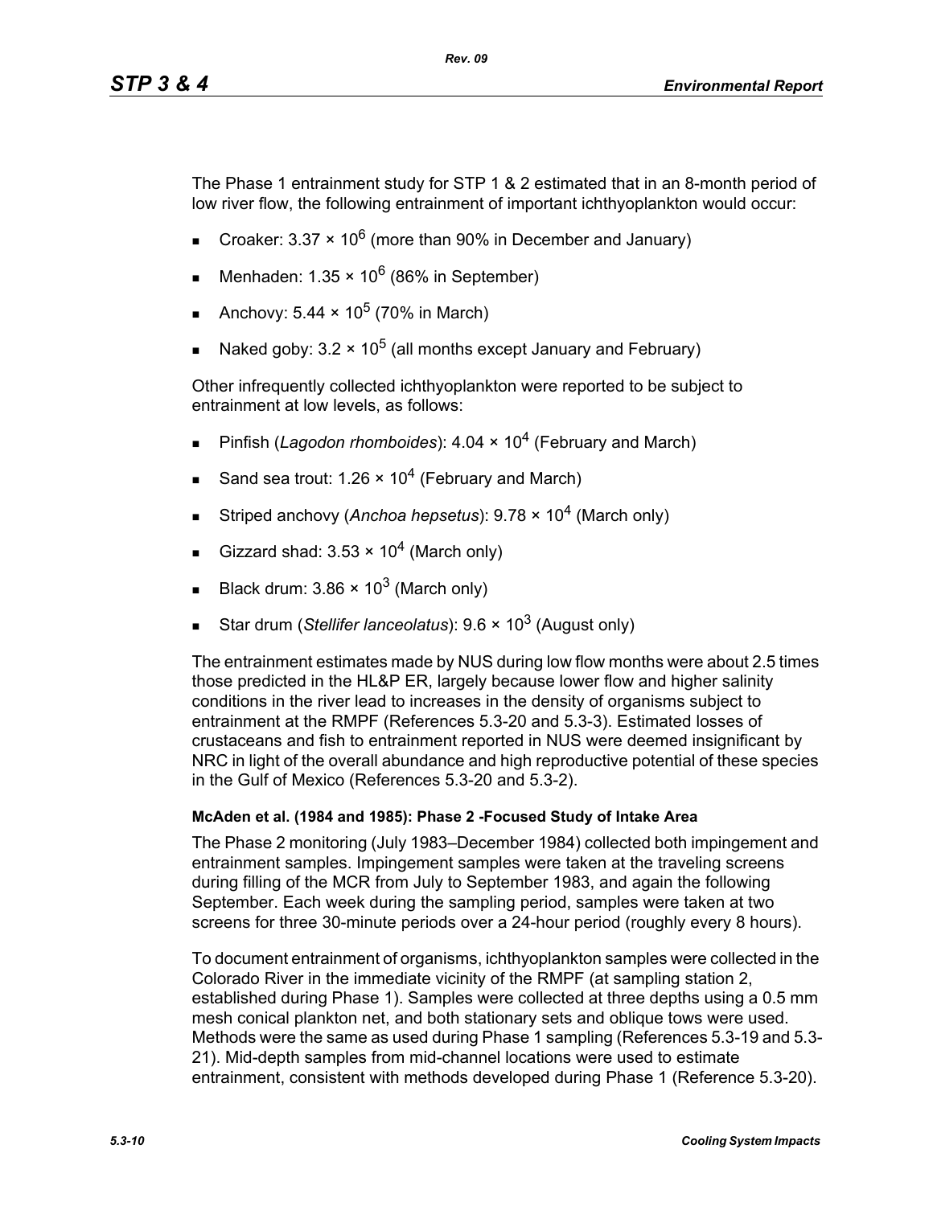The Phase 1 entrainment study for STP 1 & 2 estimated that in an 8-month period of low river flow, the following entrainment of important ichthyoplankton would occur:

- Croaker: $3.37 \times 10^6$ (more than 90% in December and January)
- Menhaden: $1.35 \times 10^6$ (86% in September)
- Anchovy: $5.44 \times 10^5$ (70% in March)
- Naked goby: $3.2 \times 10^5$ (all months except January and February)

Other infrequently collected ichthyoplankton were reported to be subject to entrainment at low levels, as follows:

- Pinfish (*Lagodon rhomboides*): $4.04 \times 10^4$ (February and March)
- Sand sea trout: $1.26 \times 10^4$ (February and March)
- Striped anchovy (*Anchoa hepsetus*): $9.78 \times 10^4$ (March only)
- Gizzard shad: $3.53 \times 10^4$ (March only)
- Black drum: $3.86 \times 10^3$ (March only)
- Star drum (*Stellifer lanceolatus*): $9.6 \times 10^3$ (August only)

The entrainment estimates made by NUS during low flow months were about 2.5 times those predicted in the HL&P ER, largely because lower flow and higher salinity conditions in the river lead to increases in the density of organisms subject to entrainment at the RMPF (References 5.3-20 and 5.3-3). Estimated losses of crustaceans and fish to entrainment reported in NUS were deemed insignificant by NRC in light of the overall abundance and high reproductive potential of these species in the Gulf of Mexico (References 5.3-20 and 5.3-2).

**McAden et al. (1984 and 1985): Phase 2 -Focused Study of Intake Area**

The Phase 2 monitoring (July 1983–December 1984) collected both impingement and entrainment samples. Impingement samples were taken at the traveling screens during filling of the MCR from July to September 1983, and again the following September. Each week during the sampling period, samples were taken at two screens for three 30-minute periods over a 24-hour period (roughly every 8 hours).

To document entrainment of organisms, ichthyoplankton samples were collected in the Colorado River in the immediate vicinity of the RMPF (at sampling station 2, established during Phase 1). Samples were collected at three depths using a 0.5 mm mesh conical plankton net, and both stationary sets and oblique tows were used. Methods were the same as used during Phase 1 sampling (References 5.3-19 and 5.3-21). Mid-depth samples from mid-channel locations were used to estimate entrainment, consistent with methods developed during Phase 1 (Reference 5.3-20).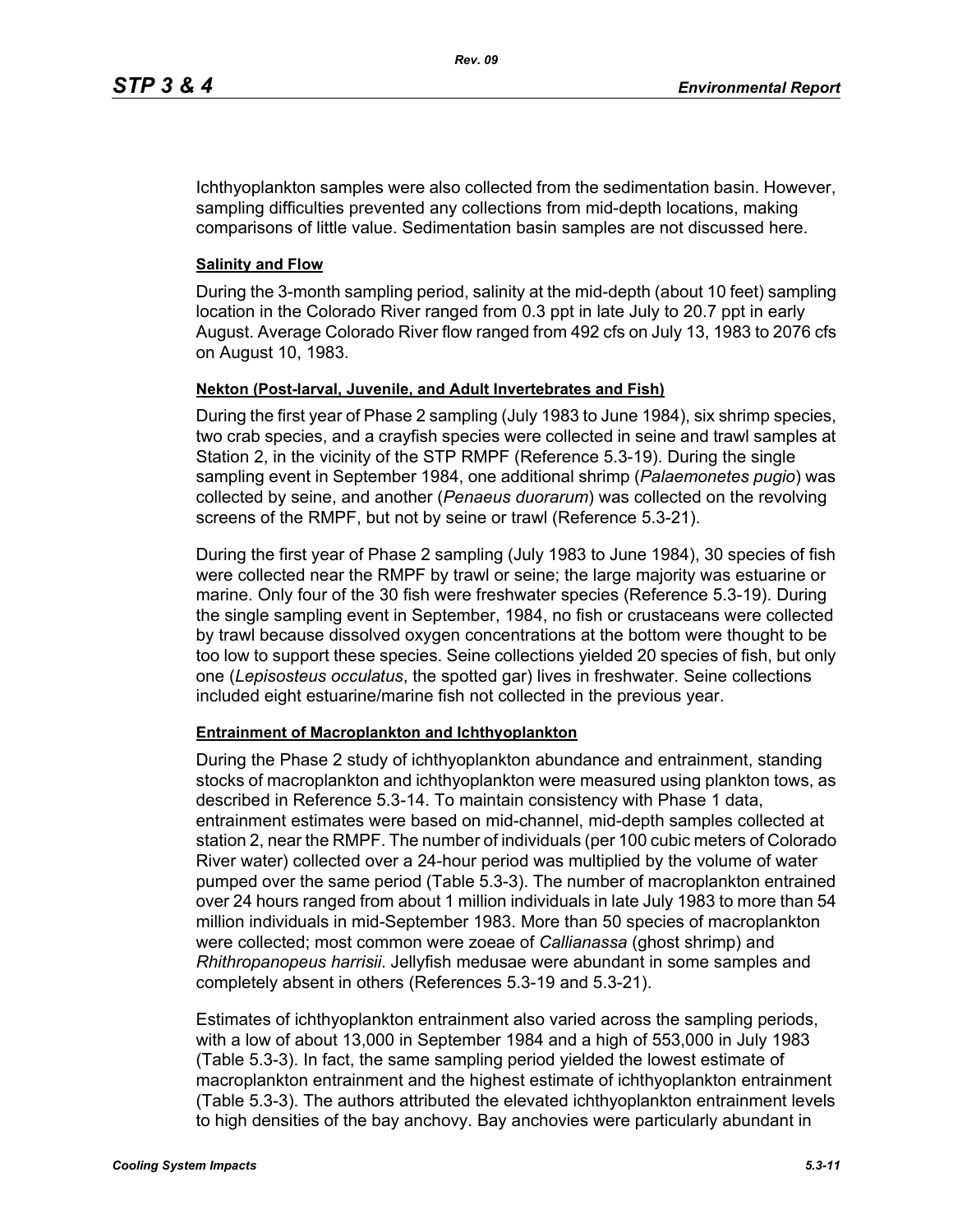Ichthyoplankton samples were also collected from the sedimentation basin. However, sampling difficulties prevented any collections from mid-depth locations, making comparisons of little value. Sedimentation basin samples are not discussed here.

**Salinity and Flow**

During the 3-month sampling period, salinity at the mid-depth (about 10 feet) sampling location in the Colorado River ranged from 0.3 ppt in late July to 20.7 ppt in early August. Average Colorado River flow ranged from 492 cfs on July 13, 1983 to 2076 cfs on August 10, 1983.

**Nekton (Post-larval, Juvenile, and Adult Invertebrates and Fish)**

During the first year of Phase 2 sampling (July 1983 to June 1984), six shrimp species, two crab species, and a crayfish species were collected in seine and trawl samples at Station 2, in the vicinity of the STP RMPF (Reference 5.3-19). During the single sampling event in September 1984, one additional shrimp (*Palaemonetes pugio*) was collected by seine, and another (*Penaeus duorarum*) was collected on the revolving screens of the RMPF, but not by seine or trawl (Reference 5.3-21).

During the first year of Phase 2 sampling (July 1983 to June 1984), 30 species of fish were collected near the RMPF by trawl or seine; the large majority was estuarine or marine. Only four of the 30 fish were freshwater species (Reference 5.3-19). During the single sampling event in September, 1984, no fish or crustaceans were collected by trawl because dissolved oxygen concentrations at the bottom were thought to be too low to support these species. Seine collections yielded 20 species of fish, but only one (*Lepisosteus occulatus*, the spotted gar) lives in freshwater. Seine collections included eight estuarine/marine fish not collected in the previous year.

**Entrainment of Macroplankton and Ichthyoplankton**

During the Phase 2 study of ichthyoplankton abundance and entrainment, standing stocks of macroplankton and ichthyoplankton were measured using plankton tows, as described in Reference 5.3-14. To maintain consistency with Phase 1 data, entrainment estimates were based on mid-channel, mid-depth samples collected at station 2, near the RMPF. The number of individuals (per 100 cubic meters of Colorado River water) collected over a 24-hour period was multiplied by the volume of water pumped over the same period (Table 5.3-3). The number of macroplankton entrained over 24 hours ranged from about 1 million individuals in late July 1983 to more than 54 million individuals in mid-September 1983. More than 50 species of macroplankton were collected; most common were zoeae of *Callianassa* (ghost shrimp) and *Rhithropanopeus harrisii*. Jellyfish medusae were abundant in some samples and completely absent in others (References 5.3-19 and 5.3-21).

Estimates of ichthyoplankton entrainment also varied across the sampling periods, with a low of about 13,000 in September 1984 and a high of 553,000 in July 1983 (Table 5.3-3). In fact, the same sampling period yielded the lowest estimate of macroplankton entrainment and the highest estimate of ichthyoplankton entrainment (Table 5.3-3). The authors attributed the elevated ichthyoplankton entrainment levels to high densities of the bay anchovy. Bay anchovies were particularly abundant in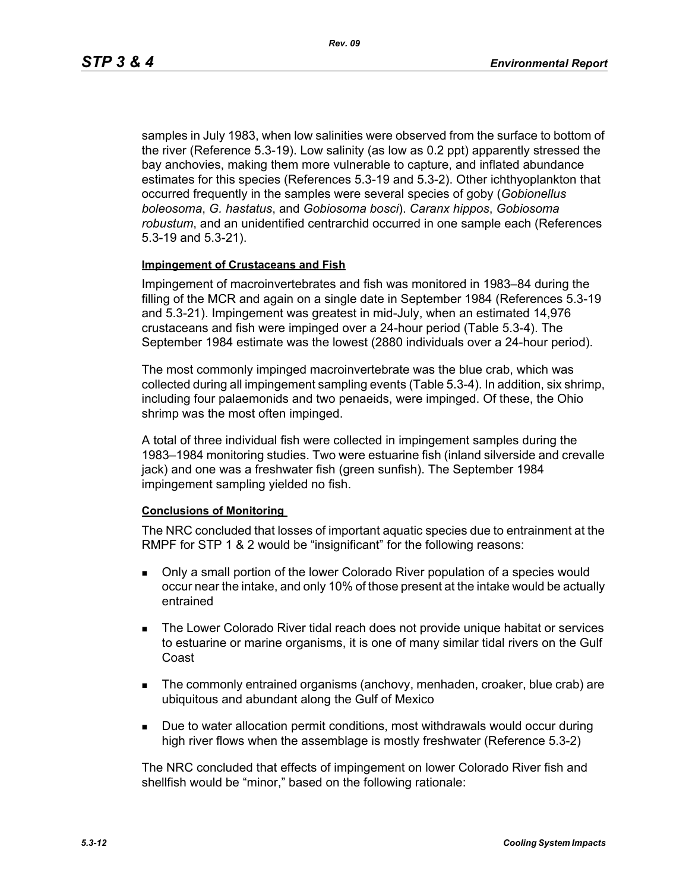samples in July 1983, when low salinities were observed from the surface to bottom of the river (Reference 5.3-19). Low salinity (as low as 0.2 ppt) apparently stressed the bay anchovies, making them more vulnerable to capture, and inflated abundance estimates for this species (References 5.3-19 and 5.3-2). Other ichthyoplankton that occurred frequently in the samples were several species of goby (*Gobionellus boleosoma*, *G. hastatus*, and *Gobiosoma bosci*). *Caranx hippos*, *Gobiosoma robustum*, and an unidentified centrarchid occurred in one sample each (References 5.3-19 and 5.3-21).

**Impingement of Crustaceans and Fish**

Impingement of macroinvertebrates and fish was monitored in 1983–84 during the filling of the MCR and again on a single date in September 1984 (References 5.3-19 and 5.3-21). Impingement was greatest in mid-July, when an estimated 14,976 crustaceans and fish were impinged over a 24-hour period (Table 5.3-4). The September 1984 estimate was the lowest (2880 individuals over a 24-hour period).

The most commonly impinged macroinvertebrate was the blue crab, which was collected during all impingement sampling events (Table 5.3-4). In addition, six shrimp, including four palaemonids and two penaeids, were impinged. Of these, the Ohio shrimp was the most often impinged.

A total of three individual fish were collected in impingement samples during the 1983–1984 monitoring studies. Two were estuarine fish (inland silverside and crevalle jack) and one was a freshwater fish (green sunfish). The September 1984 impingement sampling yielded no fish.

**Conclusions of Monitoring**

The NRC concluded that losses of important aquatic species due to entrainment at the RMPF for STP 1 & 2 would be "insignificant" for the following reasons:

- Only a small portion of the lower Colorado River population of a species would occur near the intake, and only 10% of those present at the intake would be actually entrained
- The Lower Colorado River tidal reach does not provide unique habitat or services to estuarine or marine organisms, it is one of many similar tidal rivers on the Gulf Coast
- The commonly entrained organisms (anchovy, menhaden, croaker, blue crab) are ubiquitous and abundant along the Gulf of Mexico
- Due to water allocation permit conditions, most withdrawals would occur during high river flows when the assemblage is mostly freshwater (Reference 5.3-2)

The NRC concluded that effects of impingement on lower Colorado River fish and shellfish would be "minor," based on the following rationale: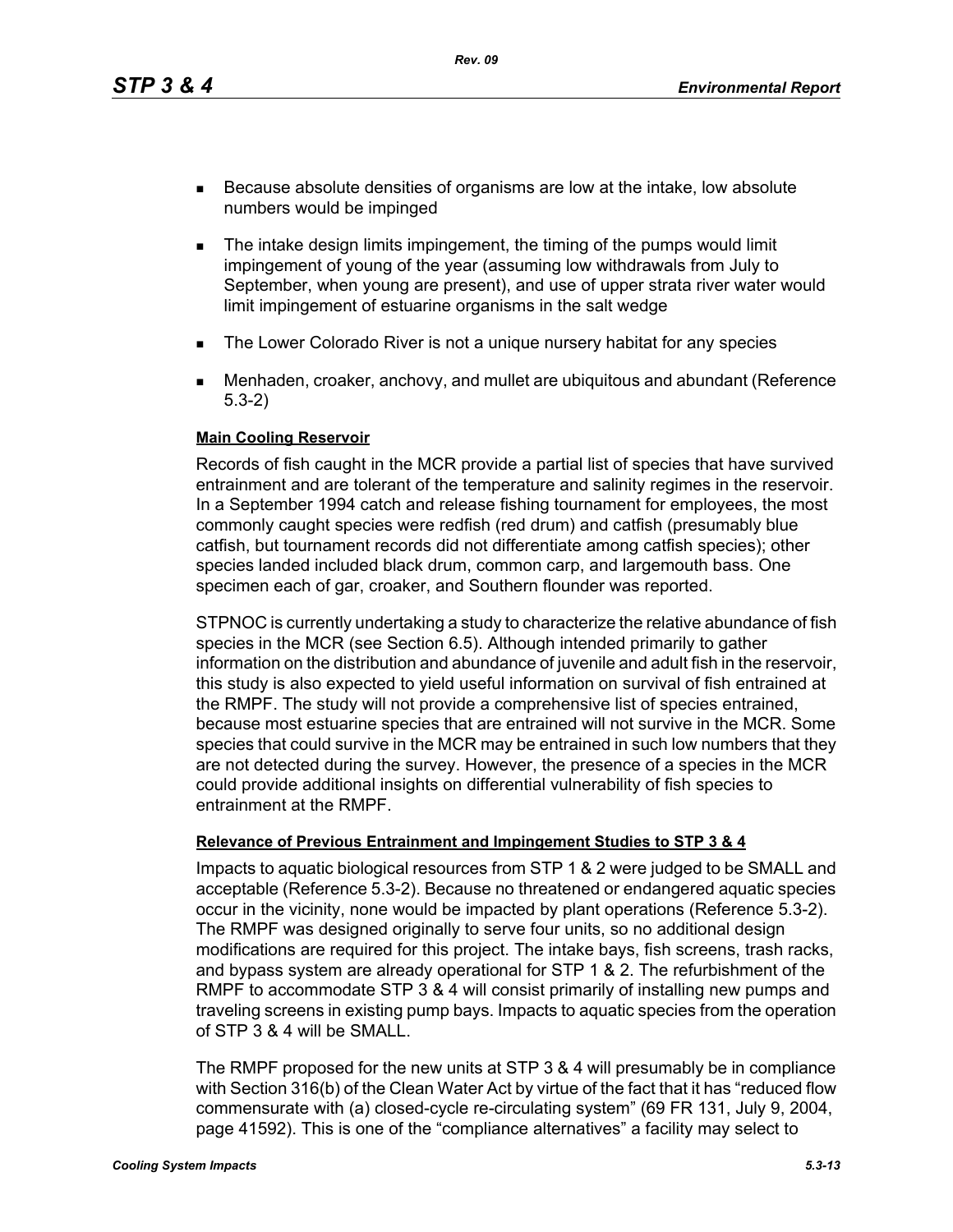- Because absolute densities of organisms are low at the intake, low absolute numbers would be impinged
- The intake design limits impingement, the timing of the pumps would limit impingement of young of the year (assuming low withdrawals from July to September, when young are present), and use of upper strata river water would limit impingement of estuarine organisms in the salt wedge
- The Lower Colorado River is not a unique nursery habitat for any species
- Menhaden, croaker, anchovy, and mullet are ubiquitous and abundant (Reference 5.3-2)

**Main Cooling Reservoir**

Records of fish caught in the MCR provide a partial list of species that have survived entrainment and are tolerant of the temperature and salinity regimes in the reservoir. In a September 1994 catch and release fishing tournament for employees, the most commonly caught species were redfish (red drum) and catfish (presumably blue catfish, but tournament records did not differentiate among catfish species); other species landed included black drum, common carp, and largemouth bass. One specimen each of gar, croaker, and Southern flounder was reported.

STPNOC is currently undertaking a study to characterize the relative abundance of fish species in the MCR (see Section 6.5). Although intended primarily to gather information on the distribution and abundance of juvenile and adult fish in the reservoir, this study is also expected to yield useful information on survival of fish entrained at the RMPF. The study will not provide a comprehensive list of species entrained, because most estuarine species that are entrained will not survive in the MCR. Some species that could survive in the MCR may be entrained in such low numbers that they are not detected during the survey. However, the presence of a species in the MCR could provide additional insights on differential vulnerability of fish species to entrainment at the RMPF.

**Relevance of Previous Entrainment and Impingement Studies to STP 3 & 4**

Impacts to aquatic biological resources from STP 1 & 2 were judged to be SMALL and acceptable (Reference 5.3-2). Because no threatened or endangered aquatic species occur in the vicinity, none would be impacted by plant operations (Reference 5.3-2). The RMPF was designed originally to serve four units, so no additional design modifications are required for this project. The intake bays, fish screens, trash racks, and bypass system are already operational for STP 1 & 2. The refurbishment of the RMPF to accommodate STP 3 & 4 will consist primarily of installing new pumps and traveling screens in existing pump bays. Impacts to aquatic species from the operation of STP 3 & 4 will be SMALL.

The RMPF proposed for the new units at STP 3 & 4 will presumably be in compliance with Section 316(b) of the Clean Water Act by virtue of the fact that it has "reduced flow commensurate with (a) closed-cycle re-circulating system" (69 FR 131, July 9, 2004, page 41592). This is one of the "compliance alternatives" a facility may select to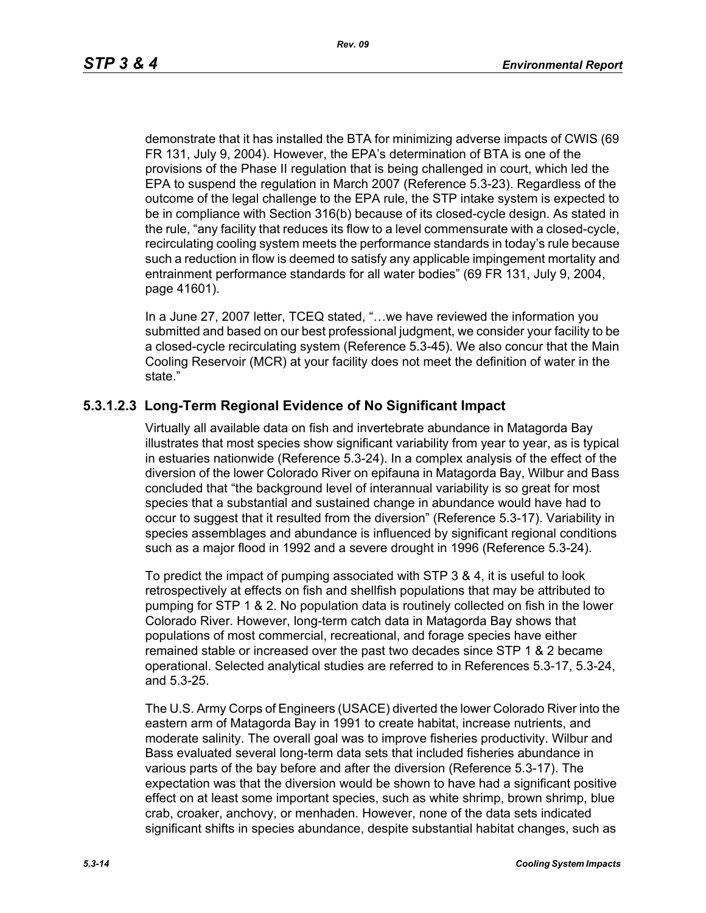demonstrate that it has installed the BTA for minimizing adverse impacts of CWIS (69 FR 131, July 9, 2004). However, the EPA's determination of BTA is one of the provisions of the Phase II regulation that is being challenged in court, which led the EPA to suspend the regulation in March 2007 (Reference 5.3-23). Regardless of the outcome of the legal challenge to the EPA rule, the STP intake system is expected to be in compliance with Section 316(b) because of its closed-cycle design. As stated in the rule, "any facility that reduces its flow to a level commensurate with a closed-cycle, recirculating cooling system meets the performance standards in today's rule because such a reduction in flow is deemed to satisfy any applicable impingement mortality and entrainment performance standards for all water bodies" (69 FR 131, July 9, 2004, page 41601).

In a June 27, 2007 letter, TCEQ stated, "…we have reviewed the information you submitted and based on our best professional judgment, we consider your facility to be a closed-cycle recirculating system (Reference 5.3-45). We also concur that the Main Cooling Reservoir (MCR) at your facility does not meet the definition of water in the state."

### 5.3.1.2.3 Long-Term Regional Evidence of No Significant Impact

Virtually all available data on fish and invertebrate abundance in Matagorda Bay illustrates that most species show significant variability from year to year, as is typical in estuaries nationwide (Reference 5.3-24). In a complex analysis of the effect of the diversion of the lower Colorado River on epifauna in Matagorda Bay, Wilbur and Bass concluded that "the background level of interannual variability is so great for most species that a substantial and sustained change in abundance would have had to occur to suggest that it resulted from the diversion" (Reference 5.3-17). Variability in species assemblages and abundance is influenced by significant regional conditions such as a major flood in 1992 and a severe drought in 1996 (Reference 5.3-24).

To predict the impact of pumping associated with STP 3 & 4, it is useful to look retrospectively at effects on fish and shellfish populations that may be attributed to pumping for STP 1 & 2. No population data is routinely collected on fish in the lower Colorado River. However, long-term catch data in Matagorda Bay shows that populations of most commercial, recreational, and forage species have either remained stable or increased over the past two decades since STP 1 & 2 became operational. Selected analytical studies are referred to in References 5.3-17, 5.3-24, and 5.3-25.

The U.S. Army Corps of Engineers (USACE) diverted the lower Colorado River into the eastern arm of Matagorda Bay in 1991 to create habitat, increase nutrients, and moderate salinity. The overall goal was to improve fisheries productivity. Wilbur and Bass evaluated several long-term data sets that included fisheries abundance in various parts of the bay before and after the diversion (Reference 5.3-17). The expectation was that the diversion would be shown to have had a significant positive effect on at least some important species, such as white shrimp, brown shrimp, blue crab, croaker, anchovy, or menhaden. However, none of the data sets indicated significant shifts in species abundance, despite substantial habitat changes, such as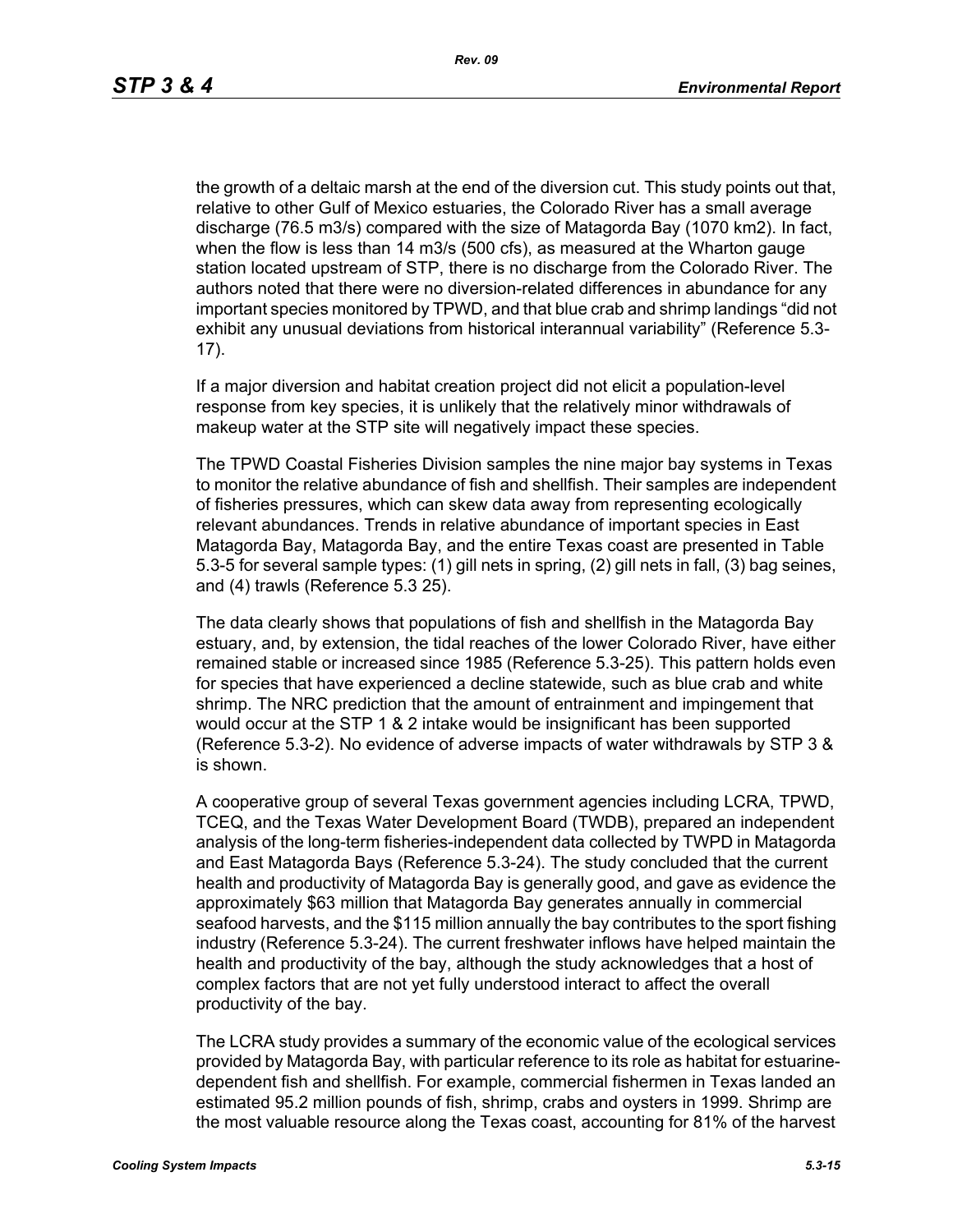the growth of a deltaic marsh at the end of the diversion cut. This study points out that, relative to other Gulf of Mexico estuaries, the Colorado River has a small average discharge (76.5 m3/s) compared with the size of Matagorda Bay (1070 km2). In fact, when the flow is less than 14 m3/s (500 cfs), as measured at the Wharton gauge station located upstream of STP, there is no discharge from the Colorado River. The authors noted that there were no diversion-related differences in abundance for any important species monitored by TPWD, and that blue crab and shrimp landings "did not exhibit any unusual deviations from historical interannual variability" (Reference 5.3-17).

If a major diversion and habitat creation project did not elicit a population-level response from key species, it is unlikely that the relatively minor withdrawals of makeup water at the STP site will negatively impact these species.

The TPWD Coastal Fisheries Division samples the nine major bay systems in Texas to monitor the relative abundance of fish and shellfish. Their samples are independent of fisheries pressures, which can skew data away from representing ecologically relevant abundances. Trends in relative abundance of important species in East Matagorda Bay, Matagorda Bay, and the entire Texas coast are presented in Table 5.3-5 for several sample types: (1) gill nets in spring, (2) gill nets in fall, (3) bag seines, and (4) trawls (Reference 5.3 25).

The data clearly shows that populations of fish and shellfish in the Matagorda Bay estuary, and, by extension, the tidal reaches of the lower Colorado River, have either remained stable or increased since 1985 (Reference 5.3-25). This pattern holds even for species that have experienced a decline statewide, such as blue crab and white shrimp. The NRC prediction that the amount of entrainment and impingement that would occur at the STP 1 & 2 intake would be insignificant has been supported (Reference 5.3-2). No evidence of adverse impacts of water withdrawals by STP 3 & is shown.

A cooperative group of several Texas government agencies including LCRA, TPWD, TCEQ, and the Texas Water Development Board (TWDB), prepared an independent analysis of the long-term fisheries-independent data collected by TWPD in Matagorda and East Matagorda Bays (Reference 5.3-24). The study concluded that the current health and productivity of Matagorda Bay is generally good, and gave as evidence the approximately $63 million that Matagorda Bay generates annually in commercial seafood harvests, and the $115 million annually the bay contributes to the sport fishing industry (Reference 5.3-24). The current freshwater inflows have helped maintain the health and productivity of the bay, although the study acknowledges that a host of complex factors that are not yet fully understood interact to affect the overall productivity of the bay.

The LCRA study provides a summary of the economic value of the ecological services provided by Matagorda Bay, with particular reference to its role as habitat for estuarine-dependent fish and shellfish. For example, commercial fishermen in Texas landed an estimated 95.2 million pounds of fish, shrimp, crabs and oysters in 1999. Shrimp are the most valuable resource along the Texas coast, accounting for 81% of the harvest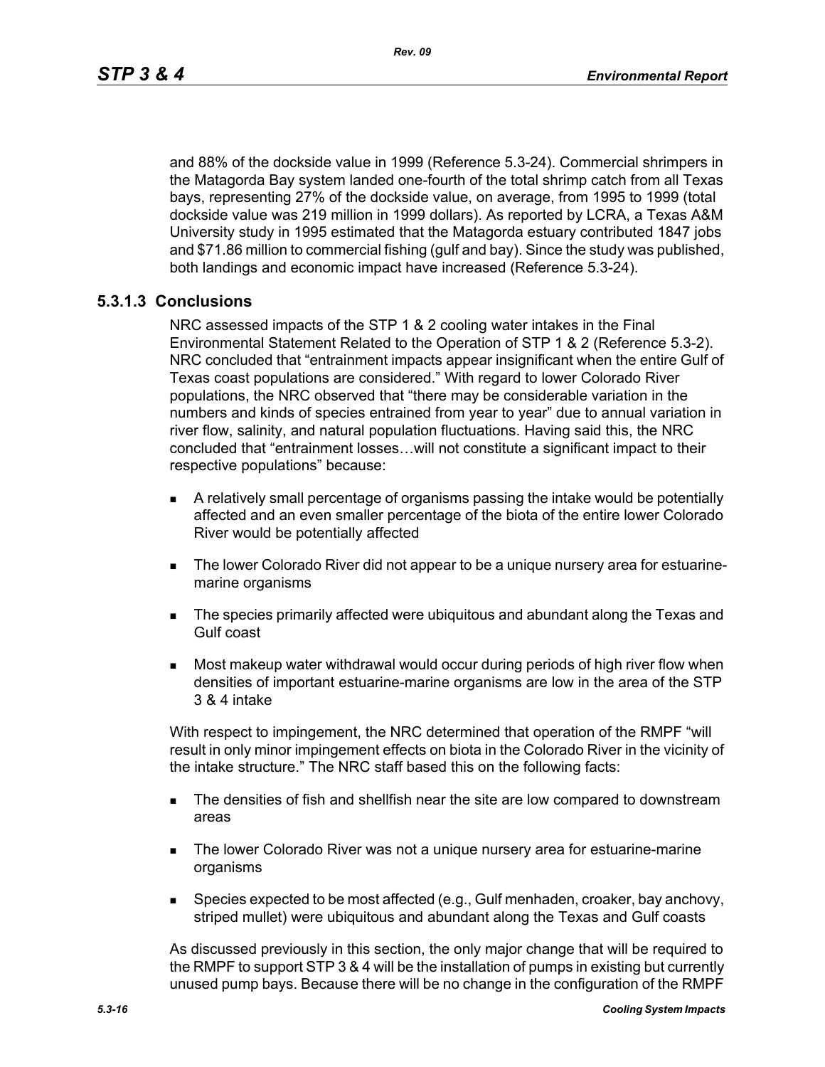and 88% of the dockside value in 1999 (Reference 5.3-24). Commercial shrimpers in the Matagorda Bay system landed one-fourth of the total shrimp catch from all Texas bays, representing 27% of the dockside value, on average, from 1995 to 1999 (total dockside value was 219 million in 1999 dollars). As reported by LCRA, a Texas A&M University study in 1995 estimated that the Matagorda estuary contributed 1847 jobs and $71.86 million to commercial fishing (gulf and bay). Since the study was published, both landings and economic impact have increased (Reference 5.3-24).

### 5.3.1.3 Conclusions

NRC assessed impacts of the STP 1 & 2 cooling water intakes in the Final Environmental Statement Related to the Operation of STP 1 & 2 (Reference 5.3-2). NRC concluded that "entrainment impacts appear insignificant when the entire Gulf of Texas coast populations are considered." With regard to lower Colorado River populations, the NRC observed that "there may be considerable variation in the numbers and kinds of species entrained from year to year" due to annual variation in river flow, salinity, and natural population fluctuations. Having said this, the NRC concluded that "entrainment losses…will not constitute a significant impact to their respective populations" because:

- A relatively small percentage of organisms passing the intake would be potentially affected and an even smaller percentage of the biota of the entire lower Colorado River would be potentially affected
- The lower Colorado River did not appear to be a unique nursery area for estuarine-marine organisms
- The species primarily affected were ubiquitous and abundant along the Texas and Gulf coast
- Most makeup water withdrawal would occur during periods of high river flow when densities of important estuarine-marine organisms are low in the area of the STP 3 & 4 intake

With respect to impingement, the NRC determined that operation of the RMPF "will result in only minor impingement effects on biota in the Colorado River in the vicinity of the intake structure." The NRC staff based this on the following facts:

- The densities of fish and shellfish near the site are low compared to downstream areas
- The lower Colorado River was not a unique nursery area for estuarine-marine organisms
- Species expected to be most affected (e.g., Gulf menhaden, croaker, bay anchovy, striped mullet) were ubiquitous and abundant along the Texas and Gulf coasts

As discussed previously in this section, the only major change that will be required to the RMPF to support STP 3 & 4 will be the installation of pumps in existing but currently unused pump bays. Because there will be no change in the configuration of the RMPF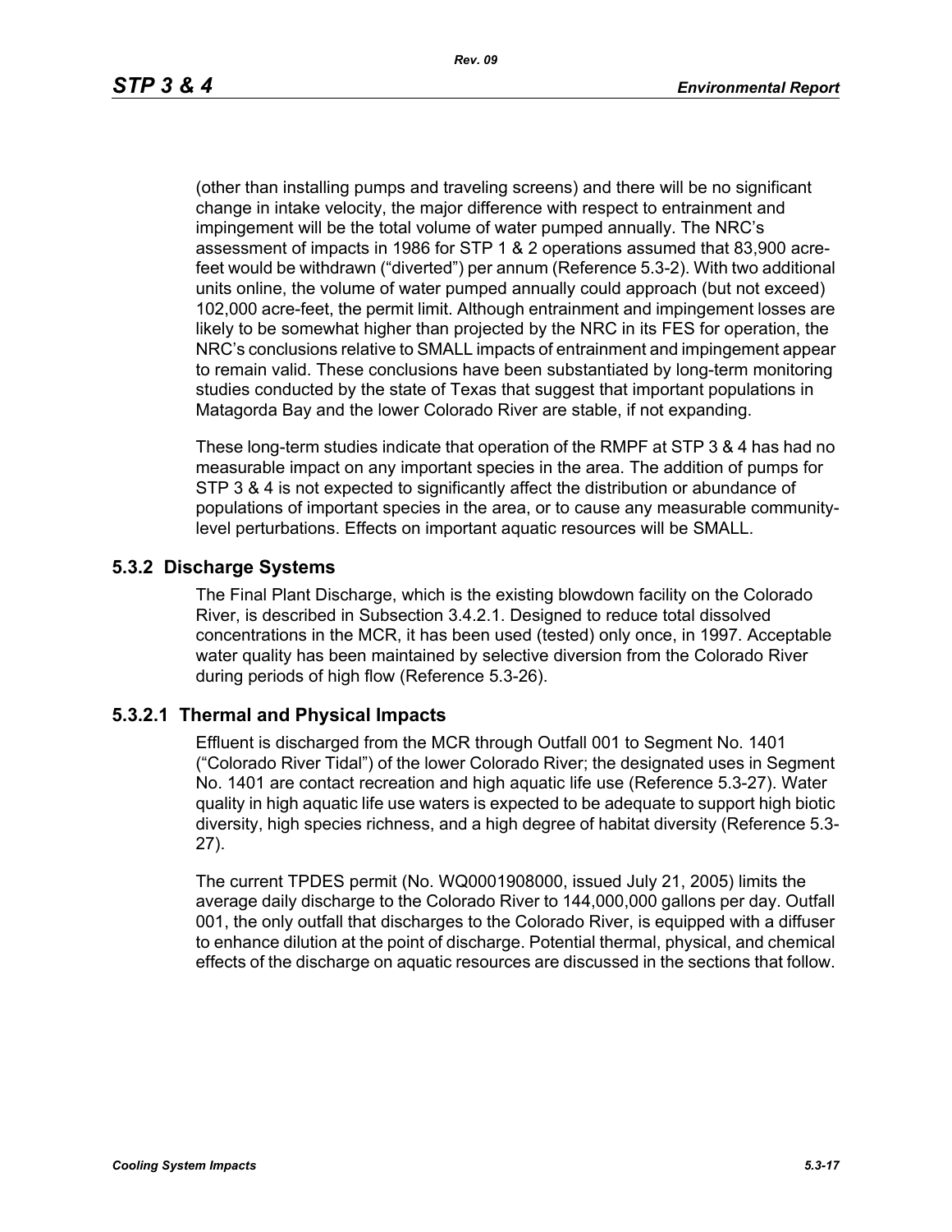(other than installing pumps and traveling screens) and there will be no significant change in intake velocity, the major difference with respect to entrainment and impingement will be the total volume of water pumped annually. The NRC's assessment of impacts in 1986 for STP 1 & 2 operations assumed that 83,900 acre-feet would be withdrawn ("diverted") per annum (Reference 5.3-2). With two additional units online, the volume of water pumped annually could approach (but not exceed) 102,000 acre-feet, the permit limit. Although entrainment and impingement losses are likely to be somewhat higher than projected by the NRC in its FES for operation, the NRC's conclusions relative to SMALL impacts of entrainment and impingement appear to remain valid. These conclusions have been substantiated by long-term monitoring studies conducted by the state of Texas that suggest that important populations in Matagorda Bay and the lower Colorado River are stable, if not expanding.

These long-term studies indicate that operation of the RMPF at STP 3 & 4 has had no measurable impact on any important species in the area. The addition of pumps for STP 3 & 4 is not expected to significantly affect the distribution or abundance of populations of important species in the area, or to cause any measurable community-level perturbations. Effects on important aquatic resources will be SMALL.

## 5.3.2 Discharge Systems

The Final Plant Discharge, which is the existing blowdown facility on the Colorado River, is described in Subsection 3.4.2.1. Designed to reduce total dissolved concentrations in the MCR, it has been used (tested) only once, in 1997. Acceptable water quality has been maintained by selective diversion from the Colorado River during periods of high flow (Reference 5.3-26).

### 5.3.2.1 Thermal and Physical Impacts

Effluent is discharged from the MCR through Outfall 001 to Segment No. 1401 ("Colorado River Tidal") of the lower Colorado River; the designated uses in Segment No. 1401 are contact recreation and high aquatic life use (Reference 5.3-27). Water quality in high aquatic life use waters is expected to be adequate to support high biotic diversity, high species richness, and a high degree of habitat diversity (Reference 5.3-27).

The current TPDES permit (No. WQ0001908000, issued July 21, 2005) limits the average daily discharge to the Colorado River to 144,000,000 gallons per day. Outfall 001, the only outfall that discharges to the Colorado River, is equipped with a diffuser to enhance dilution at the point of discharge. Potential thermal, physical, and chemical effects of the discharge on aquatic resources are discussed in the sections that follow.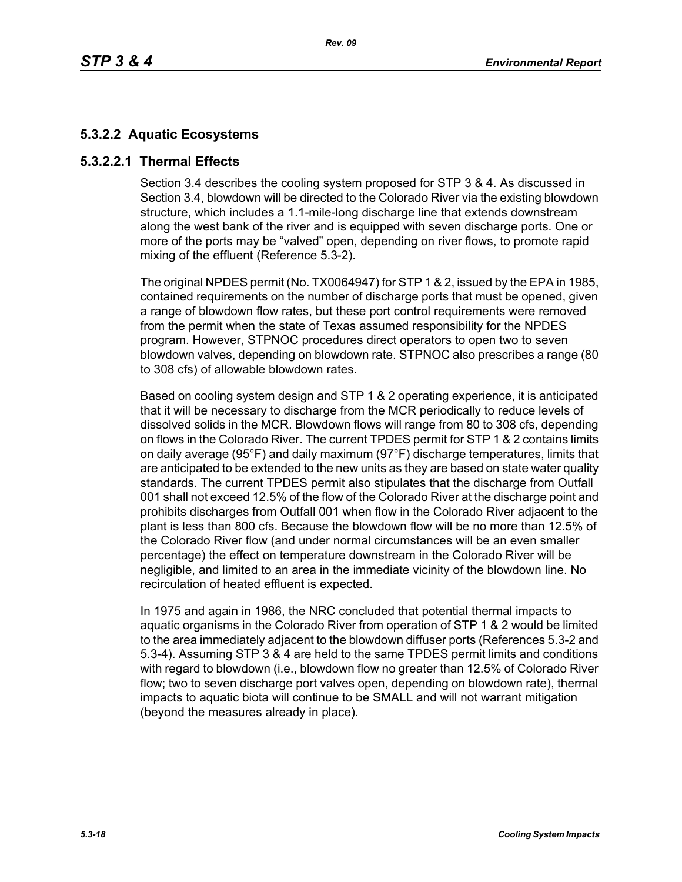### 5.3.2.2 Aquatic Ecosystems

#### 5.3.2.2.1 Thermal Effects

Section 3.4 describes the cooling system proposed for STP 3 & 4. As discussed in Section 3.4, blowdown will be directed to the Colorado River via the existing blowdown structure, which includes a 1.1-mile-long discharge line that extends downstream along the west bank of the river and is equipped with seven discharge ports. One or more of the ports may be "valved" open, depending on river flows, to promote rapid mixing of the effluent (Reference 5.3-2).

The original NPDES permit (No. TX0064947) for STP 1 & 2, issued by the EPA in 1985, contained requirements on the number of discharge ports that must be opened, given a range of blowdown flow rates, but these port control requirements were removed from the permit when the state of Texas assumed responsibility for the NPDES program. However, STPNOC procedures direct operators to open two to seven blowdown valves, depending on blowdown rate. STPNOC also prescribes a range (80 to 308 cfs) of allowable blowdown rates.

Based on cooling system design and STP 1 & 2 operating experience, it is anticipated that it will be necessary to discharge from the MCR periodically to reduce levels of dissolved solids in the MCR. Blowdown flows will range from 80 to 308 cfs, depending on flows in the Colorado River. The current TPDES permit for STP 1 & 2 contains limits on daily average (95°F) and daily maximum (97°F) discharge temperatures, limits that are anticipated to be extended to the new units as they are based on state water quality standards. The current TPDES permit also stipulates that the discharge from Outfall 001 shall not exceed 12.5% of the flow of the Colorado River at the discharge point and prohibits discharges from Outfall 001 when flow in the Colorado River adjacent to the plant is less than 800 cfs. Because the blowdown flow will be no more than 12.5% of the Colorado River flow (and under normal circumstances will be an even smaller percentage) the effect on temperature downstream in the Colorado River will be negligible, and limited to an area in the immediate vicinity of the blowdown line. No recirculation of heated effluent is expected.

In 1975 and again in 1986, the NRC concluded that potential thermal impacts to aquatic organisms in the Colorado River from operation of STP 1 & 2 would be limited to the area immediately adjacent to the blowdown diffuser ports (References 5.3-2 and 5.3-4). Assuming STP 3 & 4 are held to the same TPDES permit limits and conditions with regard to blowdown (i.e., blowdown flow no greater than 12.5% of Colorado River flow; two to seven discharge port valves open, depending on blowdown rate), thermal impacts to aquatic biota will continue to be SMALL and will not warrant mitigation (beyond the measures already in place).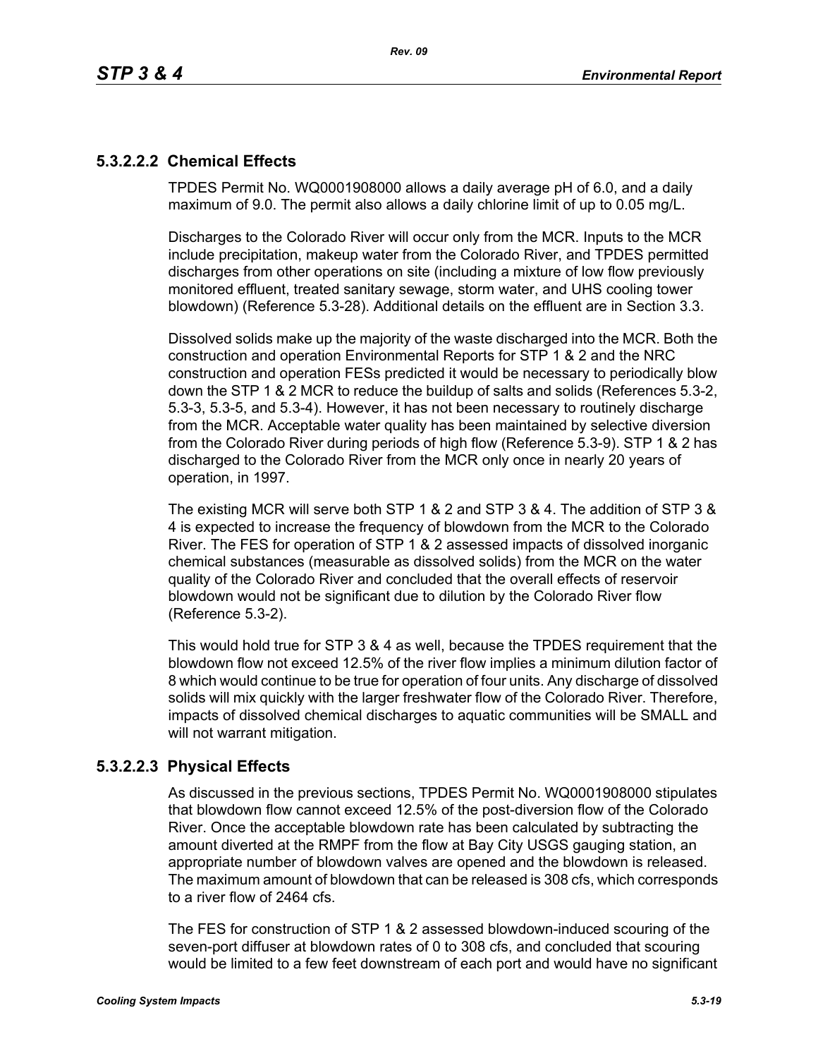#### 5.3.2.2.2 Chemical Effects

TPDES Permit No. WQ0001908000 allows a daily average pH of 6.0, and a daily maximum of 9.0. The permit also allows a daily chlorine limit of up to 0.05 mg/L.

Discharges to the Colorado River will occur only from the MCR. Inputs to the MCR include precipitation, makeup water from the Colorado River, and TPDES permitted discharges from other operations on site (including a mixture of low flow previously monitored effluent, treated sanitary sewage, storm water, and UHS cooling tower blowdown) (Reference 5.3-28). Additional details on the effluent are in Section 3.3.

Dissolved solids make up the majority of the waste discharged into the MCR. Both the construction and operation Environmental Reports for STP 1 & 2 and the NRC construction and operation FESs predicted it would be necessary to periodically blow down the STP 1 & 2 MCR to reduce the buildup of salts and solids (References 5.3-2, 5.3-3, 5.3-5, and 5.3-4). However, it has not been necessary to routinely discharge from the MCR. Acceptable water quality has been maintained by selective diversion from the Colorado River during periods of high flow (Reference 5.3-9). STP 1 & 2 has discharged to the Colorado River from the MCR only once in nearly 20 years of operation, in 1997.

The existing MCR will serve both STP 1 & 2 and STP 3 & 4. The addition of STP 3 & 4 is expected to increase the frequency of blowdown from the MCR to the Colorado River. The FES for operation of STP 1 & 2 assessed impacts of dissolved inorganic chemical substances (measurable as dissolved solids) from the MCR on the water quality of the Colorado River and concluded that the overall effects of reservoir blowdown would not be significant due to dilution by the Colorado River flow (Reference 5.3-2).

This would hold true for STP 3 & 4 as well, because the TPDES requirement that the blowdown flow not exceed 12.5% of the river flow implies a minimum dilution factor of 8 which would continue to be true for operation of four units. Any discharge of dissolved solids will mix quickly with the larger freshwater flow of the Colorado River. Therefore, impacts of dissolved chemical discharges to aquatic communities will be SMALL and will not warrant mitigation.

#### 5.3.2.2.3 Physical Effects

As discussed in the previous sections, TPDES Permit No. WQ0001908000 stipulates that blowdown flow cannot exceed 12.5% of the post-diversion flow of the Colorado River. Once the acceptable blowdown rate has been calculated by subtracting the amount diverted at the RMPF from the flow at Bay City USGS gauging station, an appropriate number of blowdown valves are opened and the blowdown is released. The maximum amount of blowdown that can be released is 308 cfs, which corresponds to a river flow of 2464 cfs.

The FES for construction of STP 1 & 2 assessed blowdown-induced scouring of the seven-port diffuser at blowdown rates of 0 to 308 cfs, and concluded that scouring would be limited to a few feet downstream of each port and would have no significant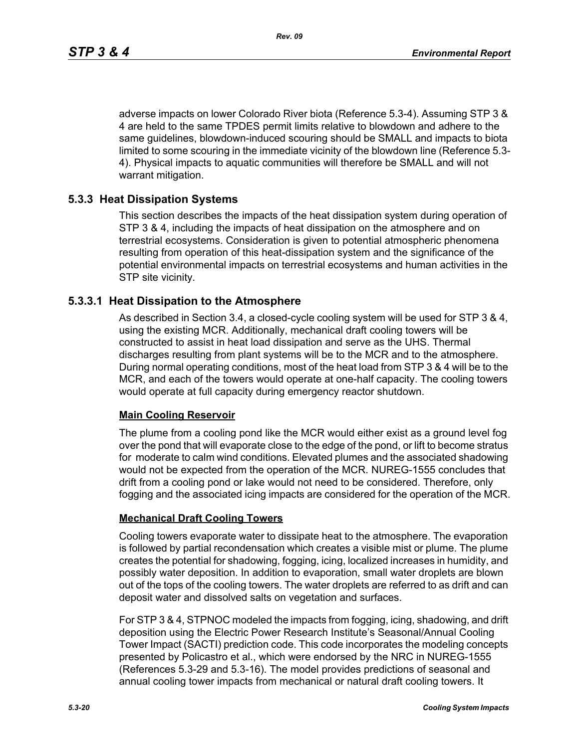adverse impacts on lower Colorado River biota (Reference 5.3-4). Assuming STP 3 & 4 are held to the same TPDES permit limits relative to blowdown and adhere to the same guidelines, blowdown-induced scouring should be SMALL and impacts to biota limited to some scouring in the immediate vicinity of the blowdown line (Reference 5.3-4). Physical impacts to aquatic communities will therefore be SMALL and will not warrant mitigation.

## 5.3.3 Heat Dissipation Systems

This section describes the impacts of the heat dissipation system during operation of STP 3 & 4, including the impacts of heat dissipation on the atmosphere and on terrestrial ecosystems. Consideration is given to potential atmospheric phenomena resulting from operation of this heat-dissipation system and the significance of the potential environmental impacts on terrestrial ecosystems and human activities in the STP site vicinity.

### 5.3.3.1 Heat Dissipation to the Atmosphere

As described in Section 3.4, a closed-cycle cooling system will be used for STP 3 & 4, using the existing MCR. Additionally, mechanical draft cooling towers will be constructed to assist in heat load dissipation and serve as the UHS. Thermal discharges resulting from plant systems will be to the MCR and to the atmosphere. During normal operating conditions, most of the heat load from STP 3 & 4 will be to the MCR, and each of the towers would operate at one-half capacity. The cooling towers would operate at full capacity during emergency reactor shutdown.

**Main Cooling Reservoir**

The plume from a cooling pond like the MCR would either exist as a ground level fog over the pond that will evaporate close to the edge of the pond, or lift to become stratus for moderate to calm wind conditions. Elevated plumes and the associated shadowing would not be expected from the operation of the MCR. NUREG-1555 concludes that drift from a cooling pond or lake would not need to be considered. Therefore, only fogging and the associated icing impacts are considered for the operation of the MCR.

**Mechanical Draft Cooling Towers**

Cooling towers evaporate water to dissipate heat to the atmosphere. The evaporation is followed by partial recondensation which creates a visible mist or plume. The plume creates the potential for shadowing, fogging, icing, localized increases in humidity, and possibly water deposition. In addition to evaporation, small water droplets are blown out of the tops of the cooling towers. The water droplets are referred to as drift and can deposit water and dissolved salts on vegetation and surfaces.

For STP 3 & 4, STPNOC modeled the impacts from fogging, icing, shadowing, and drift deposition using the Electric Power Research Institute's Seasonal/Annual Cooling Tower Impact (SACTI) prediction code. This code incorporates the modeling concepts presented by Policastro et al., which were endorsed by the NRC in NUREG-1555 (References 5.3-29 and 5.3-16). The model provides predictions of seasonal and annual cooling tower impacts from mechanical or natural draft cooling towers. It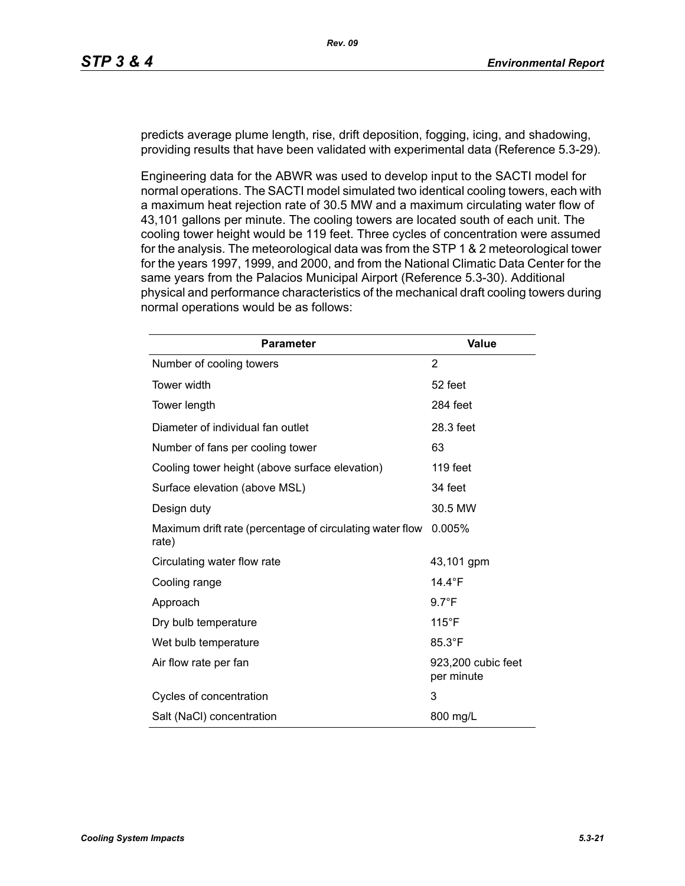predicts average plume length, rise, drift deposition, fogging, icing, and shadowing, providing results that have been validated with experimental data (Reference 5.3-29).

Engineering data for the ABWR was used to develop input to the SACTI model for normal operations. The SACTI model simulated two identical cooling towers, each with a maximum heat rejection rate of 30.5 MW and a maximum circulating water flow of 43,101 gallons per minute. The cooling towers are located south of each unit. The cooling tower height would be 119 feet. Three cycles of concentration were assumed for the analysis. The meteorological data was from the STP 1 & 2 meteorological tower for the years 1997, 1999, and 2000, and from the National Climatic Data Center for the same years from the Palacios Municipal Airport (Reference 5.3-30). Additional physical and performance characteristics of the mechanical draft cooling towers during normal operations would be as follows:

| Parameter | Value |
|---|---|
| Number of cooling towers | 2 |
| Tower width | 52 feet |
| Tower length | 284 feet |
| Diameter of individual fan outlet | 28.3 feet |
| Number of fans per cooling tower | 63 |
| Cooling tower height (above surface elevation) | 119 feet |
| Surface elevation (above MSL) | 34 feet |
| Design duty | 30.5 MW |
| Maximum drift rate (percentage of circulating water flow rate) | 0.005% |
| Circulating water flow rate | 43,101 gpm |
| Cooling range | 14.4°F |
| Approach | 9.7°F |
| Dry bulb temperature | 115°F |
| Wet bulb temperature | 85.3°F |
| Air flow rate per fan | 923,200 cubic feet per minute |
| Cycles of concentration | 3 |
| Salt (NaCl) concentration | 800 mg/L |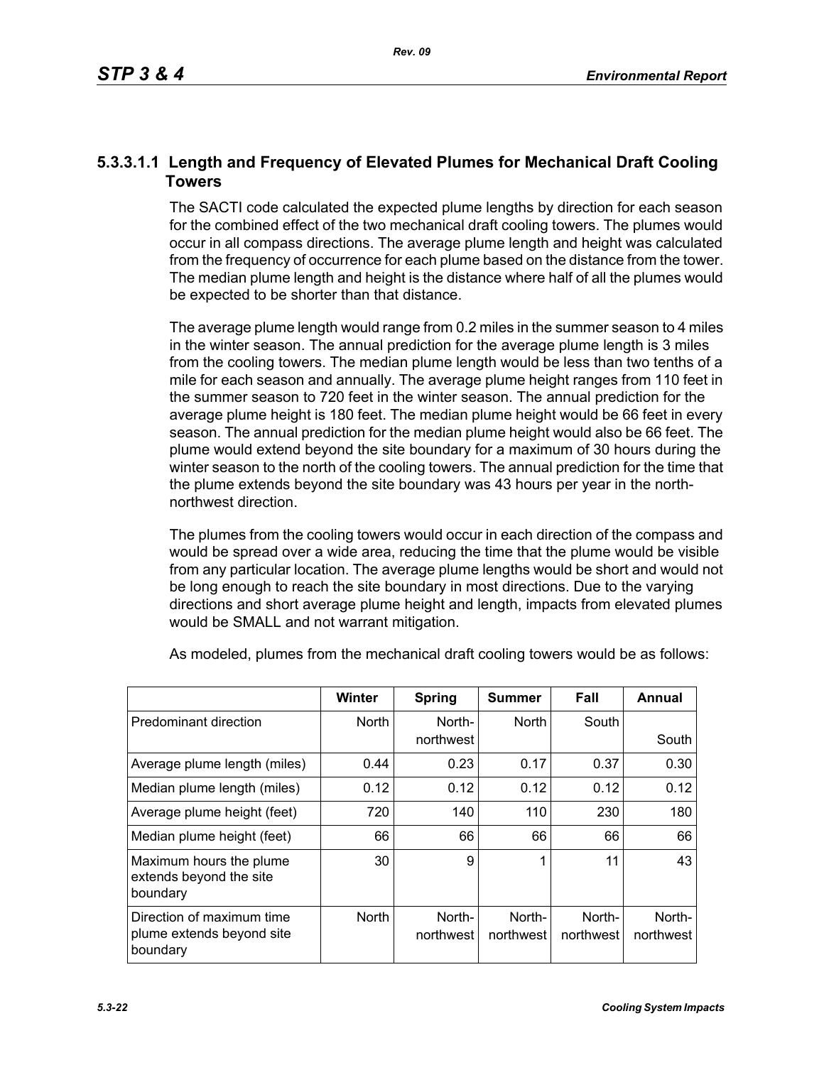### 5.3.3.1.1 Length and Frequency of Elevated Plumes for Mechanical Draft Cooling Towers

The SACTI code calculated the expected plume lengths by direction for each season for the combined effect of the two mechanical draft cooling towers. The plumes would occur in all compass directions. The average plume length and height was calculated from the frequency of occurrence for each plume based on the distance from the tower. The median plume length and height is the distance where half of all the plumes would be expected to be shorter than that distance.

The average plume length would range from 0.2 miles in the summer season to 4 miles in the winter season. The annual prediction for the average plume length is 3 miles from the cooling towers. The median plume length would be less than two tenths of a mile for each season and annually. The average plume height ranges from 110 feet in the summer season to 720 feet in the winter season. The annual prediction for the average plume height is 180 feet. The median plume height would be 66 feet in every season. The annual prediction for the median plume height would also be 66 feet. The plume would extend beyond the site boundary for a maximum of 30 hours during the winter season to the north of the cooling towers. The annual prediction for the time that the plume extends beyond the site boundary was 43 hours per year in the north-northwest direction.

The plumes from the cooling towers would occur in each direction of the compass and would be spread over a wide area, reducing the time that the plume would be visible from any particular location. The average plume lengths would be short and would not be long enough to reach the site boundary in most directions. Due to the varying directions and short average plume height and length, impacts from elevated plumes would be SMALL and not warrant mitigation.

As modeled, plumes from the mechanical draft cooling towers would be as follows:

| | Winter | Spring | Summer | Fall | Annual |
|---|---|---|---|---|---|
| Predominant direction | North | North-northwest | North | South | South |
| Average plume length (miles) | 0.44 | 0.23 | 0.17 | 0.37 | 0.30 |
| Median plume length (miles) | 0.12 | 0.12 | 0.12 | 0.12 | 0.12 |
| Average plume height (feet) | 720 | 140 | 110 | 230 | 180 |
| Median plume height (feet) | 66 | 66 | 66 | 66 | 66 |
| Maximum hours the plume extends beyond the site boundary | 30 | 9 | 1 | 11 | 43 |
| Direction of maximum time plume extends beyond site boundary | North | North-northwest | North-northwest | North-northwest | North-northwest |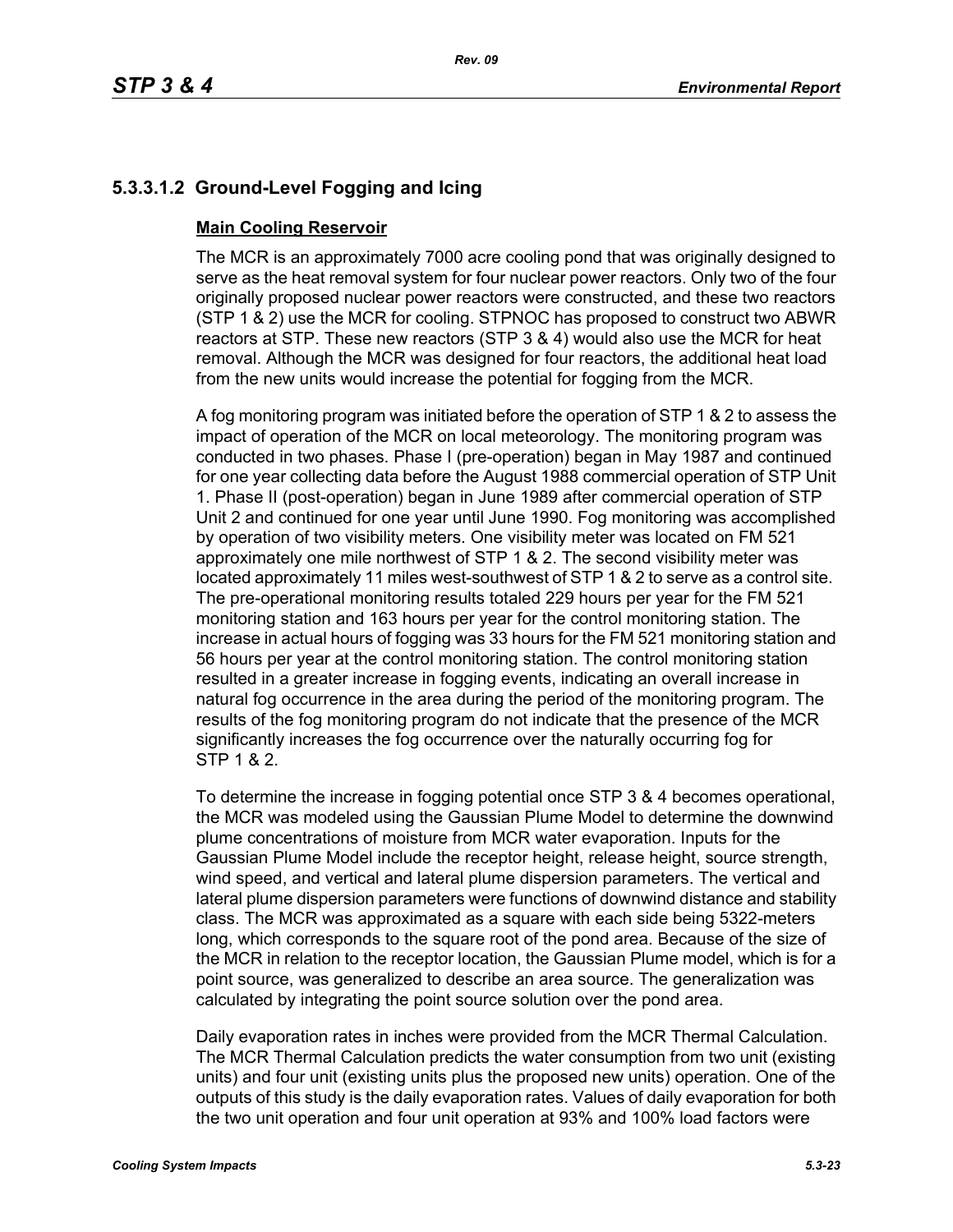## 5.3.3.1.2 Ground-Level Fogging and Icing

**Main Cooling Reservoir**

The MCR is an approximately 7000 acre cooling pond that was originally designed to serve as the heat removal system for four nuclear power reactors. Only two of the four originally proposed nuclear power reactors were constructed, and these two reactors (STP 1 & 2) use the MCR for cooling. STPNOC has proposed to construct two ABWR reactors at STP. These new reactors (STP 3 & 4) would also use the MCR for heat removal. Although the MCR was designed for four reactors, the additional heat load from the new units would increase the potential for fogging from the MCR.

A fog monitoring program was initiated before the operation of STP 1 & 2 to assess the impact of operation of the MCR on local meteorology. The monitoring program was conducted in two phases. Phase I (pre-operation) began in May 1987 and continued for one year collecting data before the August 1988 commercial operation of STP Unit 1. Phase II (post-operation) began in June 1989 after commercial operation of STP Unit 2 and continued for one year until June 1990. Fog monitoring was accomplished by operation of two visibility meters. One visibility meter was located on FM 521 approximately one mile northwest of STP 1 & 2. The second visibility meter was located approximately 11 miles west-southwest of STP 1 & 2 to serve as a control site. The pre-operational monitoring results totaled 229 hours per year for the FM 521 monitoring station and 163 hours per year for the control monitoring station. The increase in actual hours of fogging was 33 hours for the FM 521 monitoring station and 56 hours per year at the control monitoring station. The control monitoring station resulted in a greater increase in fogging events, indicating an overall increase in natural fog occurrence in the area during the period of the monitoring program. The results of the fog monitoring program do not indicate that the presence of the MCR significantly increases the fog occurrence over the naturally occurring fog for STP 1 & 2.

To determine the increase in fogging potential once STP 3 & 4 becomes operational, the MCR was modeled using the Gaussian Plume Model to determine the downwind plume concentrations of moisture from MCR water evaporation. Inputs for the Gaussian Plume Model include the receptor height, release height, source strength, wind speed, and vertical and lateral plume dispersion parameters. The vertical and lateral plume dispersion parameters were functions of downwind distance and stability class. The MCR was approximated as a square with each side being 5322-meters long, which corresponds to the square root of the pond area. Because of the size of the MCR in relation to the receptor location, the Gaussian Plume model, which is for a point source, was generalized to describe an area source. The generalization was calculated by integrating the point source solution over the pond area.

Daily evaporation rates in inches were provided from the MCR Thermal Calculation. The MCR Thermal Calculation predicts the water consumption from two unit (existing units) and four unit (existing units plus the proposed new units) operation. One of the outputs of this study is the daily evaporation rates. Values of daily evaporation for both the two unit operation and four unit operation at 93% and 100% load factors were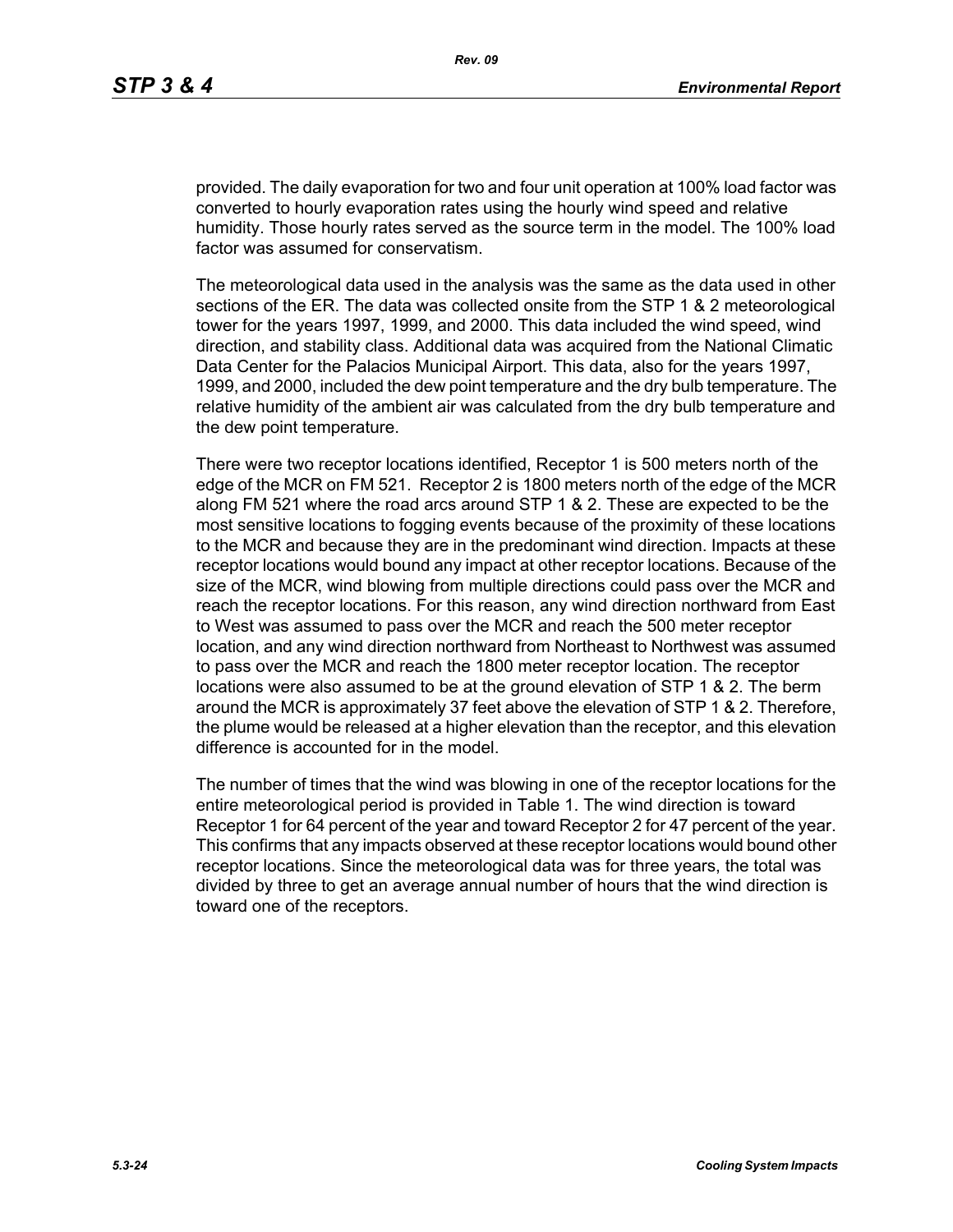provided. The daily evaporation for two and four unit operation at 100% load factor was converted to hourly evaporation rates using the hourly wind speed and relative humidity. Those hourly rates served as the source term in the model. The 100% load factor was assumed for conservatism.

The meteorological data used in the analysis was the same as the data used in other sections of the ER. The data was collected onsite from the STP 1 & 2 meteorological tower for the years 1997, 1999, and 2000. This data included the wind speed, wind direction, and stability class. Additional data was acquired from the National Climatic Data Center for the Palacios Municipal Airport. This data, also for the years 1997, 1999, and 2000, included the dew point temperature and the dry bulb temperature. The relative humidity of the ambient air was calculated from the dry bulb temperature and the dew point temperature.

There were two receptor locations identified, Receptor 1 is 500 meters north of the edge of the MCR on FM 521. Receptor 2 is 1800 meters north of the edge of the MCR along FM 521 where the road arcs around STP 1 & 2. These are expected to be the most sensitive locations to fogging events because of the proximity of these locations to the MCR and because they are in the predominant wind direction. Impacts at these receptor locations would bound any impact at other receptor locations. Because of the size of the MCR, wind blowing from multiple directions could pass over the MCR and reach the receptor locations. For this reason, any wind direction northward from East to West was assumed to pass over the MCR and reach the 500 meter receptor location, and any wind direction northward from Northeast to Northwest was assumed to pass over the MCR and reach the 1800 meter receptor location. The receptor locations were also assumed to be at the ground elevation of STP 1 & 2. The berm around the MCR is approximately 37 feet above the elevation of STP 1 & 2. Therefore, the plume would be released at a higher elevation than the receptor, and this elevation difference is accounted for in the model.

The number of times that the wind was blowing in one of the receptor locations for the entire meteorological period is provided in Table 1. The wind direction is toward Receptor 1 for 64 percent of the year and toward Receptor 2 for 47 percent of the year. This confirms that any impacts observed at these receptor locations would bound other receptor locations. Since the meteorological data was for three years, the total was divided by three to get an average annual number of hours that the wind direction is toward one of the receptors.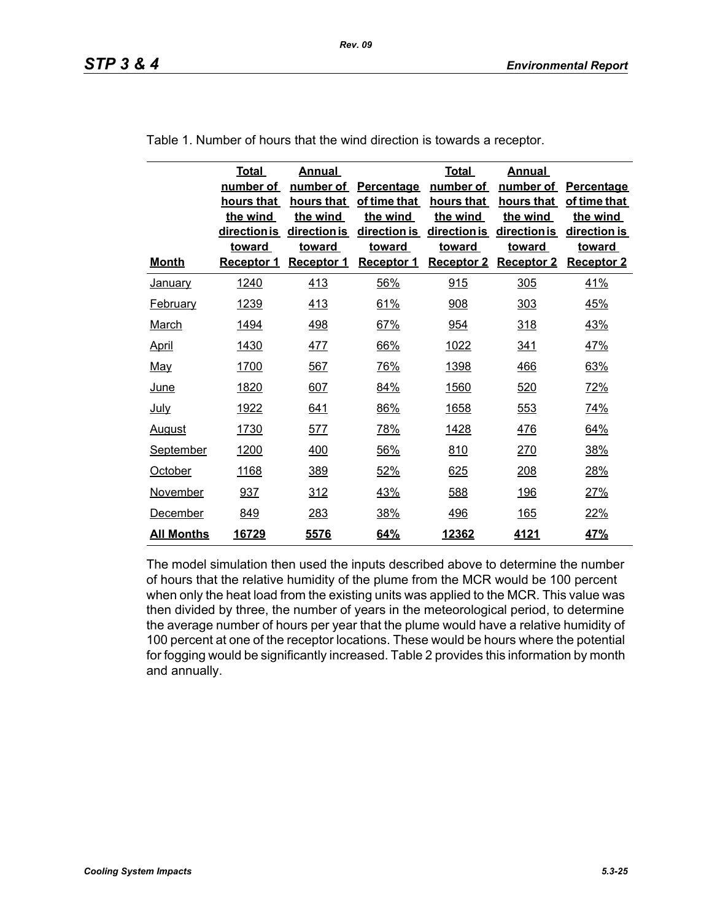Table 1. Number of hours that the wind direction is towards a receptor.

| Month | Total number of hours that the wind direction is toward Receptor 1 | Annual number of hours that the wind direction is toward Receptor 1 | Percentage of time that the wind direction is toward Receptor 1 | Total number of hours that the wind direction is toward Receptor 2 | Annual number of hours that the wind direction is toward Receptor 2 | Percentage of time that the wind direction is toward Receptor 2 |
|---|---|---|---|---|---|---|
| January | 1240 | 413 | 56% | 915 | 305 | 41% |
| February | 1239 | 413 | 61% | 908 | 303 | 45% |
| March | 1494 | 498 | 67% | 954 | 318 | 43% |
| April | 1430 | 477 | 66% | 1022 | 341 | 47% |
| May | 1700 | 567 | 76% | 1398 | 466 | 63% |
| June | 1820 | 607 | 84% | 1560 | 520 | 72% |
| July | 1922 | 641 | 86% | 1658 | 553 | 74% |
| August | 1730 | 577 | 78% | 1428 | 476 | 64% |
| September | 1200 | 400 | 56% | 810 | 270 | 38% |
| October | 1168 | 389 | 52% | 625 | 208 | 28% |
| November | 937 | 312 | 43% | 588 | 196 | 27% |
| December | 849 | 283 | 38% | 496 | 165 | 22% |
| **All Months** | **16729** | **5576** | **64%** | **12362** | **4121** | **47%** |

The model simulation then used the inputs described above to determine the number of hours that the relative humidity of the plume from the MCR would be 100 percent when only the heat load from the existing units was applied to the MCR. This value was then divided by three, the number of years in the meteorological period, to determine the average number of hours per year that the plume would have a relative humidity of 100 percent at one of the receptor locations. These would be hours where the potential for fogging would be significantly increased. Table 2 provides this information by month and annually.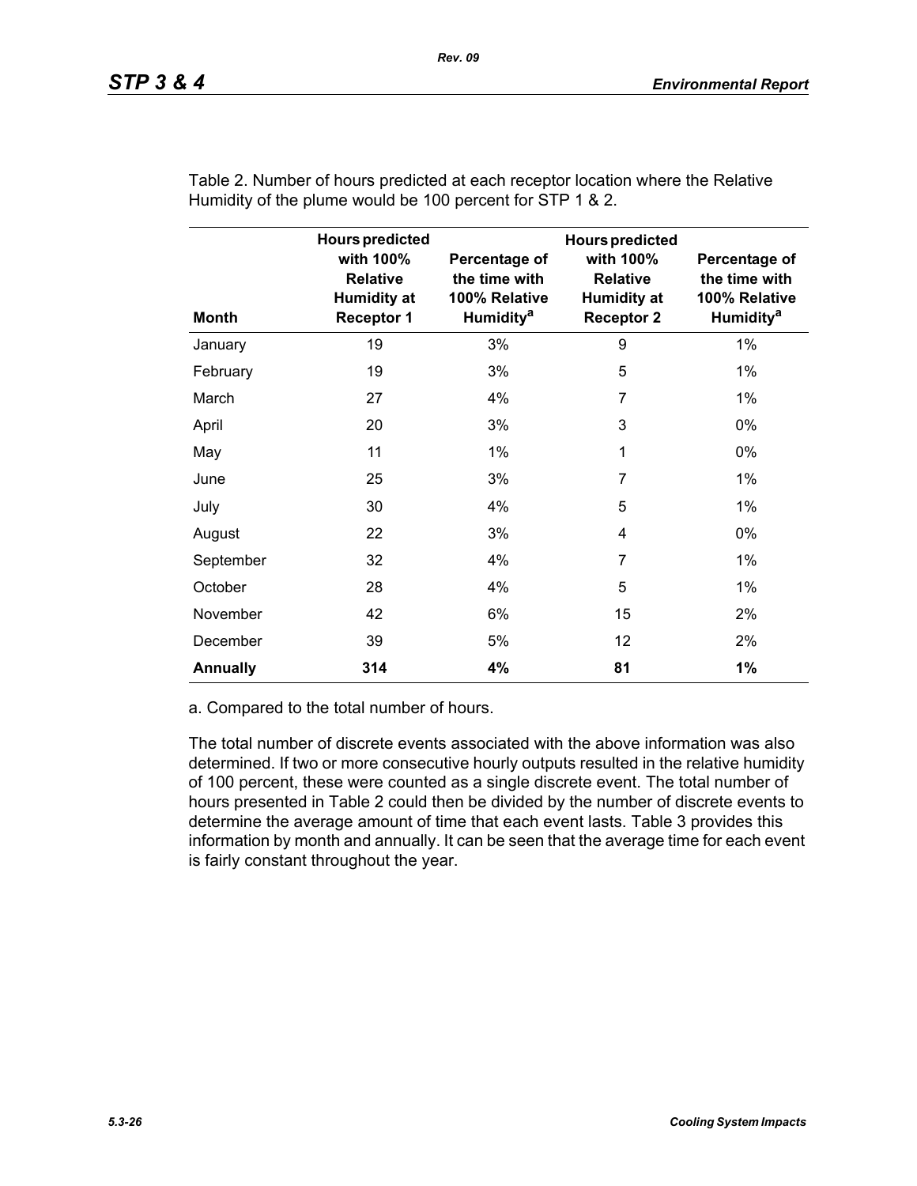Table 2. Number of hours predicted at each receptor location where the Relative Humidity of the plume would be 100 percent for STP 1 & 2.

| Month | Hours predicted with 100% Relative Humidity at Receptor 1 | Percentage of the time with 100% Relative Humidity[a] | Hours predicted with 100% Relative Humidity at Receptor 2 | Percentage of the time with 100% Relative Humidity[a] |
|---|---|---|---|---|
| January | 19 | 3% | 9 | 1% |
| February | 19 | 3% | 5 | 1% |
| March | 27 | 4% | 7 | 1% |
| April | 20 | 3% | 3 | 0% |
| May | 11 | 1% | 1 | 0% |
| June | 25 | 3% | 7 | 1% |
| July | 30 | 4% | 5 | 1% |
| August | 22 | 3% | 4 | 0% |
| September | 32 | 4% | 7 | 1% |
| October | 28 | 4% | 5 | 1% |
| November | 42 | 6% | 15 | 2% |
| December | 39 | 5% | 12 | 2% |
| **Annually** | **314** | **4%** | **81** | **1%** |

a. Compared to the total number of hours.

The total number of discrete events associated with the above information was also determined. If two or more consecutive hourly outputs resulted in the relative humidity of 100 percent, these were counted as a single discrete event. The total number of hours presented in Table 2 could then be divided by the number of discrete events to determine the average amount of time that each event lasts. Table 3 provides this information by month and annually. It can be seen that the average time for each event is fairly constant throughout the year.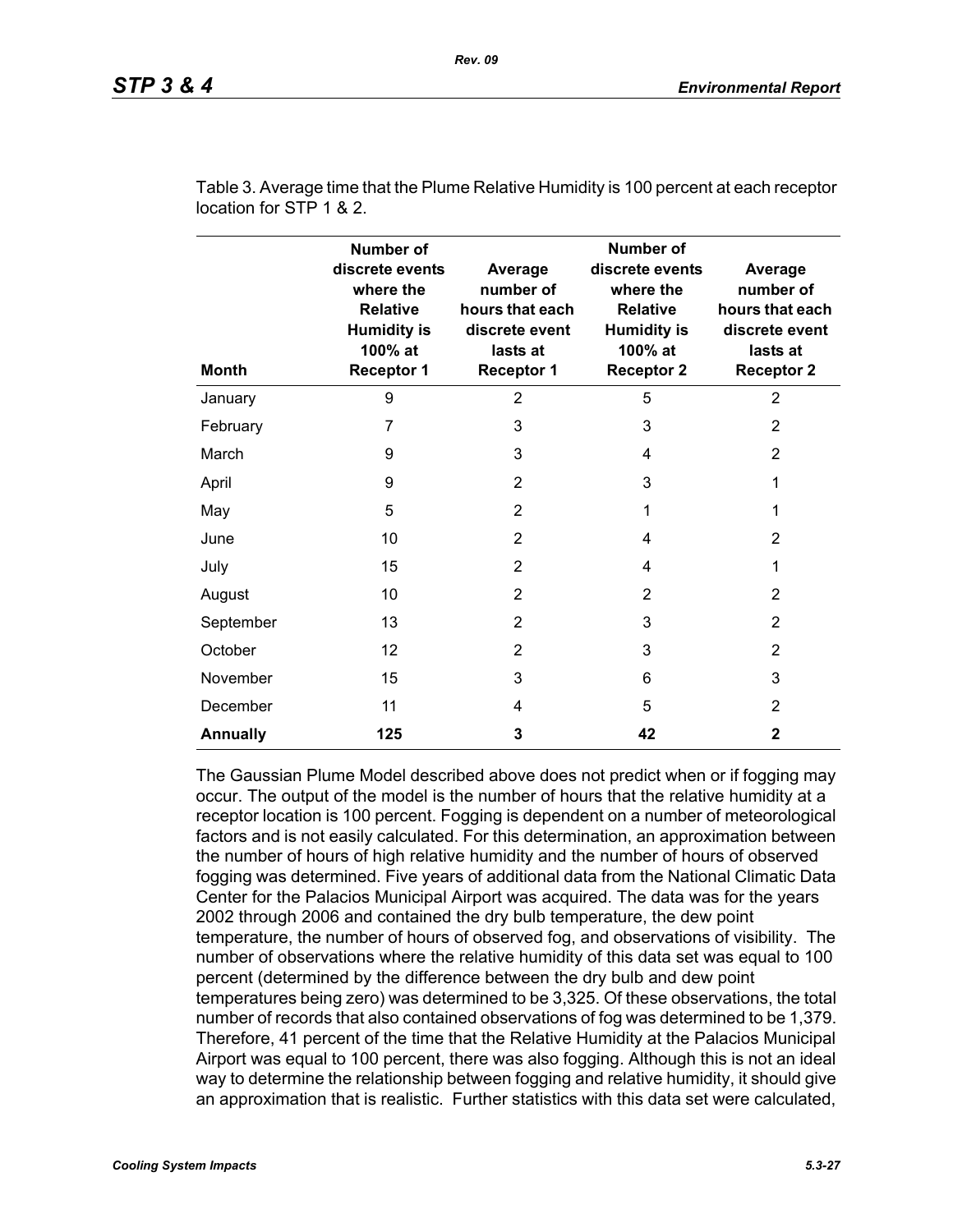Table 3. Average time that the Plume Relative Humidity is 100 percent at each receptor location for STP 1 & 2.

| Month | Number of discrete events where the Relative Humidity is 100% at Receptor 1 | Average number of hours that each discrete event lasts at Receptor 1 | Number of discrete events where the Relative Humidity is 100% at Receptor 2 | Average number of hours that each discrete event lasts at Receptor 2 |
|---|---|---|---|---|
| January | 9 | 2 | 5 | 2 |
| February | 7 | 3 | 3 | 2 |
| March | 9 | 3 | 4 | 2 |
| April | 9 | 2 | 3 | 1 |
| May | 5 | 2 | 1 | 1 |
| June | 10 | 2 | 4 | 2 |
| July | 15 | 2 | 4 | 1 |
| August | 10 | 2 | 2 | 2 |
| September | 13 | 2 | 3 | 2 |
| October | 12 | 2 | 3 | 2 |
| November | 15 | 3 | 6 | 3 |
| December | 11 | 4 | 5 | 2 |
| **Annually** | **125** | **3** | **42** | **2** |

The Gaussian Plume Model described above does not predict when or if fogging may occur. The output of the model is the number of hours that the relative humidity at a receptor location is 100 percent. Fogging is dependent on a number of meteorological factors and is not easily calculated. For this determination, an approximation between the number of hours of high relative humidity and the number of hours of observed fogging was determined. Five years of additional data from the National Climatic Data Center for the Palacios Municipal Airport was acquired. The data was for the years 2002 through 2006 and contained the dry bulb temperature, the dew point temperature, the number of hours of observed fog, and observations of visibility. The number of observations where the relative humidity of this data set was equal to 100 percent (determined by the difference between the dry bulb and dew point temperatures being zero) was determined to be 3,325. Of these observations, the total number of records that also contained observations of fog was determined to be 1,379. Therefore, 41 percent of the time that the Relative Humidity at the Palacios Municipal Airport was equal to 100 percent, there was also fogging. Although this is not an ideal way to determine the relationship between fogging and relative humidity, it should give an approximation that is realistic. Further statistics with this data set were calculated,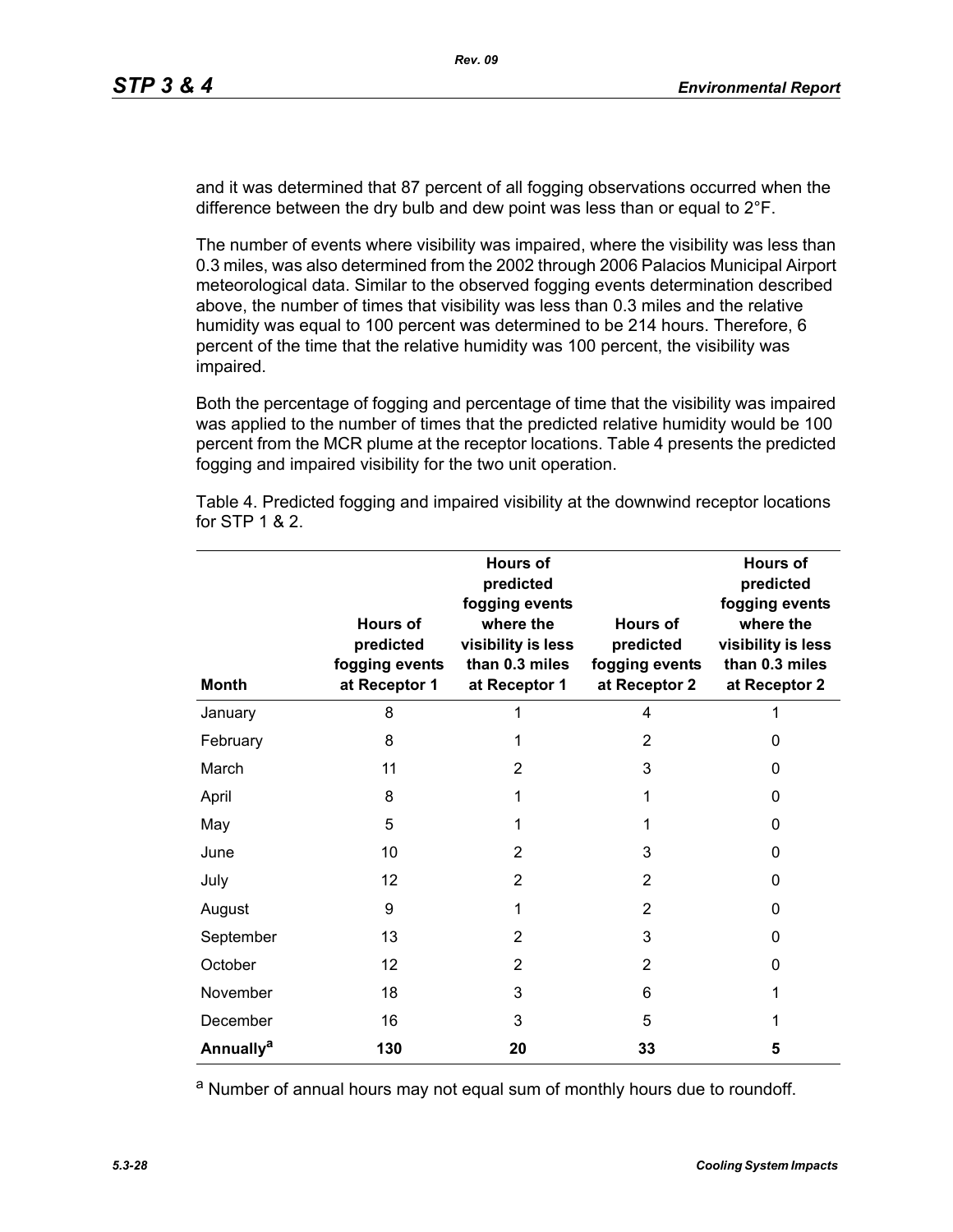and it was determined that 87 percent of all fogging observations occurred when the difference between the dry bulb and dew point was less than or equal to 2°F.

The number of events where visibility was impaired, where the visibility was less than 0.3 miles, was also determined from the 2002 through 2006 Palacios Municipal Airport meteorological data. Similar to the observed fogging events determination described above, the number of times that visibility was less than 0.3 miles and the relative humidity was equal to 100 percent was determined to be 214 hours. Therefore, 6 percent of the time that the relative humidity was 100 percent, the visibility was impaired.

Both the percentage of fogging and percentage of time that the visibility was impaired was applied to the number of times that the predicted relative humidity would be 100 percent from the MCR plume at the receptor locations. Table 4 presents the predicted fogging and impaired visibility for the two unit operation.

Table 4. Predicted fogging and impaired visibility at the downwind receptor locations for STP 1 & 2.

| Month | Hours of predicted fogging events at Receptor 1 | Hours of predicted fogging events where the visibility is less than 0.3 miles at Receptor 1 | Hours of predicted fogging events at Receptor 2 | Hours of predicted fogging events where the visibility is less than 0.3 miles at Receptor 2 |
|---|---|---|---|---|
| January | 8 | 1 | 4 | 1 |
| February | 8 | 1 | 2 | 0 |
| March | 11 | 2 | 3 | 0 |
| April | 8 | 1 | 1 | 0 |
| May | 5 | 1 | 1 | 0 |
| June | 10 | 2 | 3 | 0 |
| July | 12 | 2 | 2 | 0 |
| August | 9 | 1 | 2 | 0 |
| September | 13 | 2 | 3 | 0 |
| October | 12 | 2 | 2 | 0 |
| November | 18 | 3 | 6 | 1 |
| December | 16 | 3 | 5 | 1 |
| **Annually[a]** | **130** | **20** | **33** | **5** |

[a] Number of annual hours may not equal sum of monthly hours due to roundoff.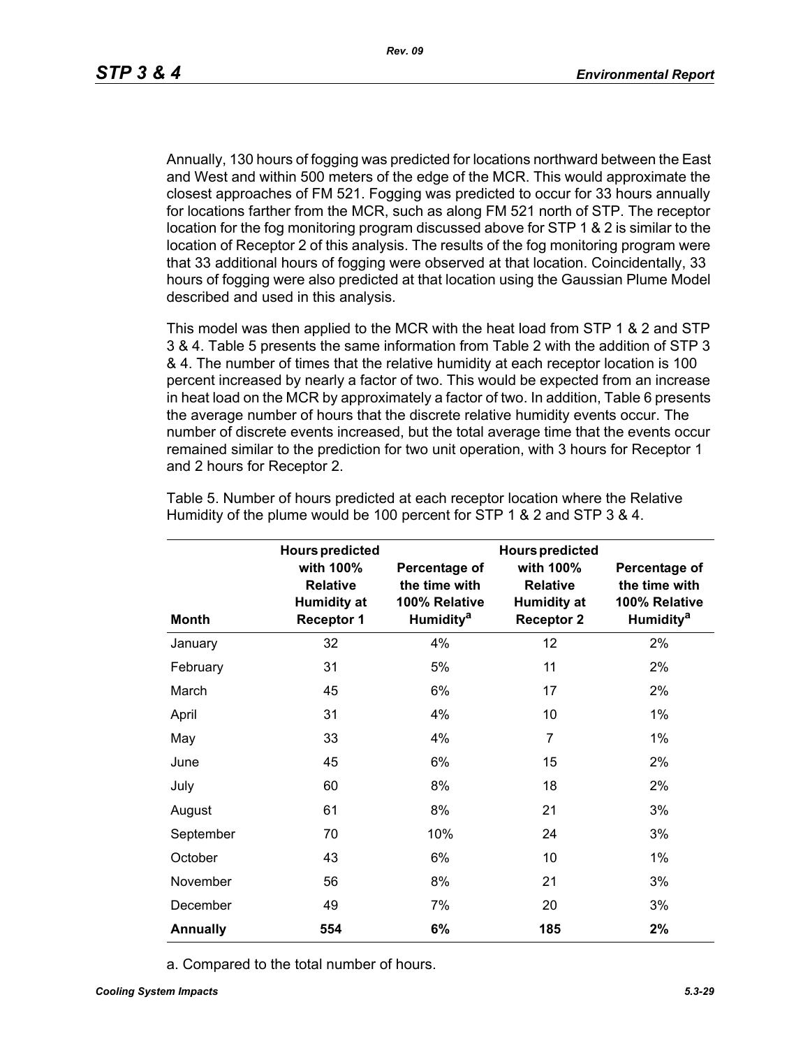Annually, 130 hours of fogging was predicted for locations northward between the East and West and within 500 meters of the edge of the MCR. This would approximate the closest approaches of FM 521. Fogging was predicted to occur for 33 hours annually for locations farther from the MCR, such as along FM 521 north of STP. The receptor location for the fog monitoring program discussed above for STP 1 & 2 is similar to the location of Receptor 2 of this analysis. The results of the fog monitoring program were that 33 additional hours of fogging were observed at that location. Coincidentally, 33 hours of fogging were also predicted at that location using the Gaussian Plume Model described and used in this analysis.

This model was then applied to the MCR with the heat load from STP 1 & 2 and STP 3 & 4. Table 5 presents the same information from Table 2 with the addition of STP 3 & 4. The number of times that the relative humidity at each receptor location is 100 percent increased by nearly a factor of two. This would be expected from an increase in heat load on the MCR by approximately a factor of two. In addition, Table 6 presents the average number of hours that the discrete relative humidity events occur. The number of discrete events increased, but the total average time that the events occur remained similar to the prediction for two unit operation, with 3 hours for Receptor 1 and 2 hours for Receptor 2.

Table 5. Number of hours predicted at each receptor location where the Relative Humidity of the plume would be 100 percent for STP 1 & 2 and STP 3 & 4.

| Month | Hours predicted with 100% Relative Humidity at Receptor 1 | Percentage of the time with 100% Relative Humidity[a] | Hours predicted with 100% Relative Humidity at Receptor 2 | Percentage of the time with 100% Relative Humidity[a] |
|---|---|---|---|---|
| January | 32 | 4% | 12 | 2% |
| February | 31 | 5% | 11 | 2% |
| March | 45 | 6% | 17 | 2% |
| April | 31 | 4% | 10 | 1% |
| May | 33 | 4% | 7 | 1% |
| June | 45 | 6% | 15 | 2% |
| July | 60 | 8% | 18 | 2% |
| August | 61 | 8% | 21 | 3% |
| September | 70 | 10% | 24 | 3% |
| October | 43 | 6% | 10 | 1% |
| November | 56 | 8% | 21 | 3% |
| December | 49 | 7% | 20 | 3% |
| **Annually** | **554** | **6%** | **185** | **2%** |

a. Compared to the total number of hours.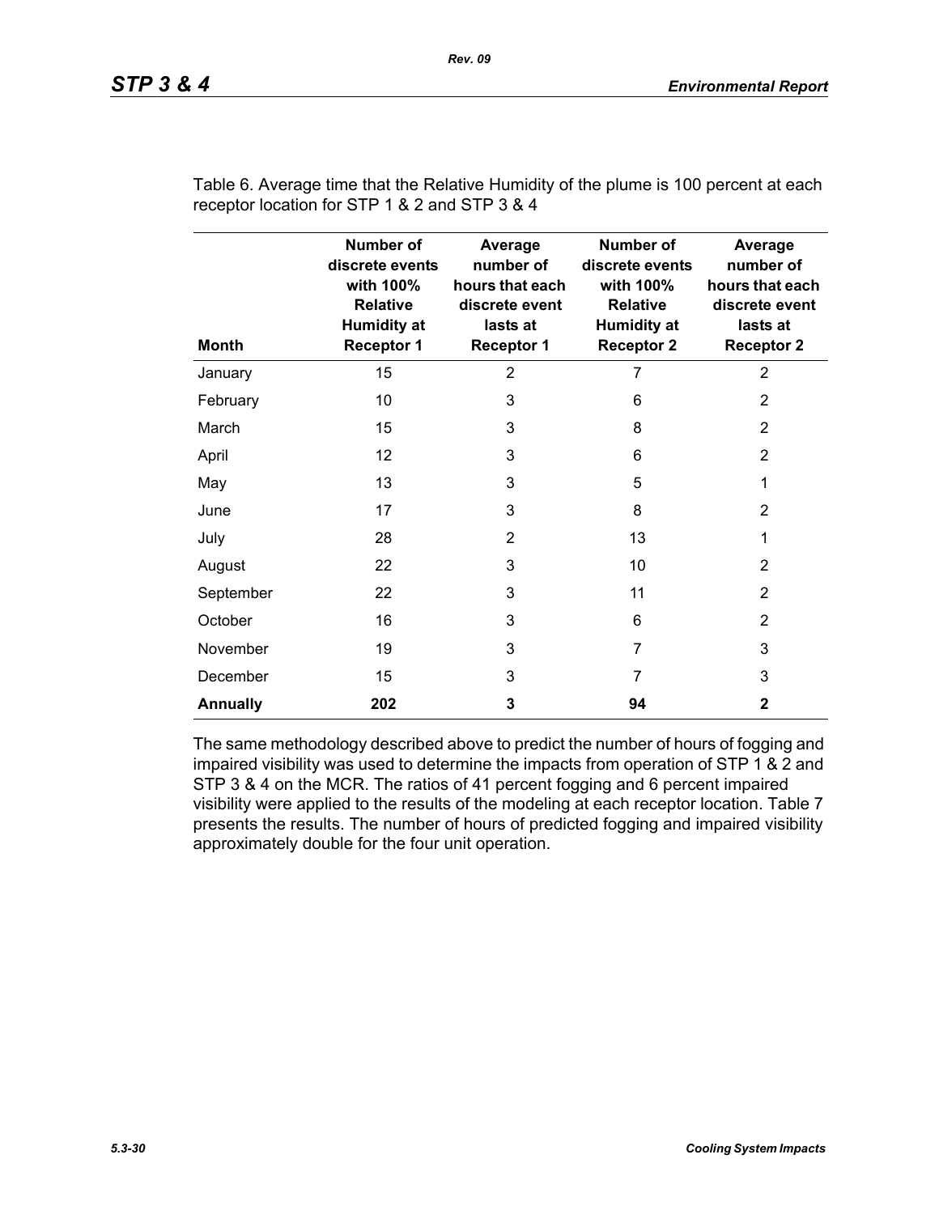Table 6. Average time that the Relative Humidity of the plume is 100 percent at each receptor location for STP 1 & 2 and STP 3 & 4

| Month | Number of discrete events with 100% Relative Humidity at Receptor 1 | Average number of hours that each discrete event lasts at Receptor 1 | Number of discrete events with 100% Relative Humidity at Receptor 2 | Average number of hours that each discrete event lasts at Receptor 2 |
|---|---|---|---|---|
| January | 15 | 2 | 7 | 2 |
| February | 10 | 3 | 6 | 2 |
| March | 15 | 3 | 8 | 2 |
| April | 12 | 3 | 6 | 2 |
| May | 13 | 3 | 5 | 1 |
| June | 17 | 3 | 8 | 2 |
| July | 28 | 2 | 13 | 1 |
| August | 22 | 3 | 10 | 2 |
| September | 22 | 3 | 11 | 2 |
| October | 16 | 3 | 6 | 2 |
| November | 19 | 3 | 7 | 3 |
| December | 15 | 3 | 7 | 3 |
| **Annually** | **202** | **3** | **94** | **2** |

The same methodology described above to predict the number of hours of fogging and impaired visibility was used to determine the impacts from operation of STP 1 & 2 and STP 3 & 4 on the MCR. The ratios of 41 percent fogging and 6 percent impaired visibility were applied to the results of the modeling at each receptor location. Table 7 presents the results. The number of hours of predicted fogging and impaired visibility approximately double for the four unit operation.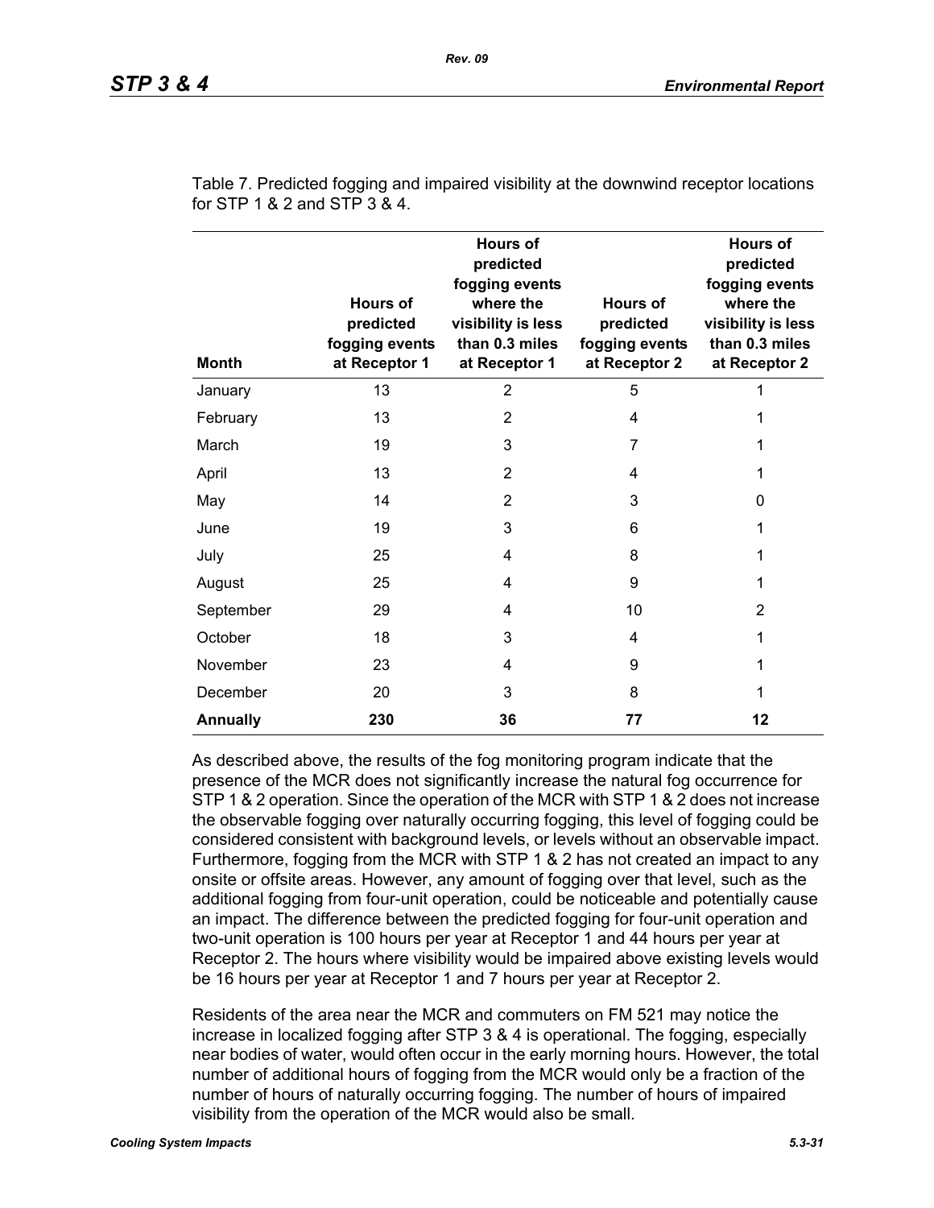Table 7. Predicted fogging and impaired visibility at the downwind receptor locations for STP 1 & 2 and STP 3 & 4.

| Month | Hours of predicted fogging events at Receptor 1 | Hours of predicted fogging events where the visibility is less than 0.3 miles at Receptor 1 | Hours of predicted fogging events at Receptor 2 | Hours of predicted fogging events where the visibility is less than 0.3 miles at Receptor 2 |
|---|---|---|---|---|
| January | 13 | 2 | 5 | 1 |
| February | 13 | 2 | 4 | 1 |
| March | 19 | 3 | 7 | 1 |
| April | 13 | 2 | 4 | 1 |
| May | 14 | 2 | 3 | 0 |
| June | 19 | 3 | 6 | 1 |
| July | 25 | 4 | 8 | 1 |
| August | 25 | 4 | 9 | 1 |
| September | 29 | 4 | 10 | 2 |
| October | 18 | 3 | 4 | 1 |
| November | 23 | 4 | 9 | 1 |
| December | 20 | 3 | 8 | 1 |
| **Annually** | **230** | **36** | **77** | **12** |

As described above, the results of the fog monitoring program indicate that the presence of the MCR does not significantly increase the natural fog occurrence for STP 1 & 2 operation. Since the operation of the MCR with STP 1 & 2 does not increase the observable fogging over naturally occurring fogging, this level of fogging could be considered consistent with background levels, or levels without an observable impact. Furthermore, fogging from the MCR with STP 1 & 2 has not created an impact to any onsite or offsite areas. However, any amount of fogging over that level, such as the additional fogging from four-unit operation, could be noticeable and potentially cause an impact. The difference between the predicted fogging for four-unit operation and two-unit operation is 100 hours per year at Receptor 1 and 44 hours per year at Receptor 2. The hours where visibility would be impaired above existing levels would be 16 hours per year at Receptor 1 and 7 hours per year at Receptor 2.

Residents of the area near the MCR and commuters on FM 521 may notice the increase in localized fogging after STP 3 & 4 is operational. The fogging, especially near bodies of water, would often occur in the early morning hours. However, the total number of additional hours of fogging from the MCR would only be a fraction of the number of hours of naturally occurring fogging. The number of hours of impaired visibility from the operation of the MCR would also be small.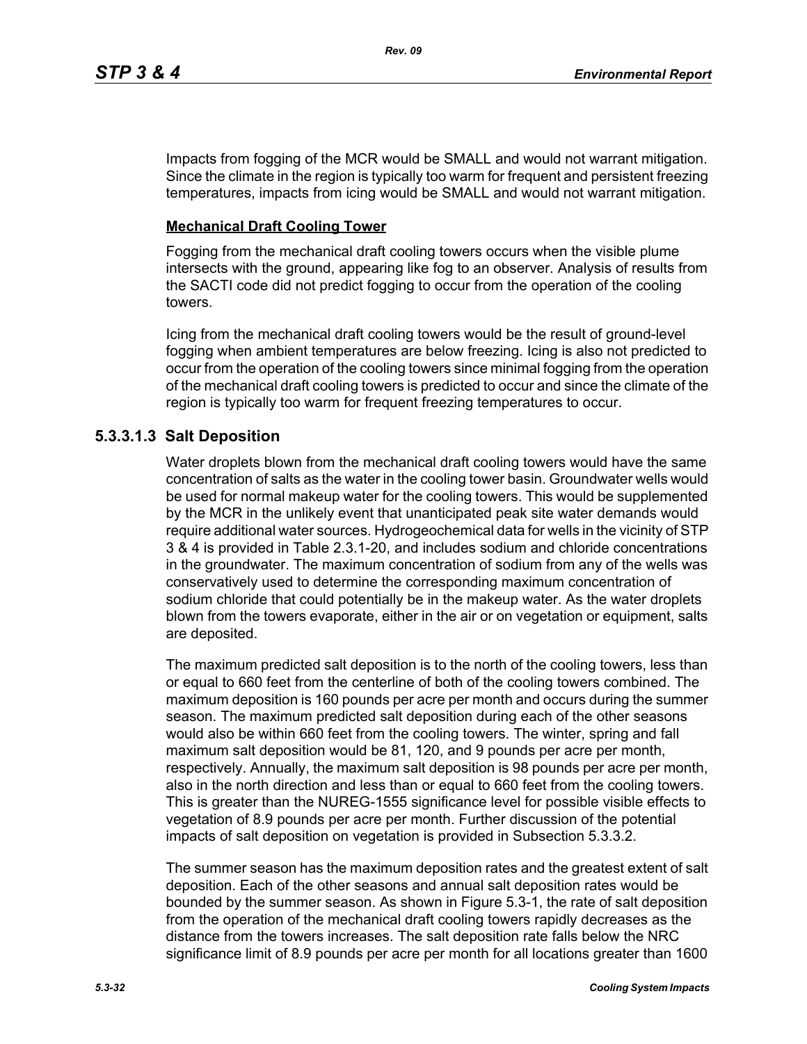Impacts from fogging of the MCR would be SMALL and would not warrant mitigation. Since the climate in the region is typically too warm for frequent and persistent freezing temperatures, impacts from icing would be SMALL and would not warrant mitigation.

**Mechanical Draft Cooling Tower**

Fogging from the mechanical draft cooling towers occurs when the visible plume intersects with the ground, appearing like fog to an observer. Analysis of results from the SACTI code did not predict fogging to occur from the operation of the cooling towers.

Icing from the mechanical draft cooling towers would be the result of ground-level fogging when ambient temperatures are below freezing. Icing is also not predicted to occur from the operation of the cooling towers since minimal fogging from the operation of the mechanical draft cooling towers is predicted to occur and since the climate of the region is typically too warm for frequent freezing temperatures to occur.

#### 5.3.3.1.3 Salt Deposition

Water droplets blown from the mechanical draft cooling towers would have the same concentration of salts as the water in the cooling tower basin. Groundwater wells would be used for normal makeup water for the cooling towers. This would be supplemented by the MCR in the unlikely event that unanticipated peak site water demands would require additional water sources. Hydrogeochemical data for wells in the vicinity of STP 3 & 4 is provided in Table 2.3.1-20, and includes sodium and chloride concentrations in the groundwater. The maximum concentration of sodium from any of the wells was conservatively used to determine the corresponding maximum concentration of sodium chloride that could potentially be in the makeup water. As the water droplets blown from the towers evaporate, either in the air or on vegetation or equipment, salts are deposited.

The maximum predicted salt deposition is to the north of the cooling towers, less than or equal to 660 feet from the centerline of both of the cooling towers combined. The maximum deposition is 160 pounds per acre per month and occurs during the summer season. The maximum predicted salt deposition during each of the other seasons would also be within 660 feet from the cooling towers. The winter, spring and fall maximum salt deposition would be 81, 120, and 9 pounds per acre per month, respectively. Annually, the maximum salt deposition is 98 pounds per acre per month, also in the north direction and less than or equal to 660 feet from the cooling towers. This is greater than the NUREG-1555 significance level for possible visible effects to vegetation of 8.9 pounds per acre per month. Further discussion of the potential impacts of salt deposition on vegetation is provided in Subsection 5.3.3.2.

The summer season has the maximum deposition rates and the greatest extent of salt deposition. Each of the other seasons and annual salt deposition rates would be bounded by the summer season. As shown in Figure 5.3-1, the rate of salt deposition from the operation of the mechanical draft cooling towers rapidly decreases as the distance from the towers increases. The salt deposition rate falls below the NRC significance limit of 8.9 pounds per acre per month for all locations greater than 1600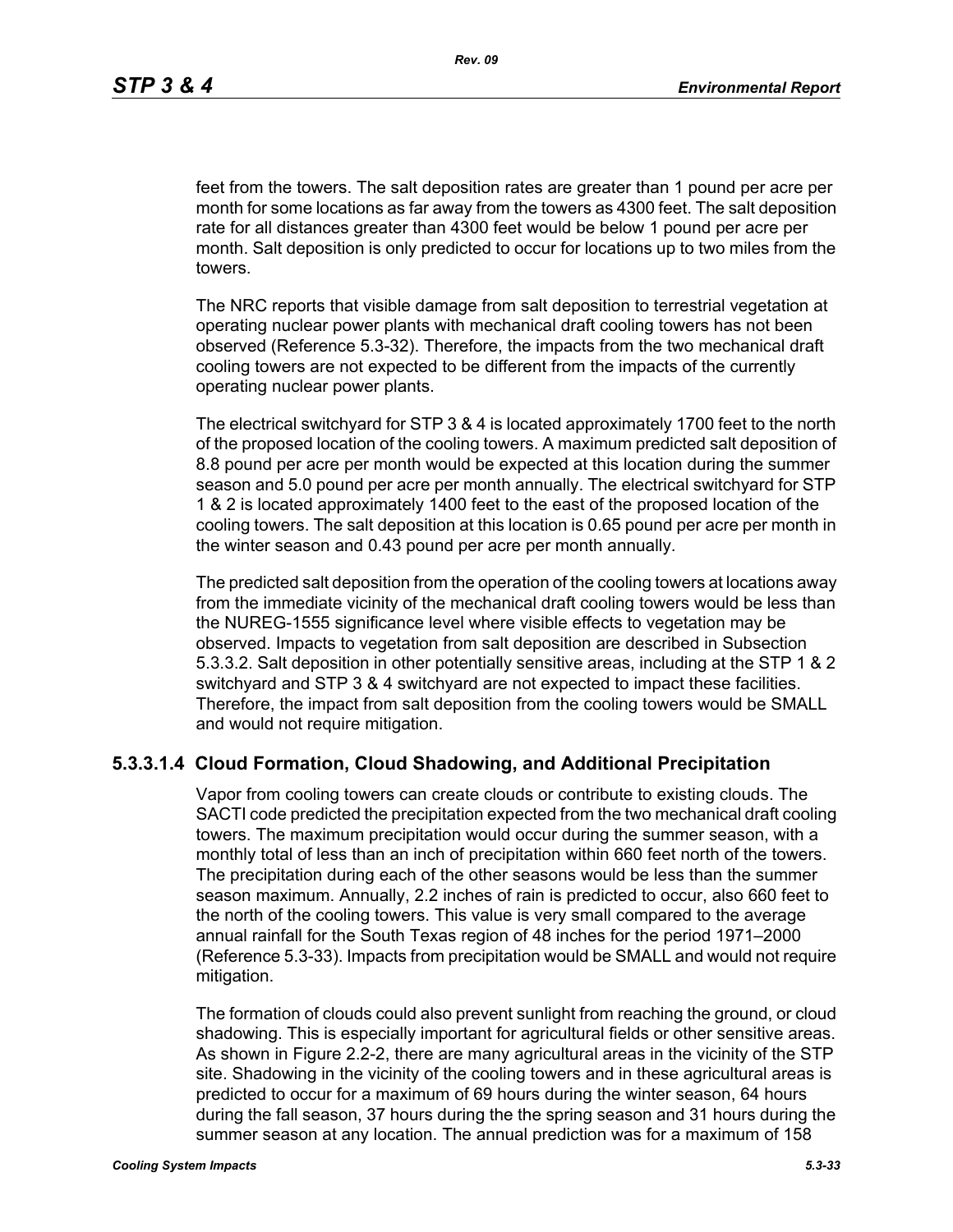feet from the towers. The salt deposition rates are greater than 1 pound per acre per month for some locations as far away from the towers as 4300 feet. The salt deposition rate for all distances greater than 4300 feet would be below 1 pound per acre per month. Salt deposition is only predicted to occur for locations up to two miles from the towers.

The NRC reports that visible damage from salt deposition to terrestrial vegetation at operating nuclear power plants with mechanical draft cooling towers has not been observed (Reference 5.3-32). Therefore, the impacts from the two mechanical draft cooling towers are not expected to be different from the impacts of the currently operating nuclear power plants.

The electrical switchyard for STP 3 & 4 is located approximately 1700 feet to the north of the proposed location of the cooling towers. A maximum predicted salt deposition of 8.8 pound per acre per month would be expected at this location during the summer season and 5.0 pound per acre per month annually. The electrical switchyard for STP 1 & 2 is located approximately 1400 feet to the east of the proposed location of the cooling towers. The salt deposition at this location is 0.65 pound per acre per month in the winter season and 0.43 pound per acre per month annually.

The predicted salt deposition from the operation of the cooling towers at locations away from the immediate vicinity of the mechanical draft cooling towers would be less than the NUREG-1555 significance level where visible effects to vegetation may be observed. Impacts to vegetation from salt deposition are described in Subsection 5.3.3.2. Salt deposition in other potentially sensitive areas, including at the STP 1 & 2 switchyard and STP 3 & 4 switchyard are not expected to impact these facilities. Therefore, the impact from salt deposition from the cooling towers would be SMALL and would not require mitigation.

#### 5.3.3.1.4 Cloud Formation, Cloud Shadowing, and Additional Precipitation

Vapor from cooling towers can create clouds or contribute to existing clouds. The SACTI code predicted the precipitation expected from the two mechanical draft cooling towers. The maximum precipitation would occur during the summer season, with a monthly total of less than an inch of precipitation within 660 feet north of the towers. The precipitation during each of the other seasons would be less than the summer season maximum. Annually, 2.2 inches of rain is predicted to occur, also 660 feet to the north of the cooling towers. This value is very small compared to the average annual rainfall for the South Texas region of 48 inches for the period 1971–2000 (Reference 5.3-33). Impacts from precipitation would be SMALL and would not require mitigation.

The formation of clouds could also prevent sunlight from reaching the ground, or cloud shadowing. This is especially important for agricultural fields or other sensitive areas. As shown in Figure 2.2-2, there are many agricultural areas in the vicinity of the STP site. Shadowing in the vicinity of the cooling towers and in these agricultural areas is predicted to occur for a maximum of 69 hours during the winter season, 64 hours during the fall season, 37 hours during the the spring season and 31 hours during the summer season at any location. The annual prediction was for a maximum of 158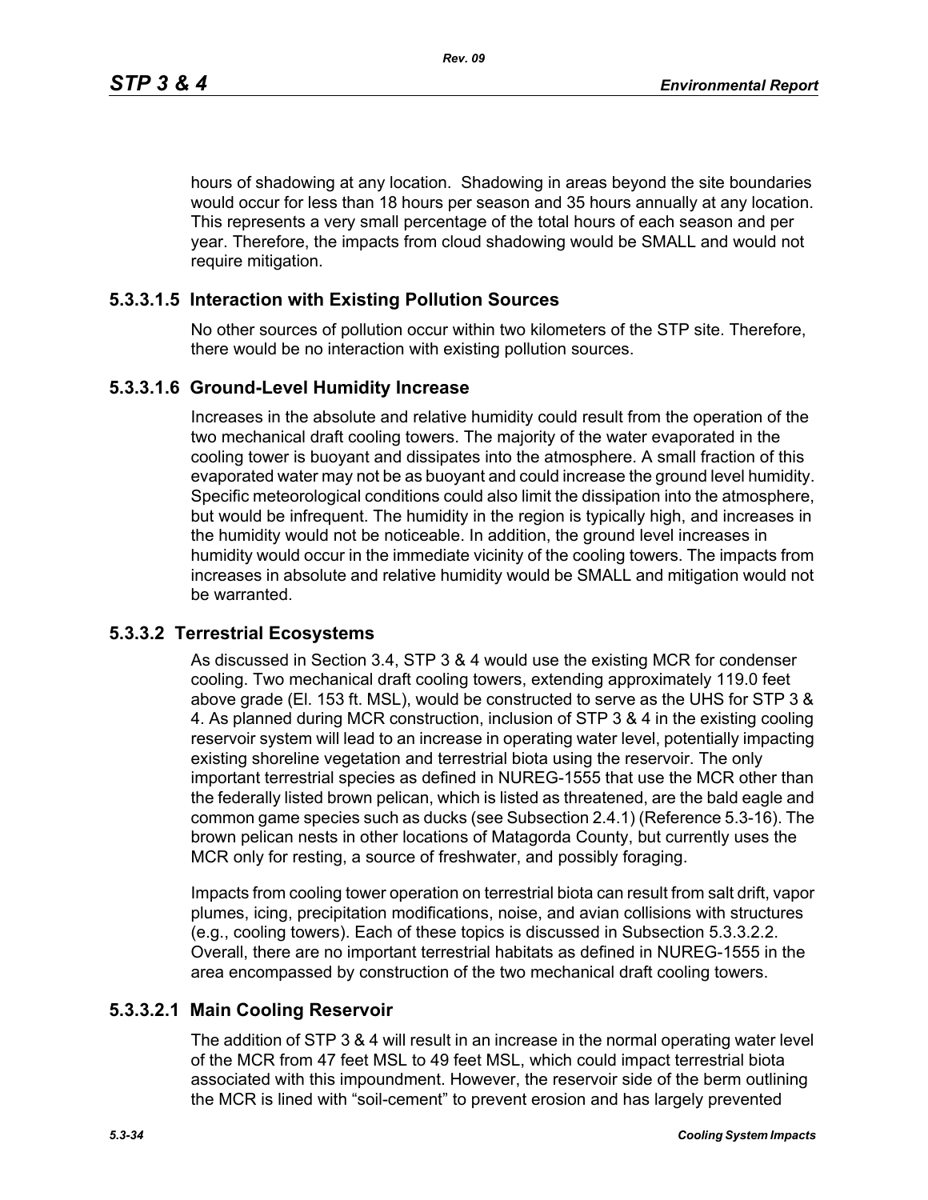hours of shadowing at any location. Shadowing in areas beyond the site boundaries would occur for less than 18 hours per season and 35 hours annually at any location. This represents a very small percentage of the total hours of each season and per year. Therefore, the impacts from cloud shadowing would be SMALL and would not require mitigation.

#### 5.3.3.1.5 Interaction with Existing Pollution Sources

No other sources of pollution occur within two kilometers of the STP site. Therefore, there would be no interaction with existing pollution sources.

#### 5.3.3.1.6 Ground-Level Humidity Increase

Increases in the absolute and relative humidity could result from the operation of the two mechanical draft cooling towers. The majority of the water evaporated in the cooling tower is buoyant and dissipates into the atmosphere. A small fraction of this evaporated water may not be as buoyant and could increase the ground level humidity. Specific meteorological conditions could also limit the dissipation into the atmosphere, but would be infrequent. The humidity in the region is typically high, and increases in the humidity would not be noticeable. In addition, the ground level increases in humidity would occur in the immediate vicinity of the cooling towers. The impacts from increases in absolute and relative humidity would be SMALL and mitigation would not be warranted.

### 5.3.3.2 Terrestrial Ecosystems

As discussed in Section 3.4, STP 3 & 4 would use the existing MCR for condenser cooling. Two mechanical draft cooling towers, extending approximately 119.0 feet above grade (El. 153 ft. MSL), would be constructed to serve as the UHS for STP 3 & 4. As planned during MCR construction, inclusion of STP 3 & 4 in the existing cooling reservoir system will lead to an increase in operating water level, potentially impacting existing shoreline vegetation and terrestrial biota using the reservoir. The only important terrestrial species as defined in NUREG-1555 that use the MCR other than the federally listed brown pelican, which is listed as threatened, are the bald eagle and common game species such as ducks (see Subsection 2.4.1) (Reference 5.3-16). The brown pelican nests in other locations of Matagorda County, but currently uses the MCR only for resting, a source of freshwater, and possibly foraging.

Impacts from cooling tower operation on terrestrial biota can result from salt drift, vapor plumes, icing, precipitation modifications, noise, and avian collisions with structures (e.g., cooling towers). Each of these topics is discussed in Subsection 5.3.3.2.2. Overall, there are no important terrestrial habitats as defined in NUREG-1555 in the area encompassed by construction of the two mechanical draft cooling towers.

#### 5.3.3.2.1 Main Cooling Reservoir

The addition of STP 3 & 4 will result in an increase in the normal operating water level of the MCR from 47 feet MSL to 49 feet MSL, which could impact terrestrial biota associated with this impoundment. However, the reservoir side of the berm outlining the MCR is lined with “soil-cement” to prevent erosion and has largely prevented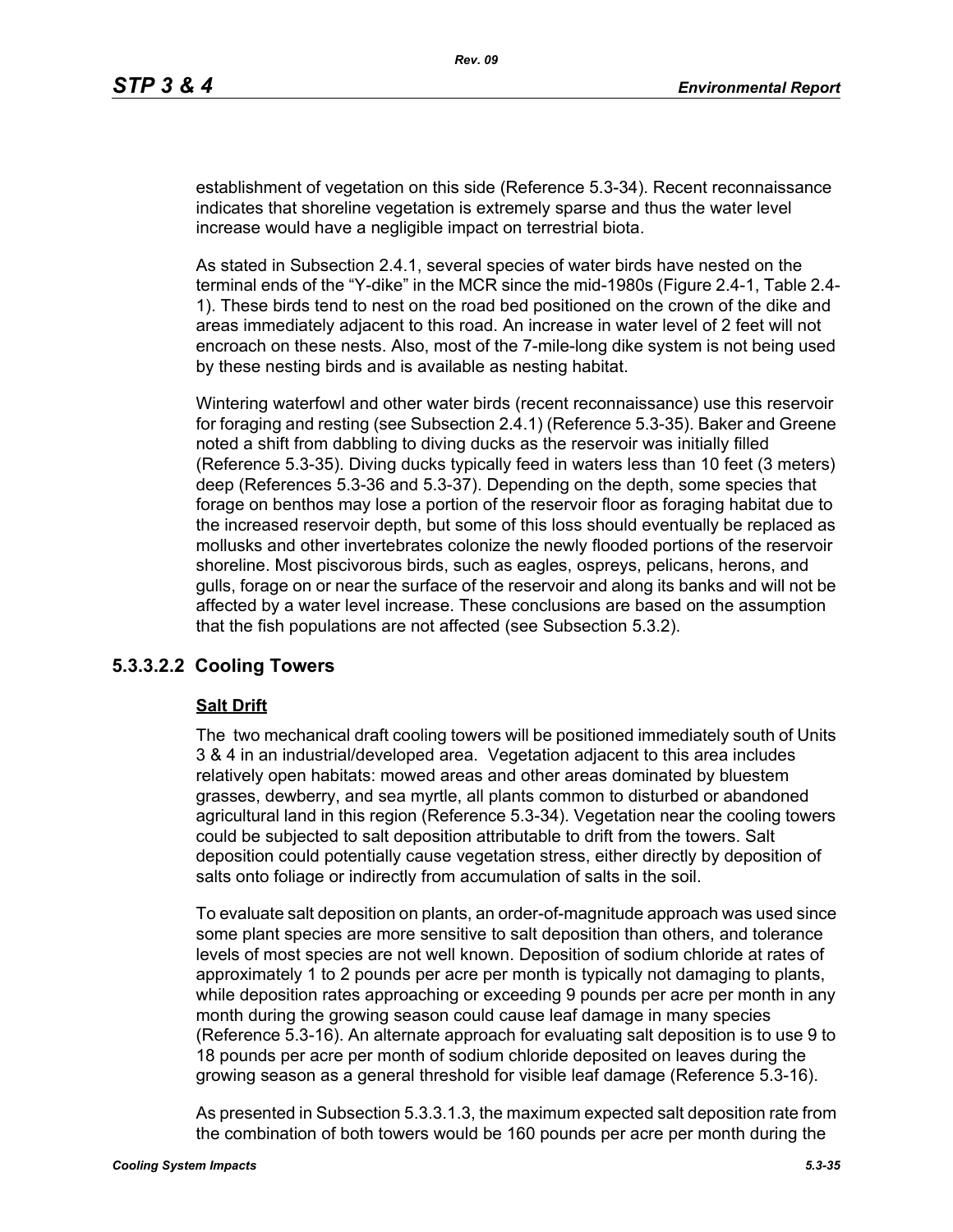establishment of vegetation on this side (Reference 5.3-34). Recent reconnaissance indicates that shoreline vegetation is extremely sparse and thus the water level increase would have a negligible impact on terrestrial biota.

As stated in Subsection 2.4.1, several species of water birds have nested on the terminal ends of the “Y-dike” in the MCR since the mid-1980s (Figure 2.4-1, Table 2.4-1). These birds tend to nest on the road bed positioned on the crown of the dike and areas immediately adjacent to this road. An increase in water level of 2 feet will not encroach on these nests. Also, most of the 7-mile-long dike system is not being used by these nesting birds and is available as nesting habitat.

Wintering waterfowl and other water birds (recent reconnaissance) use this reservoir for foraging and resting (see Subsection 2.4.1) (Reference 5.3-35). Baker and Greene noted a shift from dabbling to diving ducks as the reservoir was initially filled (Reference 5.3-35). Diving ducks typically feed in waters less than 10 feet (3 meters) deep (References 5.3-36 and 5.3-37). Depending on the depth, some species that forage on benthos may lose a portion of the reservoir floor as foraging habitat due to the increased reservoir depth, but some of this loss should eventually be replaced as mollusks and other invertebrates colonize the newly flooded portions of the reservoir shoreline. Most piscivorous birds, such as eagles, ospreys, pelicans, herons, and gulls, forage on or near the surface of the reservoir and along its banks and will not be affected by a water level increase. These conclusions are based on the assumption that the fish populations are not affected (see Subsection 5.3.2).

### 5.3.3.2.2 Cooling Towers

**Salt Drift**

The two mechanical draft cooling towers will be positioned immediately south of Units 3 & 4 in an industrial/developed area. Vegetation adjacent to this area includes relatively open habitats: mowed areas and other areas dominated by bluestem grasses, dewberry, and sea myrtle, all plants common to disturbed or abandoned agricultural land in this region (Reference 5.3-34). Vegetation near the cooling towers could be subjected to salt deposition attributable to drift from the towers. Salt deposition could potentially cause vegetation stress, either directly by deposition of salts onto foliage or indirectly from accumulation of salts in the soil.

To evaluate salt deposition on plants, an order-of-magnitude approach was used since some plant species are more sensitive to salt deposition than others, and tolerance levels of most species are not well known. Deposition of sodium chloride at rates of approximately 1 to 2 pounds per acre per month is typically not damaging to plants, while deposition rates approaching or exceeding 9 pounds per acre per month in any month during the growing season could cause leaf damage in many species (Reference 5.3-16). An alternate approach for evaluating salt deposition is to use 9 to 18 pounds per acre per month of sodium chloride deposited on leaves during the growing season as a general threshold for visible leaf damage (Reference 5.3-16).

As presented in Subsection 5.3.3.1.3, the maximum expected salt deposition rate from the combination of both towers would be 160 pounds per acre per month during the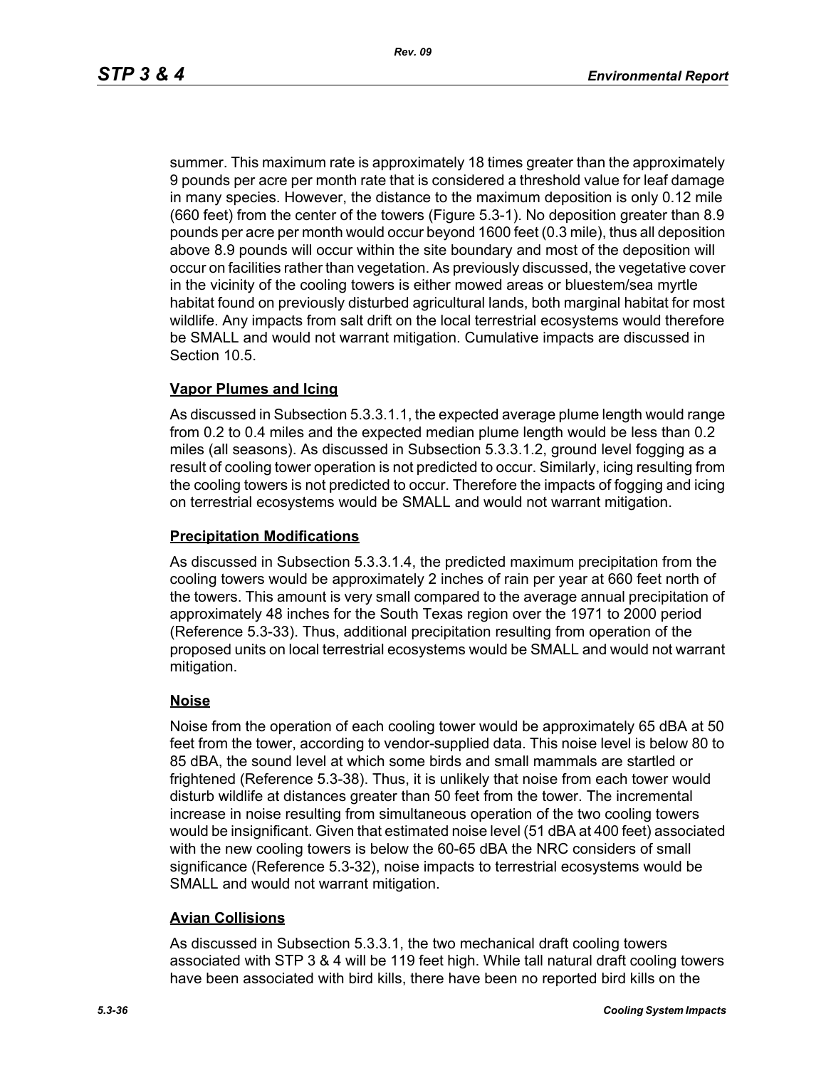summer. This maximum rate is approximately 18 times greater than the approximately 9 pounds per acre per month rate that is considered a threshold value for leaf damage in many species. However, the distance to the maximum deposition is only 0.12 mile (660 feet) from the center of the towers (Figure 5.3-1). No deposition greater than 8.9 pounds per acre per month would occur beyond 1600 feet (0.3 mile), thus all deposition above 8.9 pounds will occur within the site boundary and most of the deposition will occur on facilities rather than vegetation. As previously discussed, the vegetative cover in the vicinity of the cooling towers is either mowed areas or bluestem/sea myrtle habitat found on previously disturbed agricultural lands, both marginal habitat for most wildlife. Any impacts from salt drift on the local terrestrial ecosystems would therefore be SMALL and would not warrant mitigation. Cumulative impacts are discussed in Section 10.5.

**Vapor Plumes and Icing**

As discussed in Subsection 5.3.3.1.1, the expected average plume length would range from 0.2 to 0.4 miles and the expected median plume length would be less than 0.2 miles (all seasons). As discussed in Subsection 5.3.3.1.2, ground level fogging as a result of cooling tower operation is not predicted to occur. Similarly, icing resulting from the cooling towers is not predicted to occur. Therefore the impacts of fogging and icing on terrestrial ecosystems would be SMALL and would not warrant mitigation.

**Precipitation Modifications**

As discussed in Subsection 5.3.3.1.4, the predicted maximum precipitation from the cooling towers would be approximately 2 inches of rain per year at 660 feet north of the towers. This amount is very small compared to the average annual precipitation of approximately 48 inches for the South Texas region over the 1971 to 2000 period (Reference 5.3-33). Thus, additional precipitation resulting from operation of the proposed units on local terrestrial ecosystems would be SMALL and would not warrant mitigation.

**Noise**

Noise from the operation of each cooling tower would be approximately 65 dBA at 50 feet from the tower, according to vendor-supplied data. This noise level is below 80 to 85 dBA, the sound level at which some birds and small mammals are startled or frightened (Reference 5.3-38). Thus, it is unlikely that noise from each tower would disturb wildlife at distances greater than 50 feet from the tower. The incremental increase in noise resulting from simultaneous operation of the two cooling towers would be insignificant. Given that estimated noise level (51 dBA at 400 feet) associated with the new cooling towers is below the 60-65 dBA the NRC considers of small significance (Reference 5.3-32), noise impacts to terrestrial ecosystems would be SMALL and would not warrant mitigation.

**Avian Collisions**

As discussed in Subsection 5.3.3.1, the two mechanical draft cooling towers associated with STP 3 & 4 will be 119 feet high. While tall natural draft cooling towers have been associated with bird kills, there have been no reported bird kills on the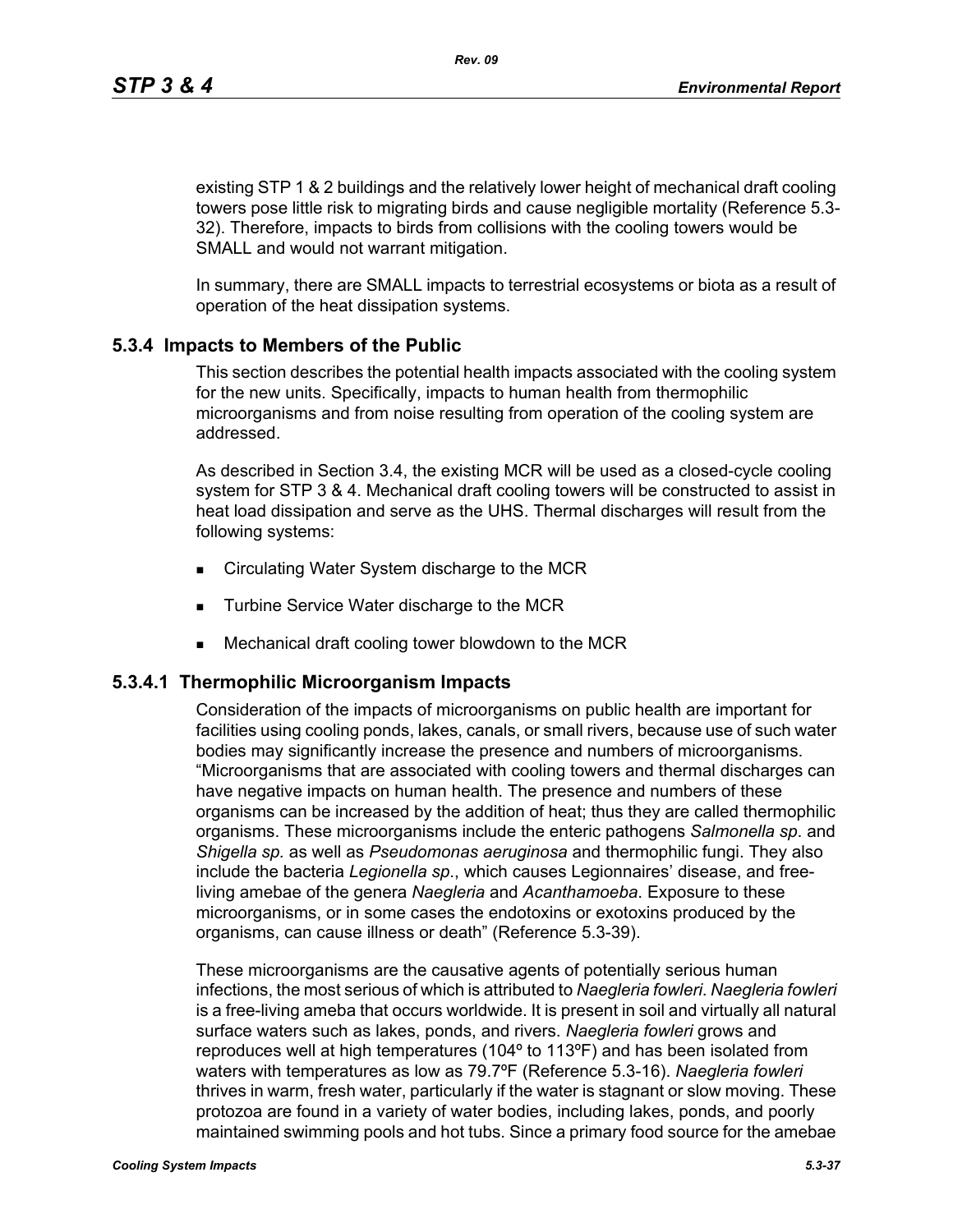existing STP 1 & 2 buildings and the relatively lower height of mechanical draft cooling towers pose little risk to migrating birds and cause negligible mortality (Reference 5.3-32). Therefore, impacts to birds from collisions with the cooling towers would be SMALL and would not warrant mitigation.

In summary, there are SMALL impacts to terrestrial ecosystems or biota as a result of operation of the heat dissipation systems.

### 5.3.4 Impacts to Members of the Public

This section describes the potential health impacts associated with the cooling system for the new units. Specifically, impacts to human health from thermophilic microorganisms and from noise resulting from operation of the cooling system are addressed.

As described in Section 3.4, the existing MCR will be used as a closed-cycle cooling system for STP 3 & 4. Mechanical draft cooling towers will be constructed to assist in heat load dissipation and serve as the UHS. Thermal discharges will result from the following systems:

- Circulating Water System discharge to the MCR
- Turbine Service Water discharge to the MCR
- Mechanical draft cooling tower blowdown to the MCR

#### 5.3.4.1 Thermophilic Microorganism Impacts

Consideration of the impacts of microorganisms on public health are important for facilities using cooling ponds, lakes, canals, or small rivers, because use of such water bodies may significantly increase the presence and numbers of microorganisms. "Microorganisms that are associated with cooling towers and thermal discharges can have negative impacts on human health. The presence and numbers of these organisms can be increased by the addition of heat; thus they are called thermophilic organisms. These microorganisms include the enteric pathogens *Salmonella sp*. and *Shigella sp.* as well as *Pseudomonas aeruginosa* and thermophilic fungi. They also include the bacteria *Legionella sp*., which causes Legionnaires' disease, and free-living amebae of the genera *Naegleria* and *Acanthamoeba*. Exposure to these microorganisms, or in some cases the endotoxins or exotoxins produced by the organisms, can cause illness or death" (Reference 5.3-39).

These microorganisms are the causative agents of potentially serious human infections, the most serious of which is attributed to *Naegleria fowleri*. *Naegleria fowleri* is a free-living ameba that occurs worldwide. It is present in soil and virtually all natural surface waters such as lakes, ponds, and rivers. *Naegleria fowleri* grows and reproduces well at high temperatures (104º to 113ºF) and has been isolated from waters with temperatures as low as 79.7ºF (Reference 5.3-16). *Naegleria fowleri* thrives in warm, fresh water, particularly if the water is stagnant or slow moving. These protozoa are found in a variety of water bodies, including lakes, ponds, and poorly maintained swimming pools and hot tubs. Since a primary food source for the amebae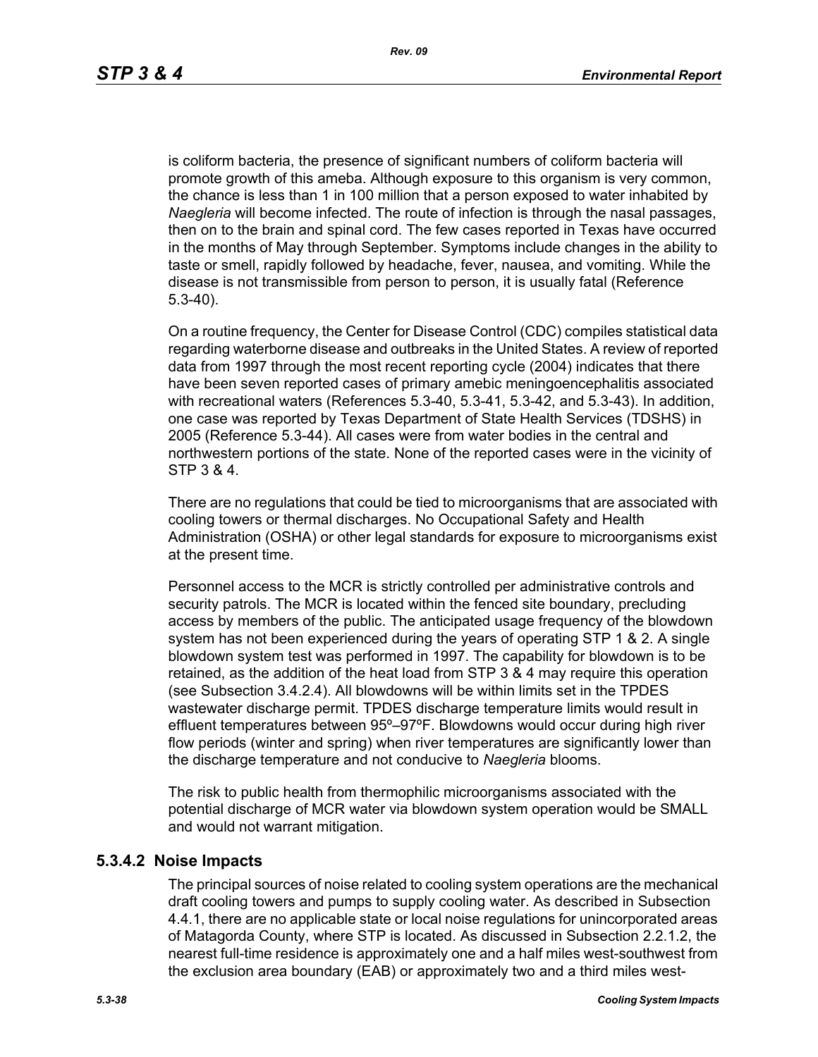is coliform bacteria, the presence of significant numbers of coliform bacteria will promote growth of this ameba. Although exposure to this organism is very common, the chance is less than 1 in 100 million that a person exposed to water inhabited by *Naegleria* will become infected. The route of infection is through the nasal passages, then on to the brain and spinal cord. The few cases reported in Texas have occurred in the months of May through September. Symptoms include changes in the ability to taste or smell, rapidly followed by headache, fever, nausea, and vomiting. While the disease is not transmissible from person to person, it is usually fatal (Reference 5.3-40).

On a routine frequency, the Center for Disease Control (CDC) compiles statistical data regarding waterborne disease and outbreaks in the United States. A review of reported data from 1997 through the most recent reporting cycle (2004) indicates that there have been seven reported cases of primary amebic meningoencephalitis associated with recreational waters (References 5.3-40, 5.3-41, 5.3-42, and 5.3-43). In addition, one case was reported by Texas Department of State Health Services (TDSHS) in 2005 (Reference 5.3-44). All cases were from water bodies in the central and northwestern portions of the state. None of the reported cases were in the vicinity of STP 3 & 4.

There are no regulations that could be tied to microorganisms that are associated with cooling towers or thermal discharges. No Occupational Safety and Health Administration (OSHA) or other legal standards for exposure to microorganisms exist at the present time.

Personnel access to the MCR is strictly controlled per administrative controls and security patrols. The MCR is located within the fenced site boundary, precluding access by members of the public. The anticipated usage frequency of the blowdown system has not been experienced during the years of operating STP 1 & 2. A single blowdown system test was performed in 1997. The capability for blowdown is to be retained, as the addition of the heat load from STP 3 & 4 may require this operation (see Subsection 3.4.2.4). All blowdowns will be within limits set in the TPDES wastewater discharge permit. TPDES discharge temperature limits would result in effluent temperatures between 95º–97ºF. Blowdowns would occur during high river flow periods (winter and spring) when river temperatures are significantly lower than the discharge temperature and not conducive to *Naegleria* blooms.

The risk to public health from thermophilic microorganisms associated with the potential discharge of MCR water via blowdown system operation would be SMALL and would not warrant mitigation.

### 5.3.4.2 Noise Impacts

The principal sources of noise related to cooling system operations are the mechanical draft cooling towers and pumps to supply cooling water. As described in Subsection 4.4.1, there are no applicable state or local noise regulations for unincorporated areas of Matagorda County, where STP is located. As discussed in Subsection 2.2.1.2, the nearest full-time residence is approximately one and a half miles west-southwest from the exclusion area boundary (EAB) or approximately two and a third miles west-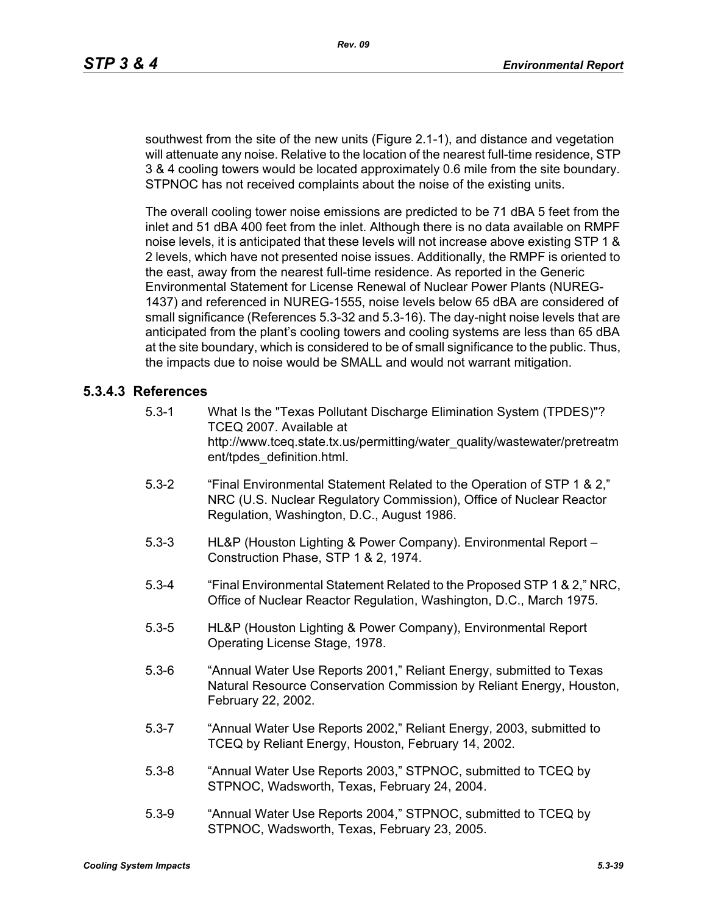southwest from the site of the new units (Figure 2.1-1), and distance and vegetation will attenuate any noise. Relative to the location of the nearest full-time residence, STP 3 & 4 cooling towers would be located approximately 0.6 mile from the site boundary. STPNOC has not received complaints about the noise of the existing units.

The overall cooling tower noise emissions are predicted to be 71 dBA 5 feet from the inlet and 51 dBA 400 feet from the inlet. Although there is no data available on RMPF noise levels, it is anticipated that these levels will not increase above existing STP 1 & 2 levels, which have not presented noise issues. Additionally, the RMPF is oriented to the east, away from the nearest full-time residence. As reported in the Generic Environmental Statement for License Renewal of Nuclear Power Plants (NUREG-1437) and referenced in NUREG-1555, noise levels below 65 dBA are considered of small significance (References 5.3-32 and 5.3-16). The day-night noise levels that are anticipated from the plant's cooling towers and cooling systems are less than 65 dBA at the site boundary, which is considered to be of small significance to the public. Thus, the impacts due to noise would be SMALL and would not warrant mitigation.

### 5.3.4.3 References

- 5.3-1 What Is the "Texas Pollutant Discharge Elimination System (TPDES)"? TCEQ 2007. Available at http://www.tceq.state.tx.us/permitting/water_quality/wastewater/pretreatment/tpdes_definition.html.
- 5.3-2 "Final Environmental Statement Related to the Operation of STP 1 & 2," NRC (U.S. Nuclear Regulatory Commission), Office of Nuclear Reactor Regulation, Washington, D.C., August 1986.
- 5.3-3 HL&P (Houston Lighting & Power Company). Environmental Report – Construction Phase, STP 1 & 2, 1974.
- 5.3-4 "Final Environmental Statement Related to the Proposed STP 1 & 2," NRC, Office of Nuclear Reactor Regulation, Washington, D.C., March 1975.
- 5.3-5 HL&P (Houston Lighting & Power Company), Environmental Report Operating License Stage, 1978.
- 5.3-6 "Annual Water Use Reports 2001," Reliant Energy, submitted to Texas Natural Resource Conservation Commission by Reliant Energy, Houston, February 22, 2002.
- 5.3-7 "Annual Water Use Reports 2002," Reliant Energy, 2003, submitted to TCEQ by Reliant Energy, Houston, February 14, 2002.
- 5.3-8 "Annual Water Use Reports 2003," STPNOC, submitted to TCEQ by STPNOC, Wadsworth, Texas, February 24, 2004.
- 5.3-9 "Annual Water Use Reports 2004," STPNOC, submitted to TCEQ by STPNOC, Wadsworth, Texas, February 23, 2005.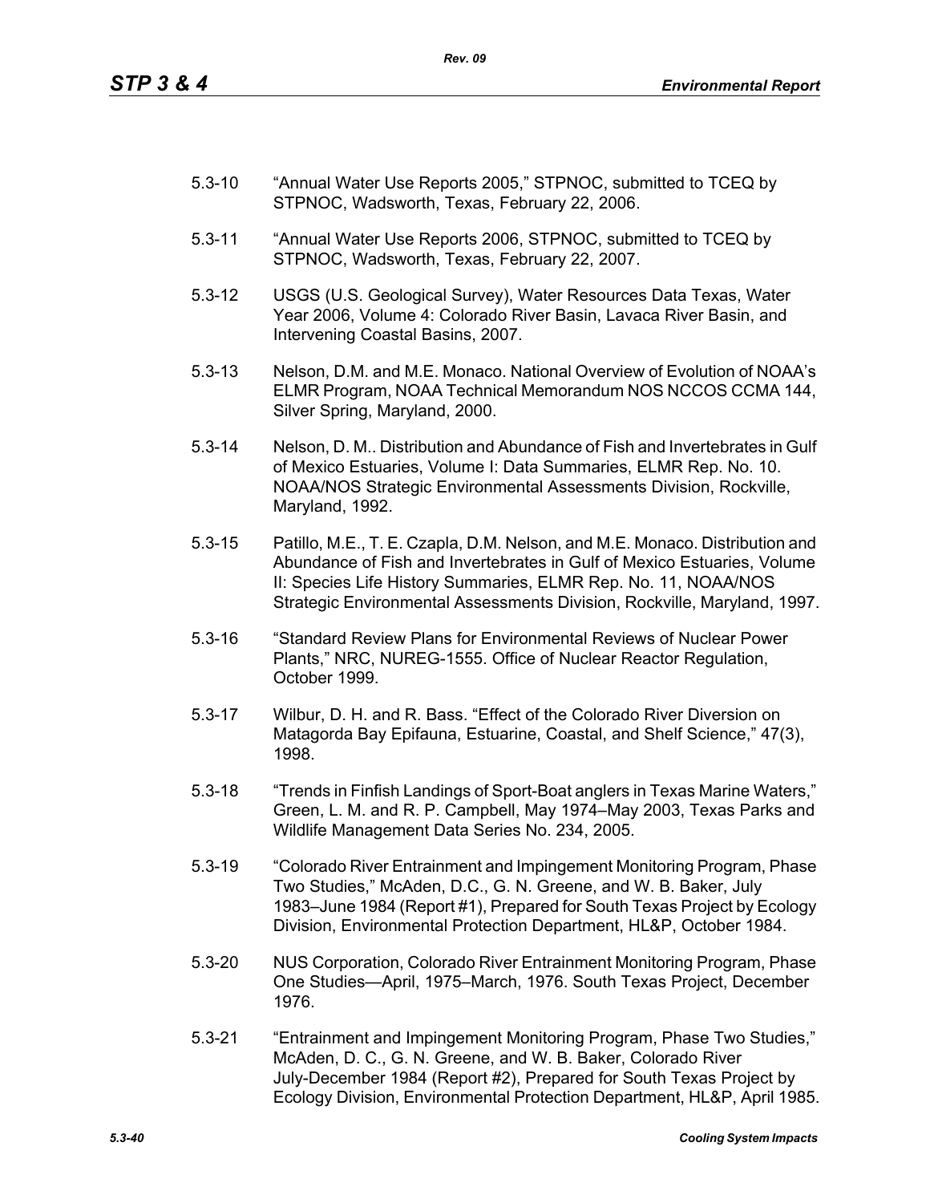5.3-10 "Annual Water Use Reports 2005," STPNOC, submitted to TCEQ by STPNOC, Wadsworth, Texas, February 22, 2006.

5.3-11 "Annual Water Use Reports 2006, STPNOC, submitted to TCEQ by STPNOC, Wadsworth, Texas, February 22, 2007.

5.3-12 USGS (U.S. Geological Survey), Water Resources Data Texas, Water Year 2006, Volume 4: Colorado River Basin, Lavaca River Basin, and Intervening Coastal Basins, 2007.

5.3-13 Nelson, D.M. and M.E. Monaco. National Overview of Evolution of NOAA's ELMR Program, NOAA Technical Memorandum NOS NCCOS CCMA 144, Silver Spring, Maryland, 2000.

5.3-14 Nelson, D. M.. Distribution and Abundance of Fish and Invertebrates in Gulf of Mexico Estuaries, Volume I: Data Summaries, ELMR Rep. No. 10. NOAA/NOS Strategic Environmental Assessments Division, Rockville, Maryland, 1992.

5.3-15 Patillo, M.E., T. E. Czapla, D.M. Nelson, and M.E. Monaco. Distribution and Abundance of Fish and Invertebrates in Gulf of Mexico Estuaries, Volume II: Species Life History Summaries, ELMR Rep. No. 11, NOAA/NOS Strategic Environmental Assessments Division, Rockville, Maryland, 1997.

5.3-16 "Standard Review Plans for Environmental Reviews of Nuclear Power Plants," NRC, NUREG-1555. Office of Nuclear Reactor Regulation, October 1999.

5.3-17 Wilbur, D. H. and R. Bass. "Effect of the Colorado River Diversion on Matagorda Bay Epifauna, Estuarine, Coastal, and Shelf Science," 47(3), 1998.

5.3-18 "Trends in Finfish Landings of Sport-Boat anglers in Texas Marine Waters," Green, L. M. and R. P. Campbell, May 1974–May 2003, Texas Parks and Wildlife Management Data Series No. 234, 2005.

5.3-19 "Colorado River Entrainment and Impingement Monitoring Program, Phase Two Studies," McAden, D.C., G. N. Greene, and W. B. Baker, July 1983–June 1984 (Report #1), Prepared for South Texas Project by Ecology Division, Environmental Protection Department, HL&P, October 1984.

5.3-20 NUS Corporation, Colorado River Entrainment Monitoring Program, Phase One Studies—April, 1975–March, 1976. South Texas Project, December 1976.

5.3-21 "Entrainment and Impingement Monitoring Program, Phase Two Studies," McAden, D. C., G. N. Greene, and W. B. Baker, Colorado River July-December 1984 (Report #2), Prepared for South Texas Project by Ecology Division, Environmental Protection Department, HL&P, April 1985.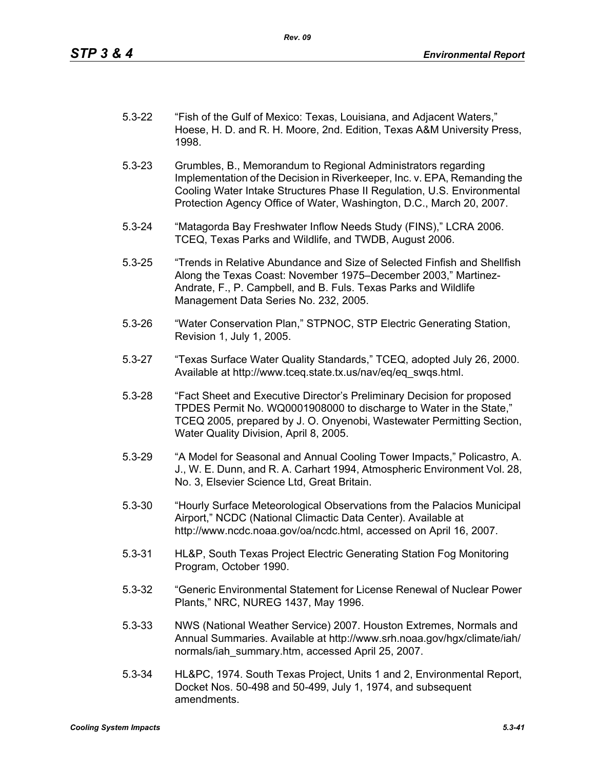5.3-22 "Fish of the Gulf of Mexico: Texas, Louisiana, and Adjacent Waters," Hoese, H. D. and R. H. Moore, 2nd. Edition, Texas A&M University Press, 1998.

5.3-23 Grumbles, B., Memorandum to Regional Administrators regarding Implementation of the Decision in Riverkeeper, Inc. v. EPA, Remanding the Cooling Water Intake Structures Phase II Regulation, U.S. Environmental Protection Agency Office of Water, Washington, D.C., March 20, 2007.

5.3-24 "Matagorda Bay Freshwater Inflow Needs Study (FINS)," LCRA 2006. TCEQ, Texas Parks and Wildlife, and TWDB, August 2006.

5.3-25 "Trends in Relative Abundance and Size of Selected Finfish and Shellfish Along the Texas Coast: November 1975–December 2003," Martinez-Andrate, F., P. Campbell, and B. Fuls. Texas Parks and Wildlife Management Data Series No. 232, 2005.

5.3-26 "Water Conservation Plan," STPNOC, STP Electric Generating Station, Revision 1, July 1, 2005.

5.3-27 "Texas Surface Water Quality Standards," TCEQ, adopted July 26, 2000. Available at http://www.tceq.state.tx.us/nav/eq/eq_swqs.html.

5.3-28 "Fact Sheet and Executive Director's Preliminary Decision for proposed TPDES Permit No. WQ0001908000 to discharge to Water in the State," TCEQ 2005, prepared by J. O. Onyenobi, Wastewater Permitting Section, Water Quality Division, April 8, 2005.

5.3-29 "A Model for Seasonal and Annual Cooling Tower Impacts," Policastro, A. J., W. E. Dunn, and R. A. Carhart 1994, Atmospheric Environment Vol. 28, No. 3, Elsevier Science Ltd, Great Britain.

5.3-30 "Hourly Surface Meteorological Observations from the Palacios Municipal Airport," NCDC (National Climactic Data Center). Available at http://www.ncdc.noaa.gov/oa/ncdc.html, accessed on April 16, 2007.

5.3-31 HL&P, South Texas Project Electric Generating Station Fog Monitoring Program, October 1990.

5.3-32 "Generic Environmental Statement for License Renewal of Nuclear Power Plants," NRC, NUREG 1437, May 1996.

5.3-33 NWS (National Weather Service) 2007. Houston Extremes, Normals and Annual Summaries. Available at http://www.srh.noaa.gov/hgx/climate/iah/normals/iah_summary.htm, accessed April 25, 2007.

5.3-34 HL&PC, 1974. South Texas Project, Units 1 and 2, Environmental Report, Docket Nos. 50-498 and 50-499, July 1, 1974, and subsequent amendments.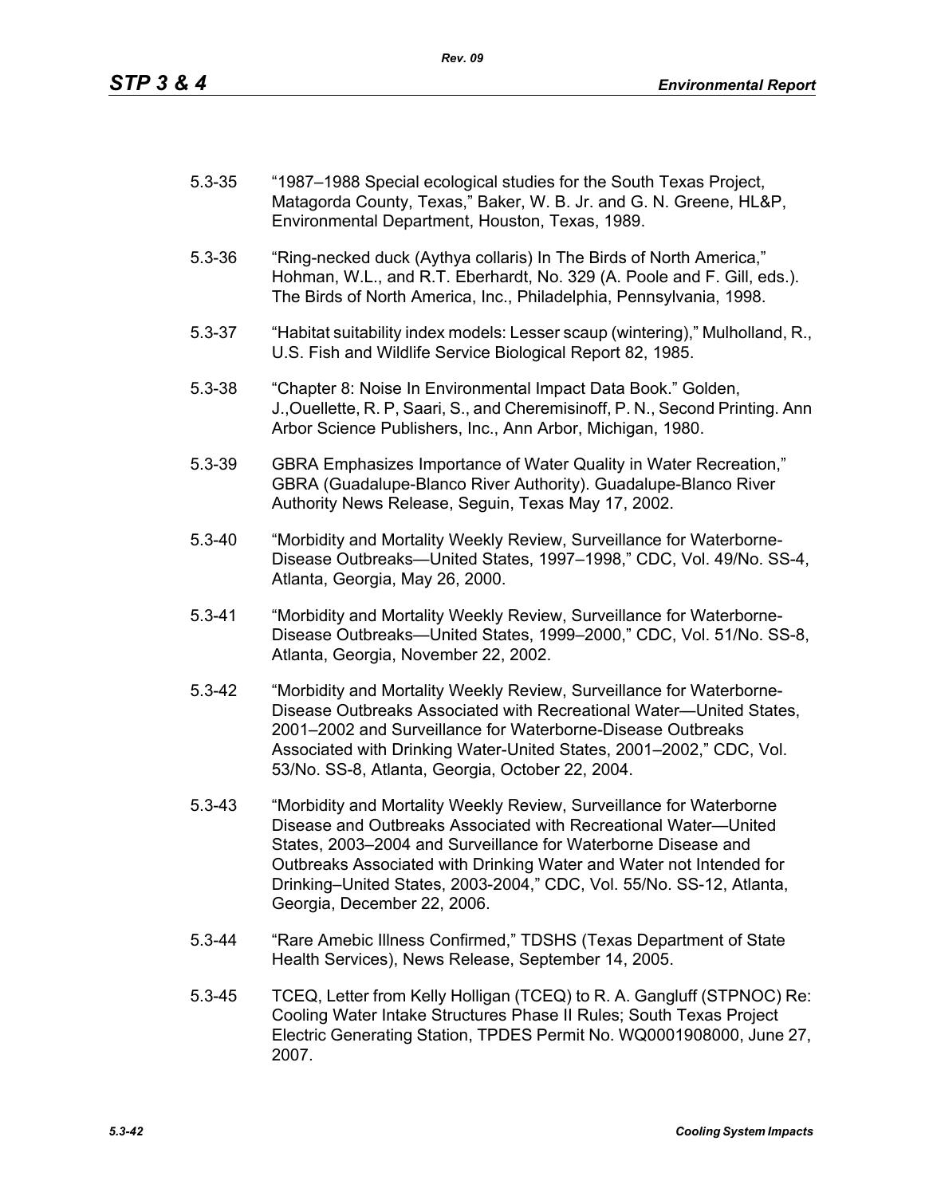5.3-35 "1987–1988 Special ecological studies for the South Texas Project, Matagorda County, Texas," Baker, W. B. Jr. and G. N. Greene, HL&P, Environmental Department, Houston, Texas, 1989.

5.3-36 "Ring-necked duck (Aythya collaris) In The Birds of North America," Hohman, W.L., and R.T. Eberhardt, No. 329 (A. Poole and F. Gill, eds.). The Birds of North America, Inc., Philadelphia, Pennsylvania, 1998.

5.3-37 "Habitat suitability index models: Lesser scaup (wintering)," Mulholland, R., U.S. Fish and Wildlife Service Biological Report 82, 1985.

5.3-38 "Chapter 8: Noise In Environmental Impact Data Book." Golden, J.,Ouellette, R. P, Saari, S., and Cheremisinoff, P. N., Second Printing. Ann Arbor Science Publishers, Inc., Ann Arbor, Michigan, 1980.

5.3-39 GBRA Emphasizes Importance of Water Quality in Water Recreation," GBRA (Guadalupe-Blanco River Authority). Guadalupe-Blanco River Authority News Release, Seguin, Texas May 17, 2002.

5.3-40 "Morbidity and Mortality Weekly Review, Surveillance for Waterborne-Disease Outbreaks—United States, 1997–1998," CDC, Vol. 49/No. SS-4, Atlanta, Georgia, May 26, 2000.

5.3-41 "Morbidity and Mortality Weekly Review, Surveillance for Waterborne-Disease Outbreaks—United States, 1999–2000," CDC, Vol. 51/No. SS-8, Atlanta, Georgia, November 22, 2002.

5.3-42 "Morbidity and Mortality Weekly Review, Surveillance for Waterborne-Disease Outbreaks Associated with Recreational Water—United States, 2001–2002 and Surveillance for Waterborne-Disease Outbreaks Associated with Drinking Water-United States, 2001–2002," CDC, Vol. 53/No. SS-8, Atlanta, Georgia, October 22, 2004.

5.3-43 "Morbidity and Mortality Weekly Review, Surveillance for Waterborne Disease and Outbreaks Associated with Recreational Water—United States, 2003–2004 and Surveillance for Waterborne Disease and Outbreaks Associated with Drinking Water and Water not Intended for Drinking–United States, 2003-2004," CDC, Vol. 55/No. SS-12, Atlanta, Georgia, December 22, 2006.

5.3-44 "Rare Amebic Illness Confirmed," TDSHS (Texas Department of State Health Services), News Release, September 14, 2005.

5.3-45 TCEQ, Letter from Kelly Holligan (TCEQ) to R. A. Gangluff (STPNOC) Re: Cooling Water Intake Structures Phase II Rules; South Texas Project Electric Generating Station, TPDES Permit No. WQ0001908000, June 27, 2007.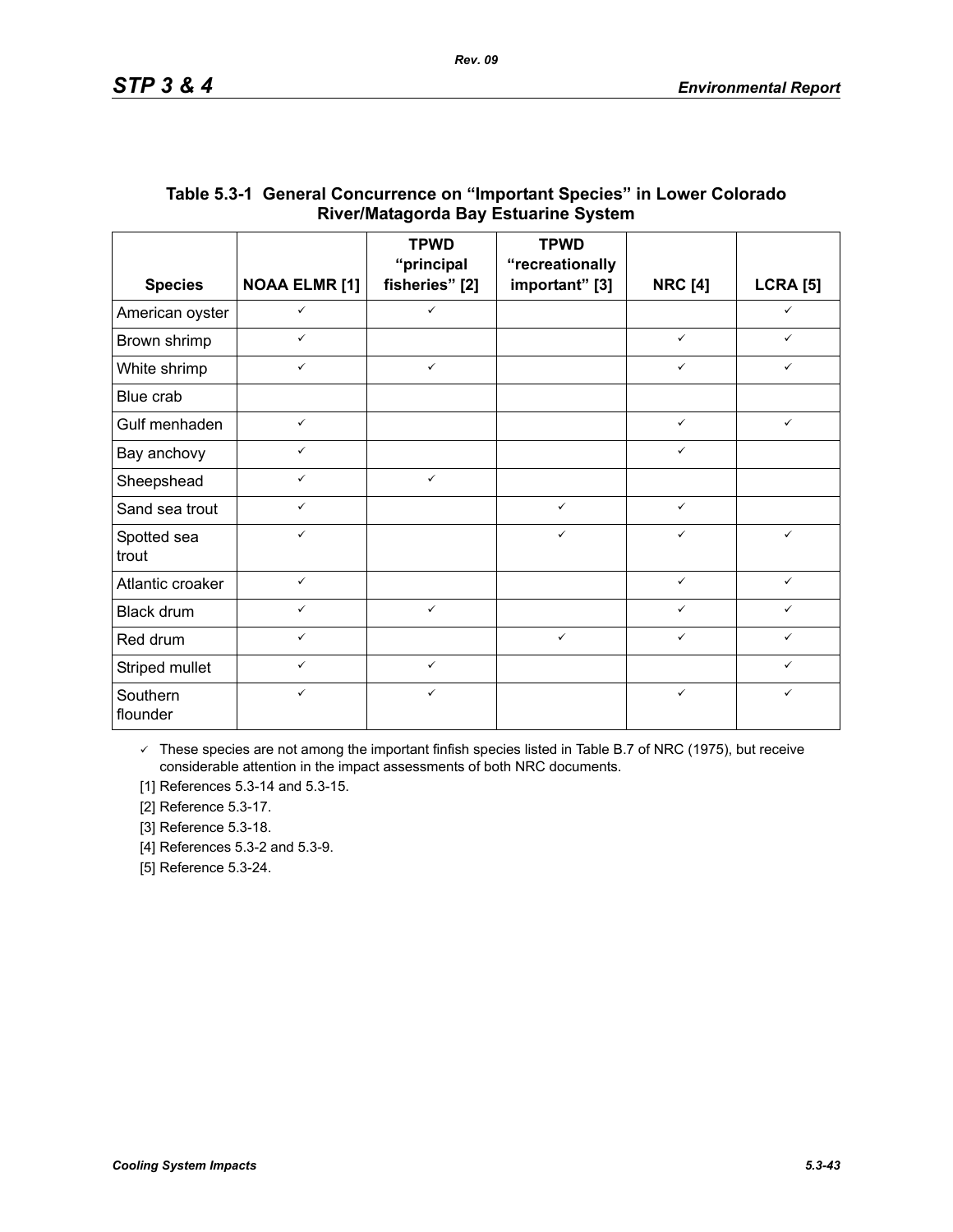**Table 5.3-1 General Concurrence on “Important Species” in Lower Colorado River/Matagorda Bay Estuarine System**

| Species | NOAA ELMR [1] | TPWD “principal fisheries” [2] | TPWD “recreationally important” [3] | NRC [4] | LCRA [5] |
|---|---|---|---|---|---|
| American oyster | ✓ | ✓ | | | ✓ |
| Brown shrimp | ✓ | | | ✓ | ✓ |
| White shrimp | ✓ | ✓ | | ✓ | ✓ |
| Blue crab | | | | | |
| Gulf menhaden | ✓ | | | ✓ | ✓ |
| Bay anchovy | ✓ | | | ✓ | |
| Sheepshead | ✓ | ✓ | | | |
| Sand sea trout | ✓ | | ✓ | ✓ | |
| Spotted sea trout | ✓ | | ✓ | ✓ | ✓ |
| Atlantic croaker | ✓ | | | ✓ | ✓ |
| Black drum | ✓ | ✓ | | ✓ | ✓ |
| Red drum | ✓ | | ✓ | ✓ | ✓ |
| Striped mullet | ✓ | ✓ | | | ✓ |
| Southern flounder | ✓ | ✓ | | ✓ | ✓ |

✓ These species are not among the important finfish species listed in Table B.7 of NRC (1975), but receive considerable attention in the impact assessments of both NRC documents.

[1] References 5.3-14 and 5.3-15.

[2] Reference 5.3-17.

[3] Reference 5.3-18.

[4] References 5.3-2 and 5.3-9.

[5] Reference 5.3-24.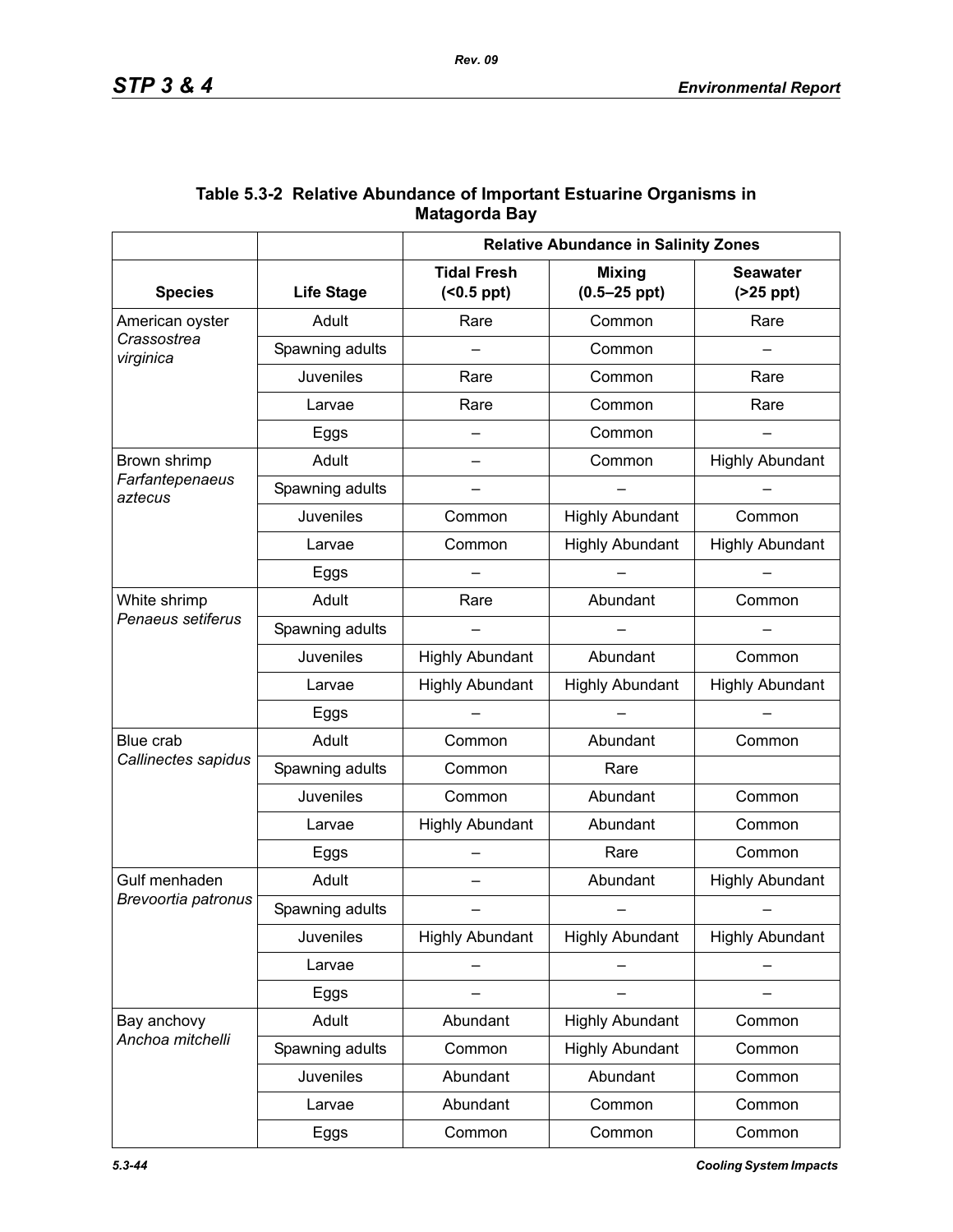**Table 5.3-2 Relative Abundance of Important Estuarine Organisms in Matagorda Bay**

| | | Relative Abundance in Salinity Zones | | |
|---|---|---|---|---|
| **Species** | **Life Stage** | **Tidal Fresh (<0.5 ppt)** | **Mixing (0.5–25 ppt)** | **Seawater (>25 ppt)** |
| American oyster *Crassostrea virginica* | Adult | Rare | Common | Rare |
| | Spawning adults | – | Common | – |
| | Juveniles | Rare | Common | Rare |
| | Larvae | Rare | Common | Rare |
| | Eggs | – | Common | – |
| Brown shrimp *Farfantepenaeus aztecus* | Adult | – | Common | Highly Abundant |
| | Spawning adults | – | – | – |
| | Juveniles | Common | Highly Abundant | Common |
| | Larvae | Common | Highly Abundant | Highly Abundant |
| | Eggs | – | – | – |
| White shrimp *Penaeus setiferus* | Adult | Rare | Abundant | Common |
| | Spawning adults | – | – | – |
| | Juveniles | Highly Abundant | Abundant | Common |
| | Larvae | Highly Abundant | Highly Abundant | Highly Abundant |
| | Eggs | – | – | – |
| Blue crab *Callinectes sapidus* | Adult | Common | Abundant | Common |
| | Spawning adults | Common | Rare | |
| | Juveniles | Common | Abundant | Common |
| | Larvae | Highly Abundant | Abundant | Common |
| | Eggs | – | Rare | Common |
| Gulf menhaden *Brevoortia patronus* | Adult | – | Abundant | Highly Abundant |
| | Spawning adults | – | – | – |
| | Juveniles | Highly Abundant | Highly Abundant | Highly Abundant |
| | Larvae | – | – | – |
| | Eggs | – | – | – |
| Bay anchovy *Anchoa mitchelli* | Adult | Abundant | Highly Abundant | Common |
| | Spawning adults | Common | Highly Abundant | Common |
| | Juveniles | Abundant | Abundant | Common |
| | Larvae | Abundant | Common | Common |
| | Eggs | Common | Common | Common |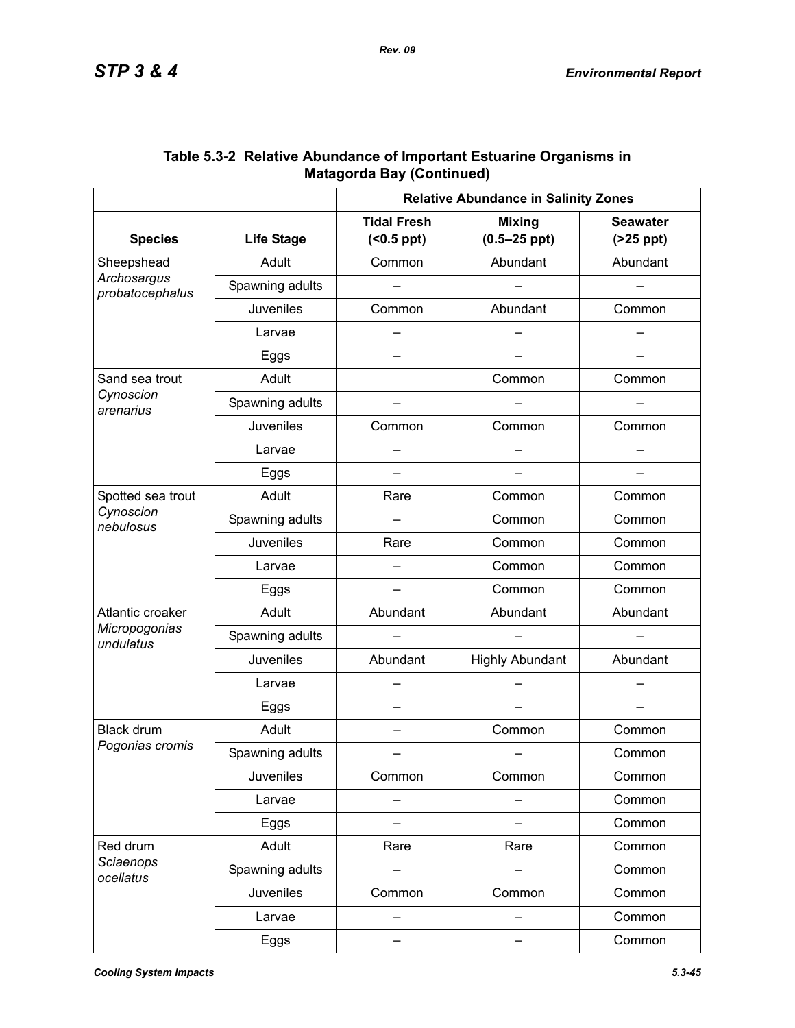**Table 5.3-2 Relative Abundance of Important Estuarine Organisms in Matagorda Bay (Continued)**

| | | Relative Abundance in Salinity Zones | | |
|---|---|---|---|---|
| **Species** | **Life Stage** | **Tidal Fresh (<0.5 ppt)** | **Mixing (0.5–25 ppt)** | **Seawater (>25 ppt)** |
| Sheepshead *Archosargus probatocephalus* | Adult | Common | Abundant | Abundant |
| | Spawning adults | – | – | – |
| | Juveniles | Common | Abundant | Common |
| | Larvae | – | – | – |
| | Eggs | – | – | – |
| Sand sea trout *Cynoscion arenarius* | Adult | | Common | Common |
| | Spawning adults | – | – | – |
| | Juveniles | Common | Common | Common |
| | Larvae | – | – | – |
| | Eggs | – | – | – |
| Spotted sea trout *Cynoscion nebulosus* | Adult | Rare | Common | Common |
| | Spawning adults | – | Common | Common |
| | Juveniles | Rare | Common | Common |
| | Larvae | – | Common | Common |
| | Eggs | – | Common | Common |
| Atlantic croaker *Micropogonias undulatus* | Adult | Abundant | Abundant | Abundant |
| | Spawning adults | – | – | – |
| | Juveniles | Abundant | Highly Abundant | Abundant |
| | Larvae | – | – | – |
| | Eggs | – | – | – |
| Black drum *Pogonias cromis* | Adult | – | Common | Common |
| | Spawning adults | – | – | Common |
| | Juveniles | Common | Common | Common |
| | Larvae | – | – | Common |
| | Eggs | – | – | Common |
| Red drum *Sciaenops ocellatus* | Adult | Rare | Rare | Common |
| | Spawning adults | – | – | Common |
| | Juveniles | Common | Common | Common |
| | Larvae | – | – | Common |
| | Eggs | – | – | Common |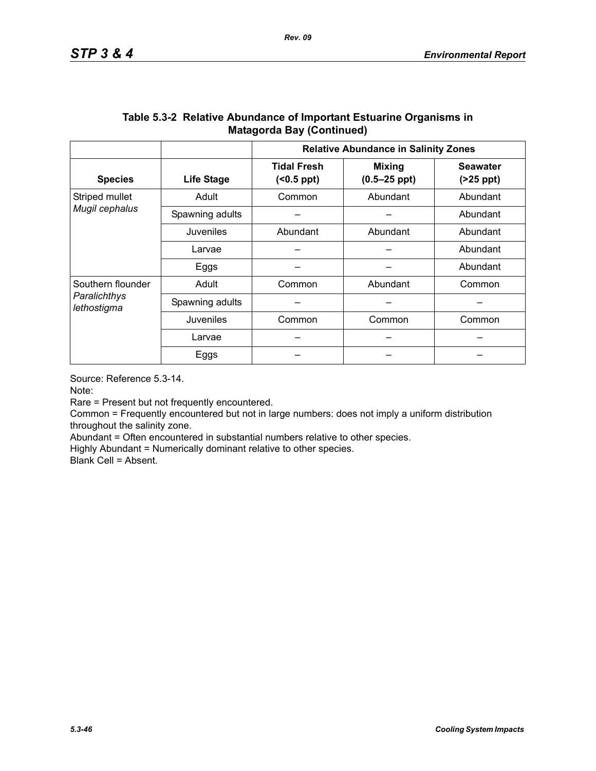## Table 5.3-2 Relative Abundance of Important Estuarine Organisms in Matagorda Bay (Continued)

| Species | Life Stage | Relative Abundance in Salinity Zones | | |
|---|---|---|---|---|
| | | **Tidal Fresh (<0.5 ppt)** | **Mixing (0.5–25 ppt)** | **Seawater (>25 ppt)** |
| Striped mullet *Mugil cephalus* | Adult | Common | Abundant | Abundant |
| | Spawning adults | – | – | Abundant |
| | Juveniles | Abundant | Abundant | Abundant |
| | Larvae | – | – | Abundant |
| | Eggs | – | – | Abundant |
| Southern flounder *Paralichthys lethostigma* | Adult | Common | Abundant | Common |
| | Spawning adults | – | – | – |
| | Juveniles | Common | Common | Common |
| | Larvae | – | – | – |
| | Eggs | – | – | – |

Source: Reference 5.3-14.

Note:

Rare = Present but not frequently encountered.

Common = Frequently encountered but not in large numbers: does not imply a uniform distribution throughout the salinity zone.

Abundant = Often encountered in substantial numbers relative to other species.

Highly Abundant = Numerically dominant relative to other species.

Blank Cell = Absent.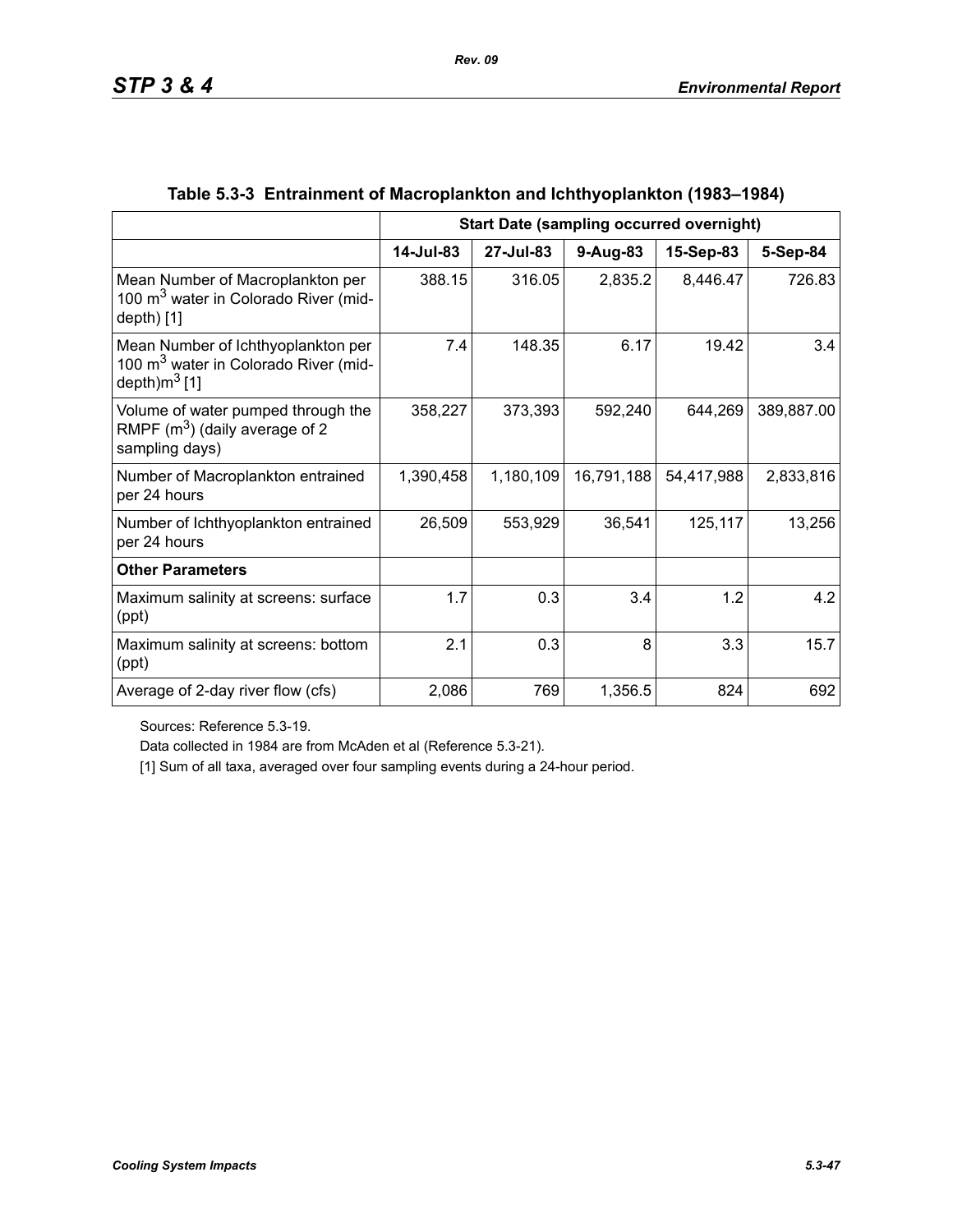**Table 5.3-3 Entrainment of Macroplankton and Ichthyoplankton (1983–1984)**

| | Start Date (sampling occurred overnight) | | | | |
|---|---|---|---|---|---|
| | 14-Jul-83 | 27-Jul-83 | 9-Aug-83 | 15-Sep-83 | 5-Sep-84 |
| Mean Number of Macroplankton per 100 $m^3$ water in Colorado River (mid-depth) [1] | 388.15 | 316.05 | 2,835.2 | 8,446.47 | 726.83 |
| Mean Number of Ichthyoplankton per 100 $m^3$ water in Colorado River (mid-depth)$m^3$ [1] | 7.4 | 148.35 | 6.17 | 19.42 | 3.4 |
| Volume of water pumped through the RMPF ($m^3$) (daily average of 2 sampling days) | 358,227 | 373,393 | 592,240 | 644,269 | 389,887.00 |
| Number of Macroplankton entrained per 24 hours | 1,390,458 | 1,180,109 | 16,791,188 | 54,417,988 | 2,833,816 |
| Number of Ichthyoplankton entrained per 24 hours | 26,509 | 553,929 | 36,541 | 125,117 | 13,256 |
| **Other Parameters** | | | | | |
| Maximum salinity at screens: surface (ppt) | 1.7 | 0.3 | 3.4 | 1.2 | 4.2 |
| Maximum salinity at screens: bottom (ppt) | 2.1 | 0.3 | 8 | 3.3 | 15.7 |
| Average of 2-day river flow (cfs) | 2,086 | 769 | 1,356.5 | 824 | 692 |

Sources: Reference 5.3-19.

Data collected in 1984 are from McAden et al (Reference 5.3-21).

[1] Sum of all taxa, averaged over four sampling events during a 24-hour period.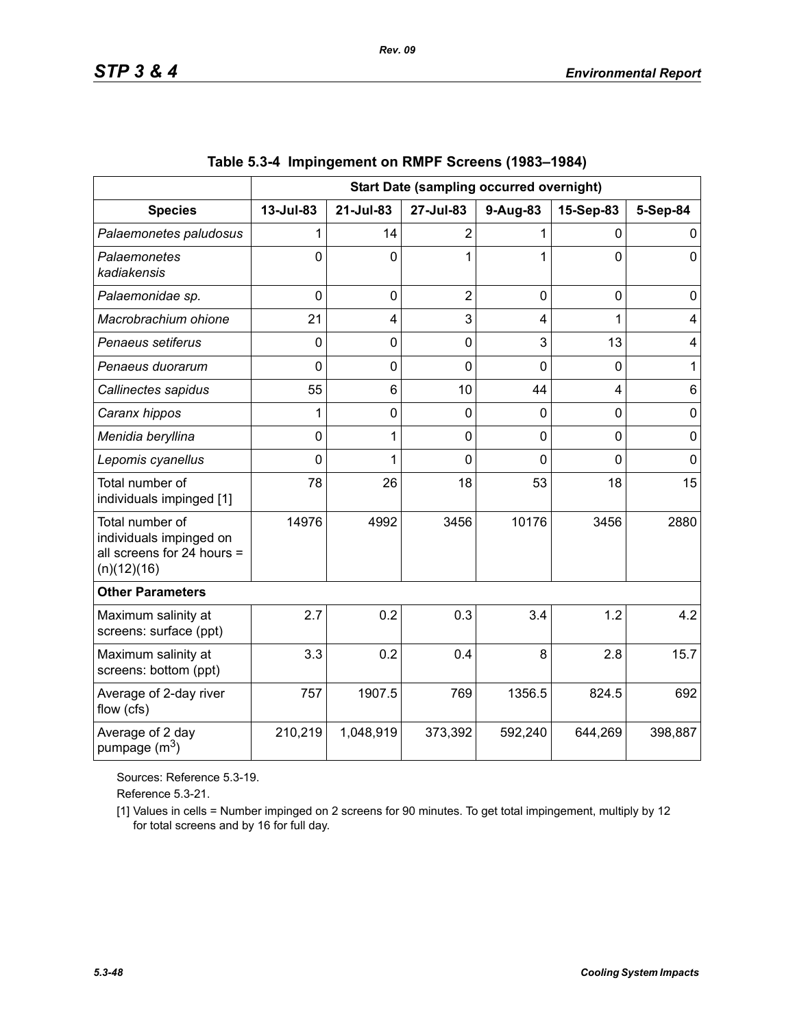**Table 5.3-4 Impingement on RMPF Screens (1983–1984)**

| | Start Date (sampling occurred overnight) | | | | | |
|---|---|---|---|---|---|---|
| **Species** | **13-Jul-83** | **21-Jul-83** | **27-Jul-83** | **9-Aug-83** | **15-Sep-83** | **5-Sep-84** |
| *Palaemonetes paludosus* | 1 | 14 | 2 | 1 | 0 | 0 |
| *Palaemonetes kadiakensis* | 0 | 0 | 1 | 1 | 0 | 0 |
| *Palaemonidae sp.* | 0 | 0 | 2 | 0 | 0 | 0 |
| *Macrobrachium ohione* | 21 | 4 | 3 | 4 | 1 | 4 |
| *Penaeus setiferus* | 0 | 0 | 0 | 3 | 13 | 4 |
| *Penaeus duorarum* | 0 | 0 | 0 | 0 | 0 | 1 |
| *Callinectes sapidus* | 55 | 6 | 10 | 44 | 4 | 6 |
| *Caranx hippos* | 1 | 0 | 0 | 0 | 0 | 0 |
| *Menidia beryllina* | 0 | 1 | 0 | 0 | 0 | 0 |
| *Lepomis cyanellus* | 0 | 1 | 0 | 0 | 0 | 0 |
| Total number of individuals impinged [1] | 78 | 26 | 18 | 53 | 18 | 15 |
| Total number of individuals impinged on all screens for 24 hours = (n)(12)(16) | 14976 | 4992 | 3456 | 10176 | 3456 | 2880 |
| **Other Parameters** | | | | | | |
| Maximum salinity at screens: surface (ppt) | 2.7 | 0.2 | 0.3 | 3.4 | 1.2 | 4.2 |
| Maximum salinity at screens: bottom (ppt) | 3.3 | 0.2 | 0.4 | 8 | 2.8 | 15.7 |
| Average of 2-day river flow (cfs) | 757 | 1907.5 | 769 | 1356.5 | 824.5 | 692 |
| Average of 2 day pumpage ($m^3$) | 210,219 | 1,048,919 | 373,392 | 592,240 | 644,269 | 398,887 |

Sources: Reference 5.3-19.

Reference 5.3-21.

[1] Values in cells = Number impinged on 2 screens for 90 minutes. To get total impingement, multiply by 12 for total screens and by 16 for full day.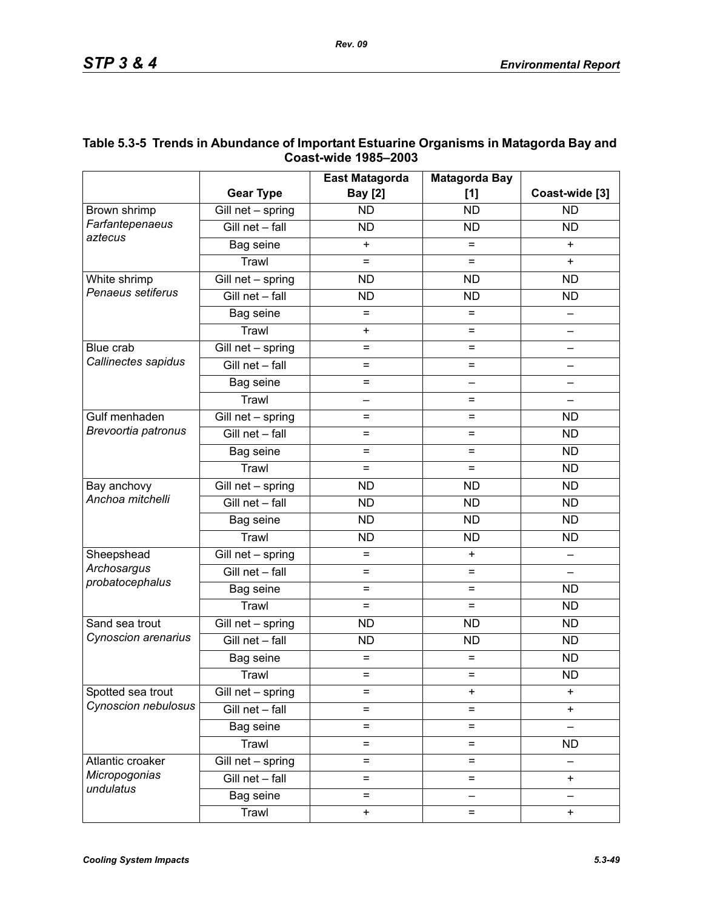**Table 5.3-5 Trends in Abundance of Important Estuarine Organisms in Matagorda Bay and Coast-wide 1985–2003**

| | Gear Type | East Matagorda Bay [2] | Matagorda Bay [1] | Coast-wide [3] |
|---|---|---|---|---|
| Brown shrimp *Farfantepenaeus aztecus* | Gill net – spring | ND | ND | ND |
| | Gill net – fall | ND | ND | ND |
| | Bag seine | + | = | + |
| | Trawl | = | = | + |
| White shrimp *Penaeus setiferus* | Gill net – spring | ND | ND | ND |
| | Gill net – fall | ND | ND | ND |
| | Bag seine | = | = | – |
| | Trawl | + | = | – |
| Blue crab *Callinectes sapidus* | Gill net – spring | = | = | – |
| | Gill net – fall | = | = | – |
| | Bag seine | = | – | – |
| | Trawl | – | = | – |
| Gulf menhaden *Brevoortia patronus* | Gill net – spring | = | = | ND |
| | Gill net – fall | = | = | ND |
| | Bag seine | = | = | ND |
| | Trawl | = | = | ND |
| Bay anchovy *Anchoa mitchelli* | Gill net – spring | ND | ND | ND |
| | Gill net – fall | ND | ND | ND |
| | Bag seine | ND | ND | ND |
| | Trawl | ND | ND | ND |
| Sheepshead *Archosargus probatocephalus* | Gill net – spring | = | + | – |
| | Gill net – fall | = | = | – |
| | Bag seine | = | = | ND |
| | Trawl | = | = | ND |
| Sand sea trout *Cynoscion arenarius* | Gill net – spring | ND | ND | ND |
| | Gill net – fall | ND | ND | ND |
| | Bag seine | = | = | ND |
| | Trawl | = | = | ND |
| Spotted sea trout *Cynoscion nebulosus* | Gill net – spring | = | + | + |
| | Gill net – fall | = | = | + |
| | Bag seine | = | = | – |
| | Trawl | = | = | ND |
| Atlantic croaker *Micropogonias undulatus* | Gill net – spring | = | = | – |
| | Gill net – fall | = | = | + |
| | Bag seine | = | – | – |
| | Trawl | + | = | + |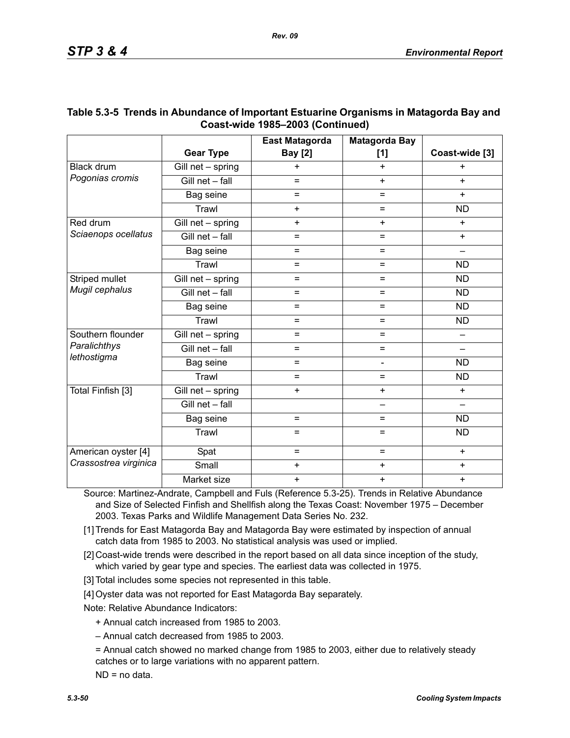## Table 5.3-5 Trends in Abundance of Important Estuarine Organisms in Matagorda Bay and Coast-wide 1985–2003 (Continued)

| | Gear Type | East Matagorda Bay [2] | Matagorda Bay [1] | Coast-wide [3] |
|---|---|---|---|---|
| Black drum *Pogonias cromis* | Gill net – spring | + | + | + |
| | Gill net – fall | = | + | + |
| | Bag seine | = | = | + |
| | Trawl | + | = | ND |
| Red drum *Sciaenops ocellatus* | Gill net – spring | + | + | + |
| | Gill net – fall | = | = | + |
| | Bag seine | = | = | – |
| | Trawl | = | = | ND |
| Striped mullet *Mugil cephalus* | Gill net – spring | = | = | ND |
| | Gill net – fall | = | = | ND |
| | Bag seine | = | = | ND |
| | Trawl | = | = | ND |
| Southern flounder *Paralichthys lethostigma* | Gill net – spring | = | = | – |
| | Gill net – fall | = | = | – |
| | Bag seine | = | - | ND |
| | Trawl | = | = | ND |
| Total Finfish [3] | Gill net – spring | + | + | + |
| | Gill net – fall | | – | – |
| | Bag seine | = | = | ND |
| | Trawl | = | = | ND |
| American oyster [4] *Crassostrea virginica* | Spat | = | = | + |
| | Small | + | + | + |
| | Market size | + | + | + |

Source: Martinez-Andrate, Campbell and Fuls (Reference 5.3-25). Trends in Relative Abundance and Size of Selected Finfish and Shellfish along the Texas Coast: November 1975 – December 2003. Texas Parks and Wildlife Management Data Series No. 232.

[1] Trends for East Matagorda Bay and Matagorda Bay were estimated by inspection of annual catch data from 1985 to 2003. No statistical analysis was used or implied.

[2] Coast-wide trends were described in the report based on all data since inception of the study, which varied by gear type and species. The earliest data was collected in 1975.

[3] Total includes some species not represented in this table.

[4] Oyster data was not reported for East Matagorda Bay separately.

Note: Relative Abundance Indicators:

+ Annual catch increased from 1985 to 2003.

– Annual catch decreased from 1985 to 2003.

= Annual catch showed no marked change from 1985 to 2003, either due to relatively steady catches or to large variations with no apparent pattern.

ND = no data.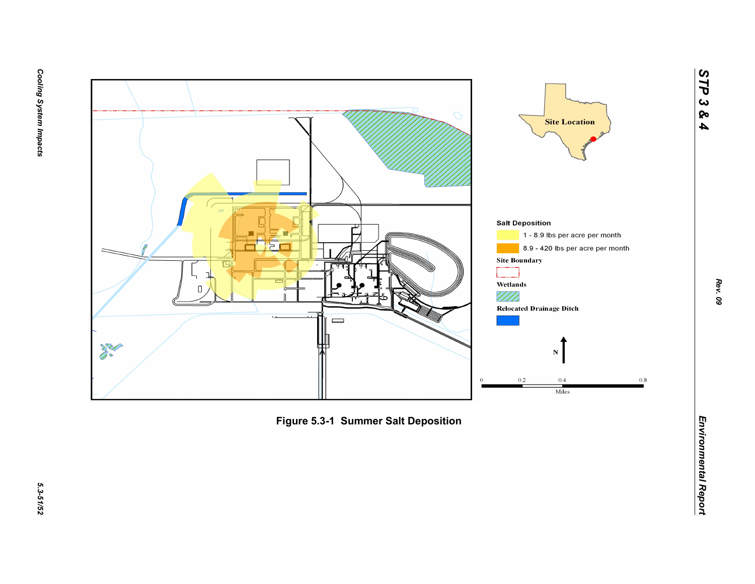Site Location

Salt Deposition

1 - 8.9 lbs per acre per month

8.9 - 420 lbs per acre per month

Site Boundary

Wetlands

Relocated Drainage Ditch

N

0 0.2 0.4 0.8

Miles

**Figure 5.3-1 Summer Salt Deposition**